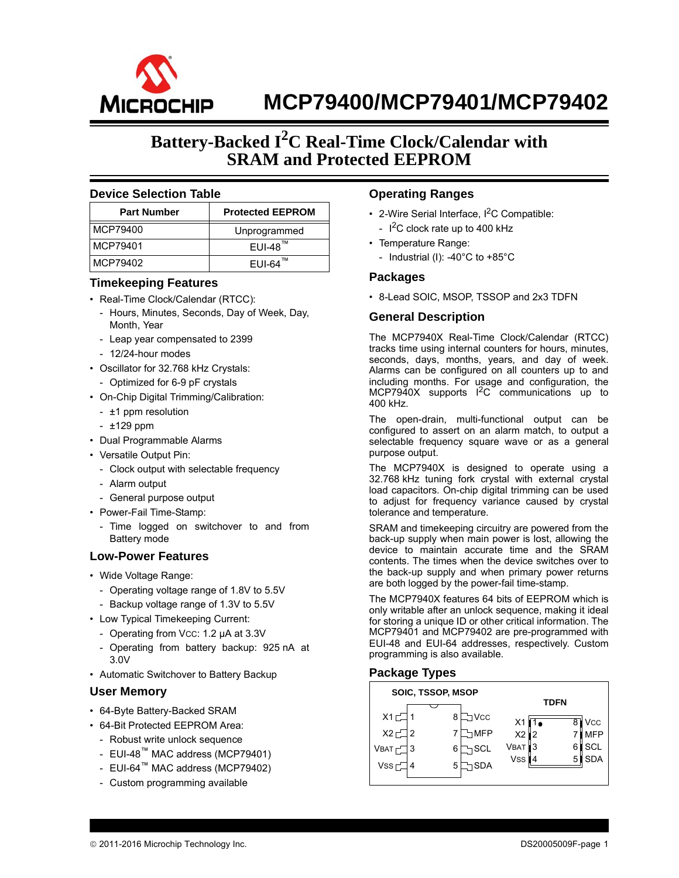# MCP79400/MCP79401/MCP79402

## Battery-Backed I²C Real-Time Clock/Calendar with SRAM and Protected EEPROM

### Device Selection Table

| Part Number | Protected EEPROM |
|---|---|
| MCP79400 | Unprogrammed |
| MCP79401 | EUI-48™ |
| MCP79402 | EUI-64™ |

### Timekeeping Features

- Real-Time Clock/Calendar (RTCC):
  - Hours, Minutes, Seconds, Day of Week, Day, Month, Year
  - Leap year compensated to 2399
  - 12/24-hour modes
- Oscillator for 32.768 kHz Crystals:
  - Optimized for 6-9 pF crystals
- On-Chip Digital Trimming/Calibration:
  - ±1 ppm resolution
  - ±129 ppm
- Dual Programmable Alarms
- Versatile Output Pin:
  - Clock output with selectable frequency
  - Alarm output
  - General purpose output
- Power-Fail Time-Stamp:
  - Time logged on switchover to and from Battery mode

### Low-Power Features

- Wide Voltage Range:
  - Operating voltage range of 1.8V to 5.5V
  - Backup voltage range of 1.3V to 5.5V
- Low Typical Timekeeping Current:
  - Operating from VCC: 1.2 µA at 3.3V
  - Operating from battery backup: 925 nA at 3.0V
- Automatic Switchover to Battery Backup

### User Memory

- 64-Byte Battery-Backed SRAM
- 64-Bit Protected EEPROM Area:
  - Robust write unlock sequence
  - EUI-48™ MAC address (MCP79401)
  - EUI-64™ MAC address (MCP79402)
  - Custom programming available

### Operating Ranges

- 2-Wire Serial Interface, I²C Compatible:
  - I²C clock rate up to 400 kHz
- Temperature Range:
  - Industrial (I): -40°C to +85°C

### Packages

- 8-Lead SOIC, MSOP, TSSOP and 2x3 TDFN

### General Description

The MCP7940X Real-Time Clock/Calendar (RTCC) tracks time using internal counters for hours, minutes, seconds, days, months, years, and day of week. Alarms can be configured on all counters up to and including months. For usage and configuration, the MCP7940X supports I²C communications up to 400 kHz.

The open-drain, multi-functional output can be configured to assert on an alarm match, to output a selectable frequency square wave or as a general purpose output.

The MCP7940X is designed to operate using a 32.768 kHz tuning fork crystal with external crystal load capacitors. On-chip digital trimming can be used to adjust for frequency variance caused by crystal tolerance and temperature.

SRAM and timekeeping circuitry are powered from the back-up supply when main power is lost, allowing the device to maintain accurate time and the SRAM contents. The times when the device switches over to the back-up supply and when primary power returns are both logged by the power-fail time-stamp.

The MCP7940X features 64 bits of EEPROM which is only writable after an unlock sequence, making it ideal for storing a unique ID or other critical information. The MCP79401 and MCP79402 are pre-programmed with EUI-48 and EUI-64 addresses, respectively. Custom programming is also available.

### Package Types

**SOIC, TSSOP, MSOP**

| Pin | Name | Pin | Name |
|---|---|---|---|
| 1 | X1 | 8 | VCC |
| 2 | X2 | 7 | MFP |
| 3 | VBAT | 6 | SCL |
| 4 | VSS | 5 | SDA |

**TDFN**

| Pin | Name | Pin | Name |
|---|---|---|---|
| 1 | X1 | 8 | VCC |
| 2 | X2 | 7 | MFP |
| 3 | VBAT | 6 | SCL |
| 4 | VSS | 5 | SDA |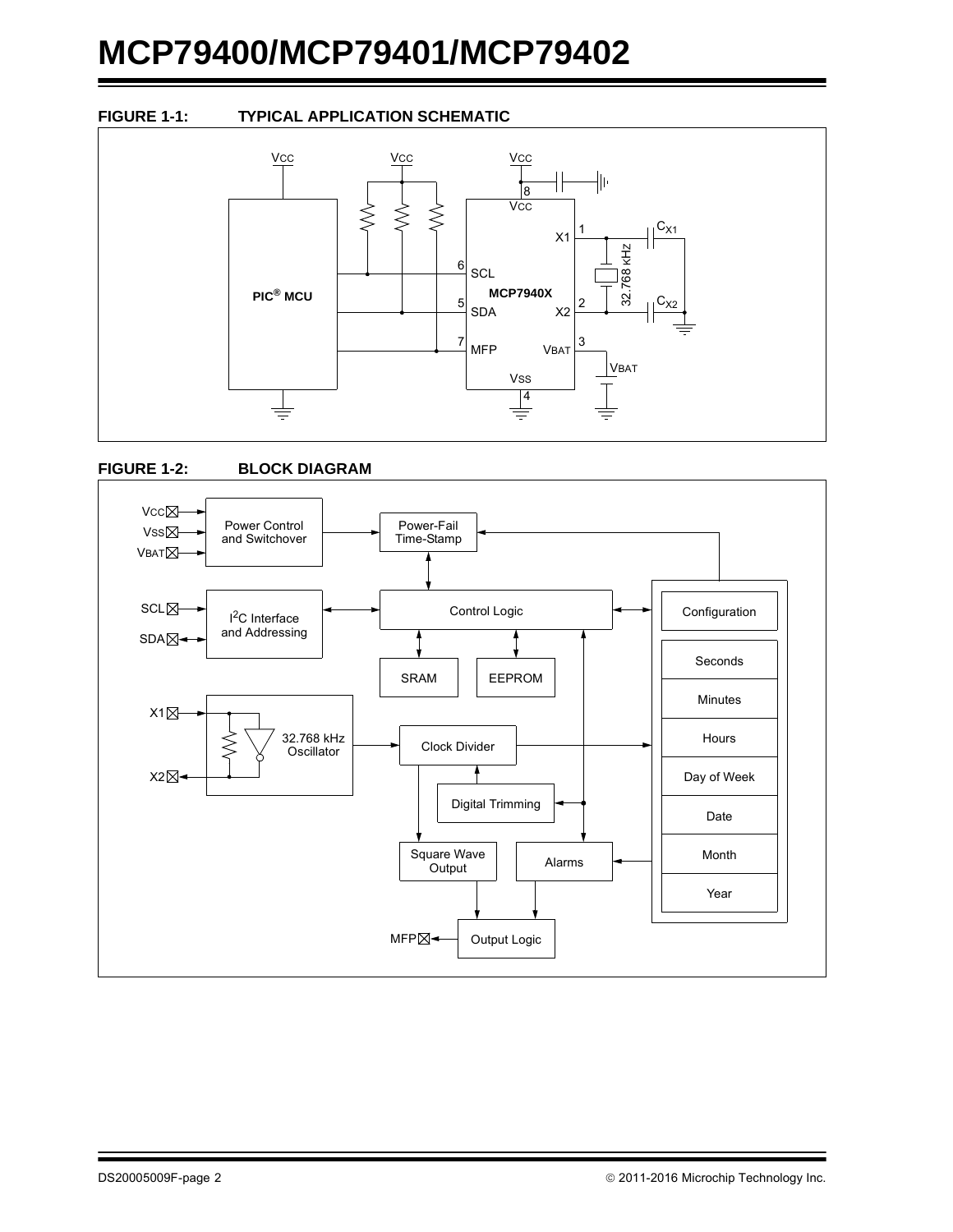**FIGURE 1-1: TYPICAL APPLICATION SCHEMATIC**

**FIGURE 1-2: BLOCK DIAGRAM**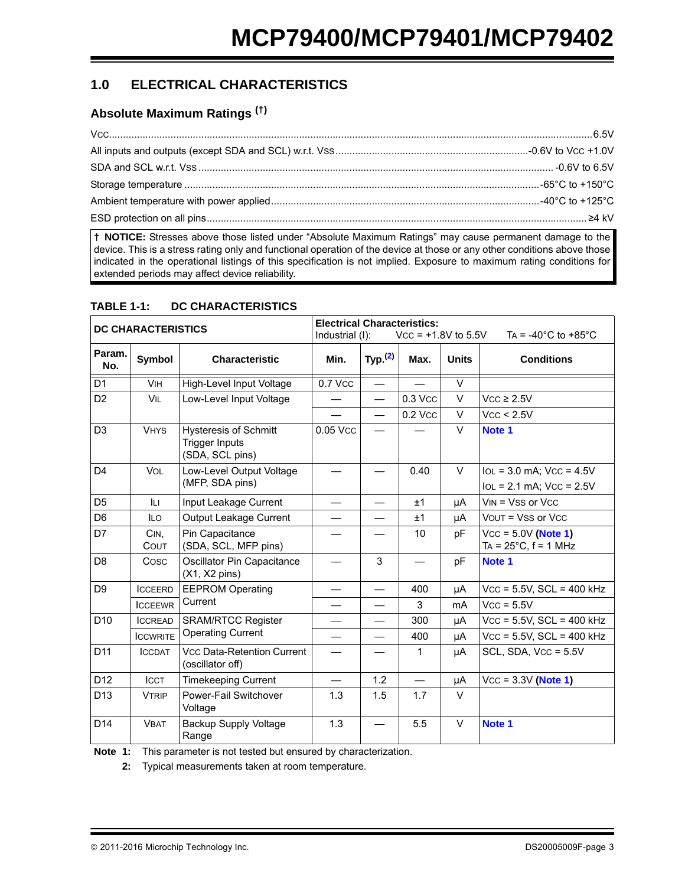## 1.0 ELECTRICAL CHARACTERISTICS

### Absolute Maximum Ratings (†)

$V_{CC}$ .......... 6.5V

All inputs and outputs (except SDA and SCL) w.r.t. $V_{SS}$ .......... -0.6V to $V_{CC}$ +1.0V

SDA and SCL w.r.t. $V_{SS}$ .......... -0.6V to 6.5V

Storage temperature .......... -65°C to +150°C

Ambient temperature with power applied .......... -40°C to +125°C

ESD protection on all pins .......... ≥4 kV

† **NOTICE:** Stresses above those listed under "Absolute Maximum Ratings" may cause permanent damage to the device. This is a stress rating only and functional operation of the device at those or any other conditions above those indicated in the operational listings of this specification is not implied. Exposure to maximum rating conditions for extended periods may affect device reliability.

**TABLE 1-1: DC CHARACTERISTICS**

| DC CHARACTERISTICS | | | Electrical Characteristics: Industrial (I): $V_{CC}$ = +1.8V to 5.5V $T_A$ = -40°C to +85°C | | | | |
|---|---|---|---|---|---|---|---|
| Param. No. | Symbol | Characteristic | Min. | Typ.[2] | Max. | Units | Conditions |
| D1 | $V_{IH}$ | High-Level Input Voltage | 0.7 $V_{CC}$ | — | — | V | |
| D2 | $V_{IL}$ | Low-Level Input Voltage | — | — | 0.3 $V_{CC}$ | V | $V_{CC}$ ≥ 2.5V |
| | | | — | — | 0.2 $V_{CC}$ | V | $V_{CC}$ < 2.5V |
| D3 | $V_{HYS}$ | Hysteresis of Schmitt Trigger Inputs (SDA, SCL pins) | 0.05 $V_{CC}$ | — | — | V | Note 1 |
| D4 | $V_{OL}$ | Low-Level Output Voltage (MFP, SDA pins) | — | — | 0.40 | V | $I_{OL}$ = 3.0 mA; $V_{CC}$ = 4.5V<br>$I_{OL}$ = 2.1 mA; $V_{CC}$ = 2.5V |
| D5 | $I_{LI}$ | Input Leakage Current | — | — | ±1 | µA | $V_{IN}$ = $V_{SS}$ or $V_{CC}$ |
| D6 | $I_{LO}$ | Output Leakage Current | — | — | ±1 | µA | $V_{OUT}$ = $V_{SS}$ or $V_{CC}$ |
| D7 | $C_{IN}$, $C_{OUT}$ | Pin Capacitance (SDA, SCL, MFP pins) | — | — | 10 | pF | $V_{CC}$ = 5.0V (Note 1)<br>$T_A$ = 25°C, f = 1 MHz |
| D8 | $C_{OSC}$ | Oscillator Pin Capacitance (X1, X2 pins) | — | 3 | — | pF | Note 1 |
| D9 | $I_{CCEERD}$ | EEPROM Operating Current | — | — | 400 | µA | $V_{CC}$ = 5.5V, SCL = 400 kHz |
| | $I_{CCEEWR}$ | | — | — | 3 | mA | $V_{CC}$ = 5.5V |
| D10 | $I_{CCREAD}$ | SRAM/RTCC Register Operating Current | — | — | 300 | µA | $V_{CC}$ = 5.5V, SCL = 400 kHz |
| | $I_{CCWRITE}$ | | — | — | 400 | µA | $V_{CC}$ = 5.5V, SCL = 400 kHz |
| D11 | $I_{CCDAT}$ | $V_{CC}$ Data-Retention Current (oscillator off) | — | — | 1 | µA | SCL, SDA, $V_{CC}$ = 5.5V |
| D12 | $I_{CCT}$ | Timekeeping Current | — | 1.2 | — | µA | $V_{CC}$ = 3.3V (Note 1) |
| D13 | $V_{TRIP}$ | Power-Fail Switchover Voltage | 1.3 | 1.5 | 1.7 | V | |
| D14 | $V_{BAT}$ | Backup Supply Voltage Range | 1.3 | — | 5.5 | V | Note 1 |

**Note 1:** This parameter is not tested but ensured by characterization.

**2:** Typical measurements taken at room temperature.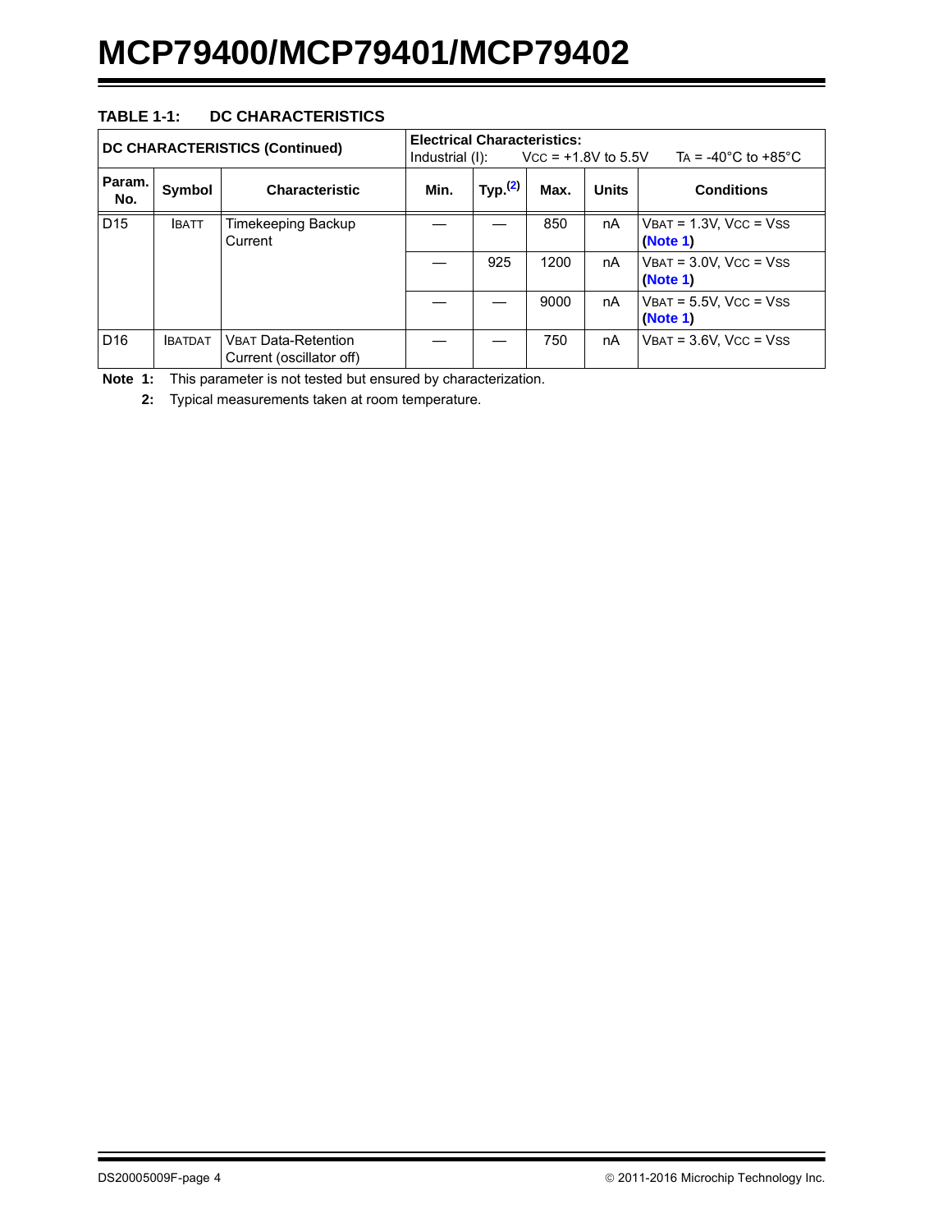**TABLE 1-1: DC CHARACTERISTICS**

| DC CHARACTERISTICS (Continued) | | | Electrical Characteristics: Industrial (I): $V_{CC}$ = +1.8V to 5.5V $T_A$ = -40°C to +85°C | | | | |
|---|---|---|---|---|---|---|---|
| Param. No. | Symbol | Characteristic | Min. | Typ.[2] | Max. | Units | Conditions |
| D15 | $I_{BATT}$ | Timekeeping Backup Current | — | — | 850 | nA | $V_{BAT}$ = 1.3V, $V_{CC}$ = $V_{SS}$ (Note 1) |
| | | | — | 925 | 1200 | nA | $V_{BAT}$ = 3.0V, $V_{CC}$ = $V_{SS}$ (Note 1) |
| | | | — | — | 9000 | nA | $V_{BAT}$ = 5.5V, $V_{CC}$ = $V_{SS}$ (Note 1) |
| D16 | $I_{BATDAT}$ | $V_{BAT}$ Data-Retention Current (oscillator off) | — | — | 750 | nA | $V_{BAT}$ = 3.6V, $V_{CC}$ = $V_{SS}$ |

**Note 1:** This parameter is not tested but ensured by characterization.

**2:** Typical measurements taken at room temperature.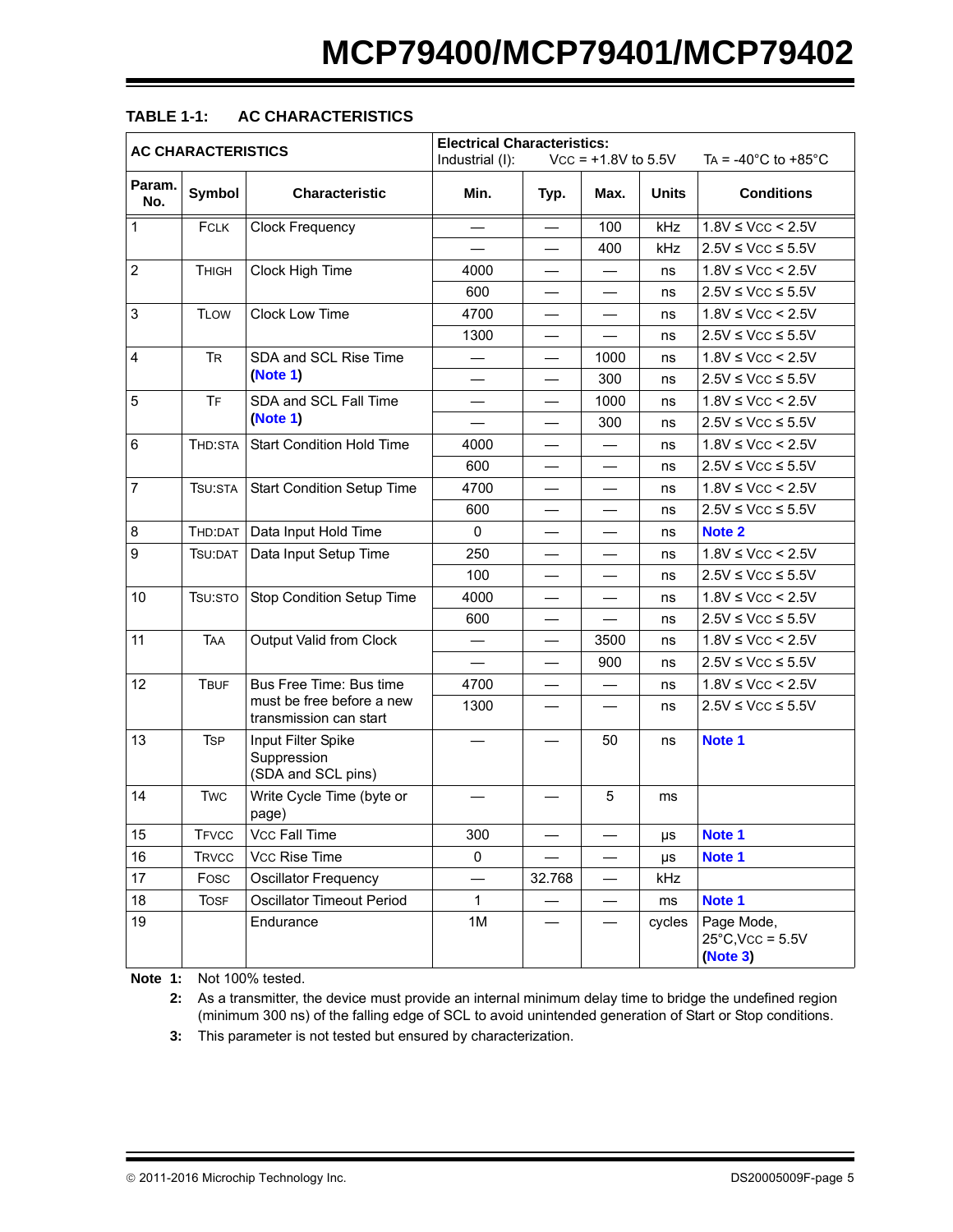## TABLE 1-1: AC CHARACTERISTICS

| AC CHARACTERISTICS | | | Electrical Characteristics: Industrial (I): VCC = +1.8V to 5.5V TA = -40°C to +85°C | | | | |
|---|---|---|---|---|---|---|---|
| **Param. No.** | **Symbol** | **Characteristic** | **Min.** | **Typ.** | **Max.** | **Units** | **Conditions** |
| 1 | FCLK | Clock Frequency | — | — | 100 | kHz | 1.8V ≤ VCC < 2.5V |
| | | | — | — | 400 | kHz | 2.5V ≤ VCC ≤ 5.5V |
| 2 | THIGH | Clock High Time | 4000 | — | — | ns | 1.8V ≤ VCC < 2.5V |
| | | | 600 | — | — | ns | 2.5V ≤ VCC ≤ 5.5V |
| 3 | TLOW | Clock Low Time | 4700 | — | — | ns | 1.8V ≤ VCC < 2.5V |
| | | | 1300 | — | — | ns | 2.5V ≤ VCC ≤ 5.5V |
| 4 | TR | SDA and SCL Rise Time (Note 1) | — | — | 1000 | ns | 1.8V ≤ VCC < 2.5V |
| | | | — | — | 300 | ns | 2.5V ≤ VCC ≤ 5.5V |
| 5 | TF | SDA and SCL Fall Time (Note 1) | — | — | 1000 | ns | 1.8V ≤ VCC < 2.5V |
| | | | — | — | 300 | ns | 2.5V ≤ VCC ≤ 5.5V |
| 6 | THD:STA | Start Condition Hold Time | 4000 | — | — | ns | 1.8V ≤ VCC < 2.5V |
| | | | 600 | — | — | ns | 2.5V ≤ VCC ≤ 5.5V |
| 7 | TSU:STA | Start Condition Setup Time | 4700 | — | — | ns | 1.8V ≤ VCC < 2.5V |
| | | | 600 | — | — | ns | 2.5V ≤ VCC ≤ 5.5V |
| 8 | THD:DAT | Data Input Hold Time | 0 | — | — | ns | Note 2 |
| 9 | TSU:DAT | Data Input Setup Time | 250 | — | — | ns | 1.8V ≤ VCC < 2.5V |
| | | | 100 | — | — | ns | 2.5V ≤ VCC ≤ 5.5V |
| 10 | TSU:STO | Stop Condition Setup Time | 4000 | — | — | ns | 1.8V ≤ VCC < 2.5V |
| | | | 600 | — | — | ns | 2.5V ≤ VCC ≤ 5.5V |
| 11 | TAA | Output Valid from Clock | — | — | 3500 | ns | 1.8V ≤ VCC < 2.5V |
| | | | — | — | 900 | ns | 2.5V ≤ VCC ≤ 5.5V |
| 12 | TBUF | Bus Free Time: Bus time must be free before a new transmission can start | 4700 | — | — | ns | 1.8V ≤ VCC < 2.5V |
| | | | 1300 | — | — | ns | 2.5V ≤ VCC ≤ 5.5V |
| 13 | TSP | Input Filter Spike Suppression (SDA and SCL pins) | — | — | 50 | ns | Note 1 |
| 14 | TWC | Write Cycle Time (byte or page) | — | — | 5 | ms | |
| 15 | TFVCC | VCC Fall Time | 300 | — | — | µs | Note 1 |
| 16 | TRVCC | VCC Rise Time | 0 | — | — | µs | Note 1 |
| 17 | FOSC | Oscillator Frequency | — | 32.768 | — | kHz | |
| 18 | TOSF | Oscillator Timeout Period | 1 | — | — | ms | Note 1 |
| 19 | | Endurance | 1M | — | — | cycles | Page Mode, 25°C,VCC = 5.5V (Note 3) |

**Note 1:** Not 100% tested.

**2:** As a transmitter, the device must provide an internal minimum delay time to bridge the undefined region (minimum 300 ns) of the falling edge of SCL to avoid unintended generation of Start or Stop conditions.

**3:** This parameter is not tested but ensured by characterization.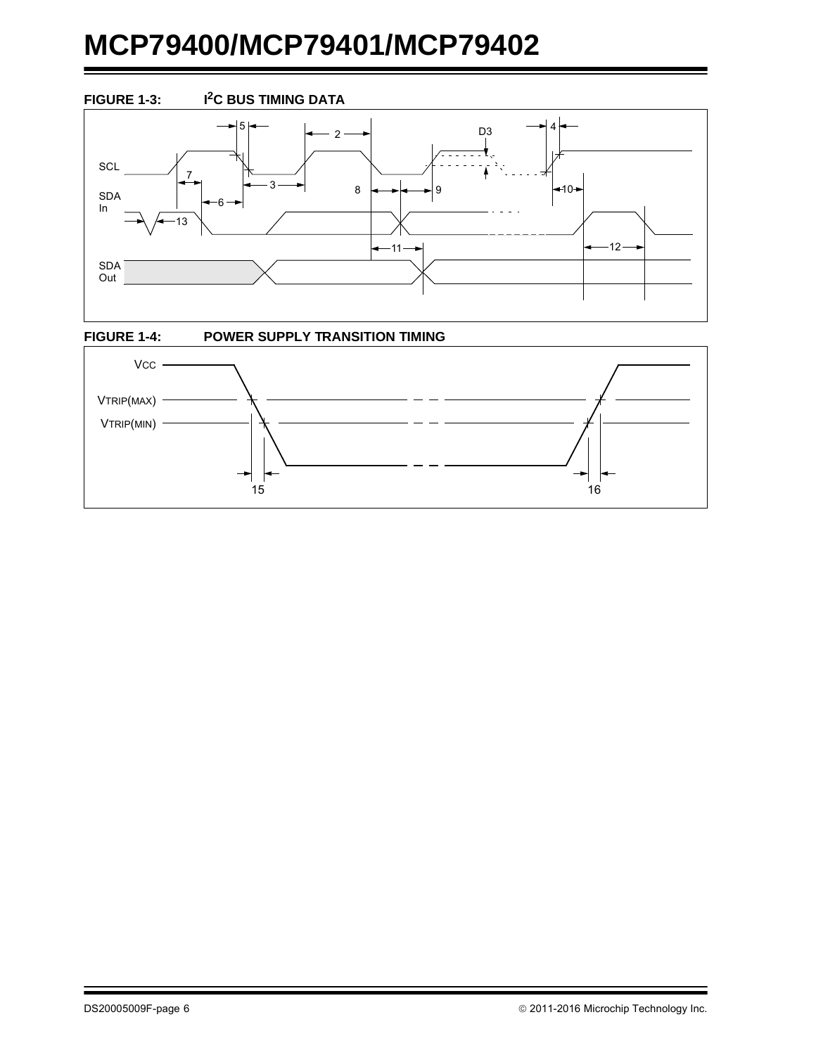**FIGURE 1-3: $I^2C$ BUS TIMING DATA**

**FIGURE 1-4: POWER SUPPLY TRANSITION TIMING**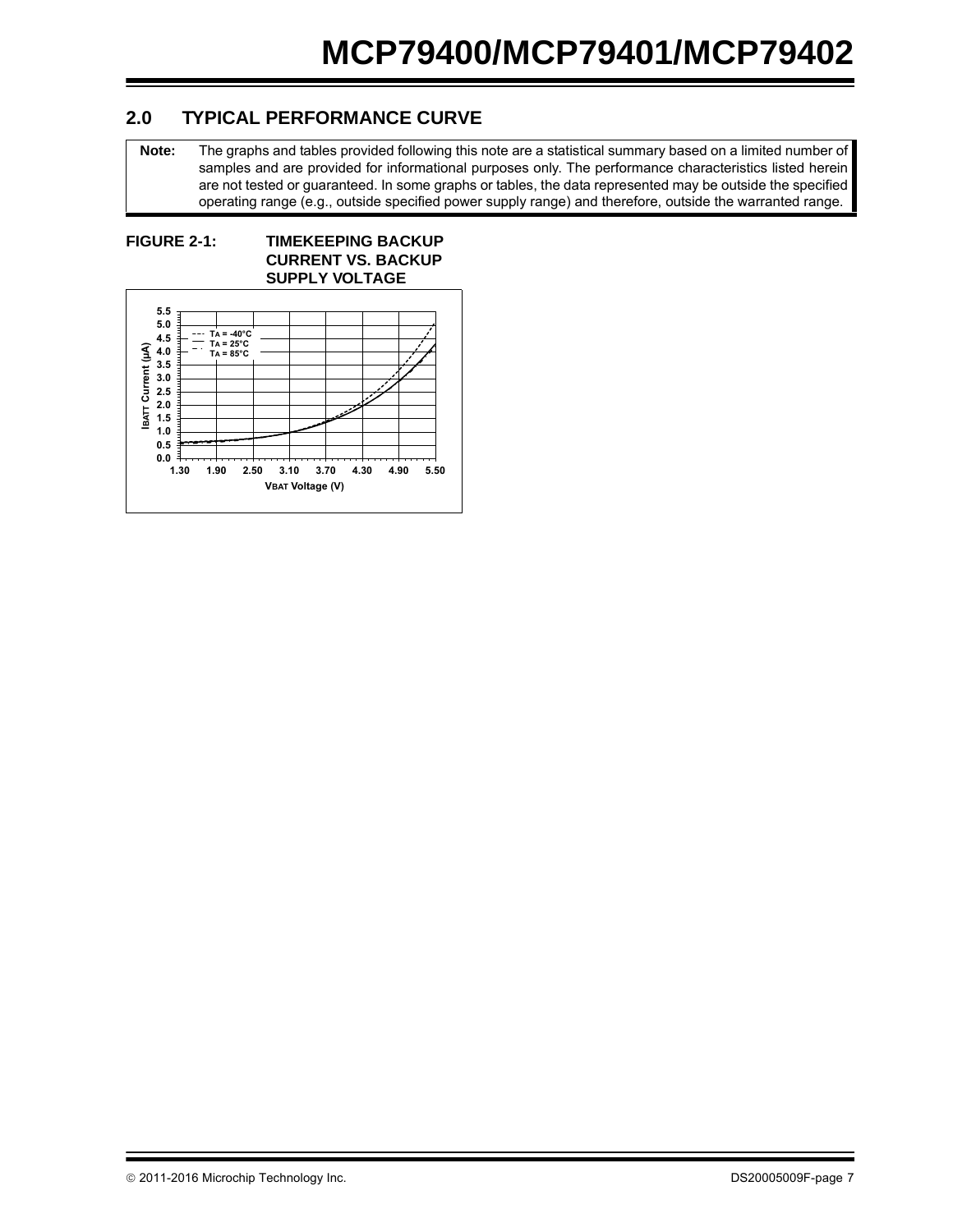## 2.0 TYPICAL PERFORMANCE CURVE

**Note:** The graphs and tables provided following this note are a statistical summary based on a limited number of samples and are provided for informational purposes only. The performance characteristics listed herein are not tested or guaranteed. In some graphs or tables, the data represented may be outside the specified operating range (e.g., outside specified power supply range) and therefore, outside the warranted range.

**FIGURE 2-1: TIMEKEEPING BACKUP CURRENT VS. BACKUP SUPPLY VOLTAGE**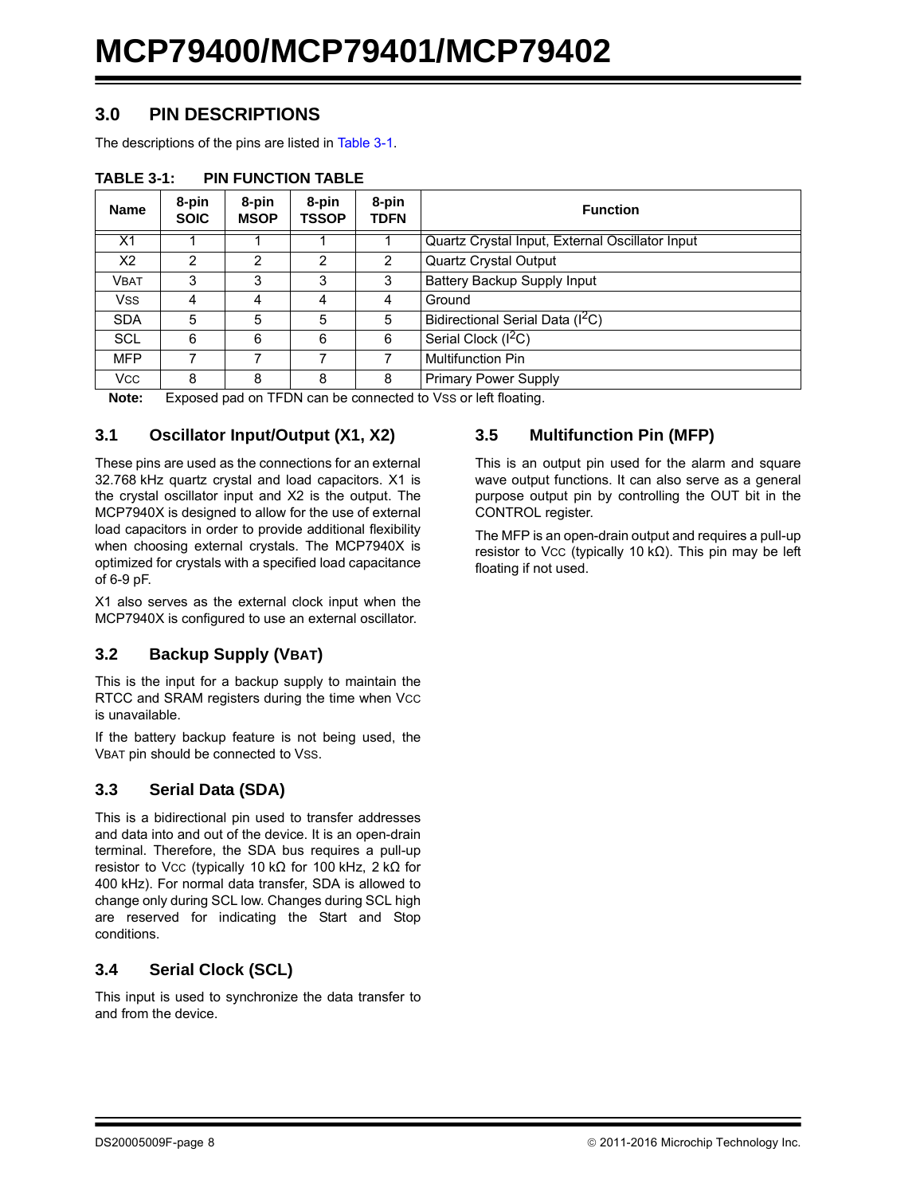## 3.0 PIN DESCRIPTIONS

The descriptions of the pins are listed in Table 3-1.

**TABLE 3-1: PIN FUNCTION TABLE**

| Name | 8-pin SOIC | 8-pin MSOP | 8-pin TSSOP | 8-pin TDFN | Function |
|---|---|---|---|---|---|
| X1 | 1 | 1 | 1 | 1 | Quartz Crystal Input, External Oscillator Input |
| X2 | 2 | 2 | 2 | 2 | Quartz Crystal Output |
| VBAT | 3 | 3 | 3 | 3 | Battery Backup Supply Input |
| VSS | 4 | 4 | 4 | 4 | Ground |
| SDA | 5 | 5 | 5 | 5 | Bidirectional Serial Data ($I^2C$) |
| SCL | 6 | 6 | 6 | 6 | Serial Clock ($I^2C$) |
| MFP | 7 | 7 | 7 | 7 | Multifunction Pin |
| VCC | 8 | 8 | 8 | 8 | Primary Power Supply |

**Note:** Exposed pad on TFDN can be connected to VSS or left floating.

### 3.1 Oscillator Input/Output (X1, X2)

These pins are used as the connections for an external 32.768 kHz quartz crystal and load capacitors. X1 is the crystal oscillator input and X2 is the output. The MCP7940X is designed to allow for the use of external load capacitors in order to provide additional flexibility when choosing external crystals. The MCP7940X is optimized for crystals with a specified load capacitance of 6-9 pF.

X1 also serves as the external clock input when the MCP7940X is configured to use an external oscillator.

### 3.2 Backup Supply (VBAT)

This is the input for a backup supply to maintain the RTCC and SRAM registers during the time when VCC is unavailable.

If the battery backup feature is not being used, the VBAT pin should be connected to VSS.

### 3.3 Serial Data (SDA)

This is a bidirectional pin used to transfer addresses and data into and out of the device. It is an open-drain terminal. Therefore, the SDA bus requires a pull-up resistor to VCC (typically 10 kΩ for 100 kHz, 2 kΩ for 400 kHz). For normal data transfer, SDA is allowed to change only during SCL low. Changes during SCL high are reserved for indicating the Start and Stop conditions.

### 3.4 Serial Clock (SCL)

This input is used to synchronize the data transfer to and from the device.

### 3.5 Multifunction Pin (MFP)

This is an output pin used for the alarm and square wave output functions. It can also serve as a general purpose output pin by controlling the OUT bit in the CONTROL register.

The MFP is an open-drain output and requires a pull-up resistor to VCC (typically 10 kΩ). This pin may be left floating if not used.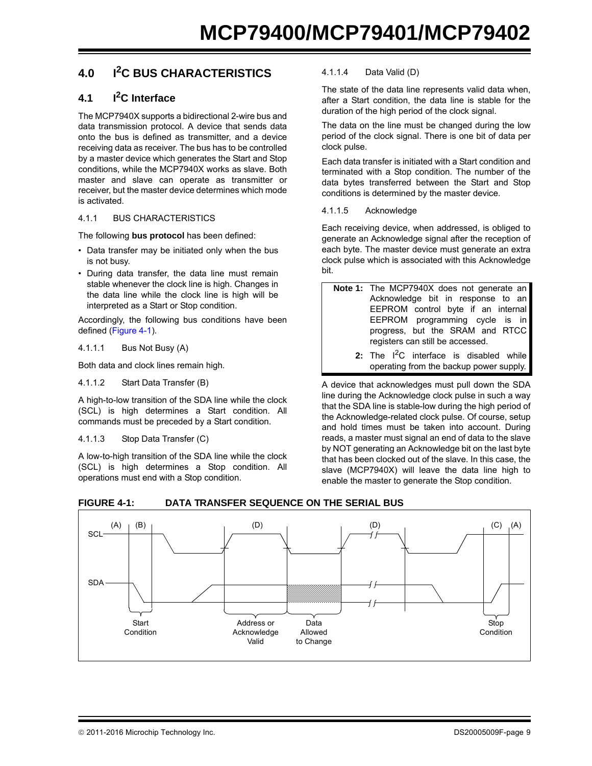# 4.0 I²C BUS CHARACTERISTICS

## 4.1 I²C Interface

The MCP7940X supports a bidirectional 2-wire bus and data transmission protocol. A device that sends data onto the bus is defined as transmitter, and a device receiving data as receiver. The bus has to be controlled by a master device which generates the Start and Stop conditions, while the MCP7940X works as slave. Both master and slave can operate as transmitter or receiver, but the master device determines which mode is activated.

### 4.1.1 BUS CHARACTERISTICS

The following **bus protocol** has been defined:

- Data transfer may be initiated only when the bus is not busy.
- During data transfer, the data line must remain stable whenever the clock line is high. Changes in the data line while the clock line is high will be interpreted as a Start or Stop condition.

Accordingly, the following bus conditions have been defined (Figure 4-1).

#### 4.1.1.1 Bus Not Busy (A)

Both data and clock lines remain high.

#### 4.1.1.2 Start Data Transfer (B)

A high-to-low transition of the SDA line while the clock (SCL) is high determines a Start condition. All commands must be preceded by a Start condition.

#### 4.1.1.3 Stop Data Transfer (C)

A low-to-high transition of the SDA line while the clock (SCL) is high determines a Stop condition. All operations must end with a Stop condition.

#### 4.1.1.4 Data Valid (D)

The state of the data line represents valid data when, after a Start condition, the data line is stable for the duration of the high period of the clock signal.

The data on the line must be changed during the low period of the clock signal. There is one bit of data per clock pulse.

Each data transfer is initiated with a Start condition and terminated with a Stop condition. The number of the data bytes transferred between the Start and Stop conditions is determined by the master device.

#### 4.1.1.5 Acknowledge

Each receiving device, when addressed, is obliged to generate an Acknowledge signal after the reception of each byte. The master device must generate an extra clock pulse which is associated with this Acknowledge bit.

> **Note 1:** The MCP7940X does not generate an Acknowledge bit in response to an EEPROM control byte if an internal EEPROM programming cycle is in progress, but the SRAM and RTCC registers can still be accessed.
>
> **2:** The I²C interface is disabled while operating from the backup power supply.

A device that acknowledges must pull down the SDA line during the Acknowledge clock pulse in such a way that the SDA line is stable-low during the high period of the Acknowledge-related clock pulse. Of course, setup and hold times must be taken into account. During reads, a master must signal an end of data to the slave by NOT generating an Acknowledge bit on the last byte that has been clocked out of the slave. In this case, the slave (MCP7940X) will leave the data line high to enable the master to generate the Stop condition.

**FIGURE 4-1: DATA TRANSFER SEQUENCE ON THE SERIAL BUS**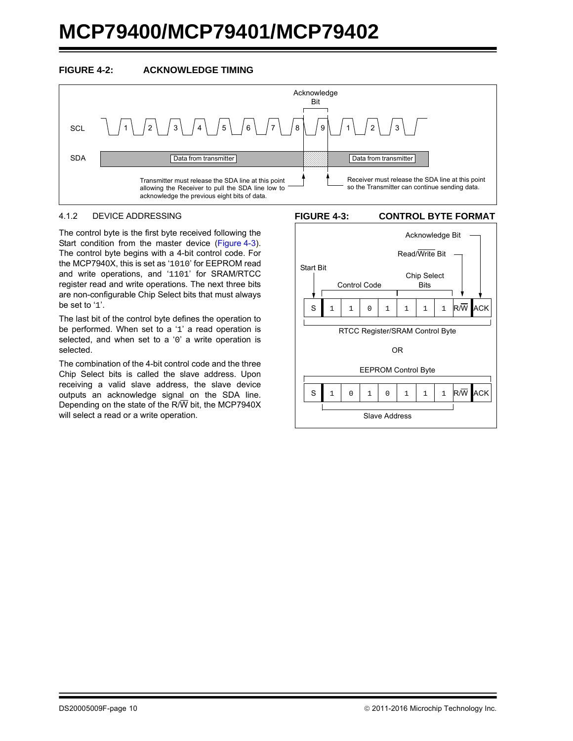**FIGURE 4-2: ACKNOWLEDGE TIMING**

SCL: 1 2 3 4 5 6 7 8 9 1 2 3

SDA: Data from transmitter | Acknowledge Bit | Data from transmitter

Transmitter must release the SDA line at this point allowing the Receiver to pull the SDA line low to acknowledge the previous eight bits of data.

Receiver must release the SDA line at this point so the Transmitter can continue sending data.

### 4.1.2 DEVICE ADDRESSING

The control byte is the first byte received following the Start condition from the master device (Figure 4-3). The control byte begins with a 4-bit control code. For the MCP7940X, this is set as '1010' for EEPROM read and write operations, and '1101' for SRAM/RTCC register read and write operations. The next three bits are non-configurable Chip Select bits that must always be set to '1'.

The last bit of the control byte defines the operation to be performed. When set to a '1' a read operation is selected, and when set to a '0' a write operation is selected.

The combination of the 4-bit control code and the three Chip Select bits is called the slave address. Upon receiving a valid slave address, the slave device outputs an acknowledge signal on the SDA line. Depending on the state of the R/$\overline{W}$ bit, the MCP7940X will select a read or a write operation.

**FIGURE 4-3: CONTROL BYTE FORMAT**

RTCC Register/SRAM Control Byte:

| Start Bit | Control Code | | | | Chip Select Bits | | | Read/Write Bit | Acknowledge Bit |
|---|---|---|---|---|---|---|---|---|---|
| S | 1 | 1 | 0 | 1 | 1 | 1 | 1 | R/$\overline{W}$ | ACK |

OR

EEPROM Control Byte:

| S | 1 | 0 | 1 | 0 | 1 | 1 | 1 | R/$\overline{W}$ | ACK |
|---|---|---|---|---|---|---|---|---|---|

Slave Address (control code + chip select bits)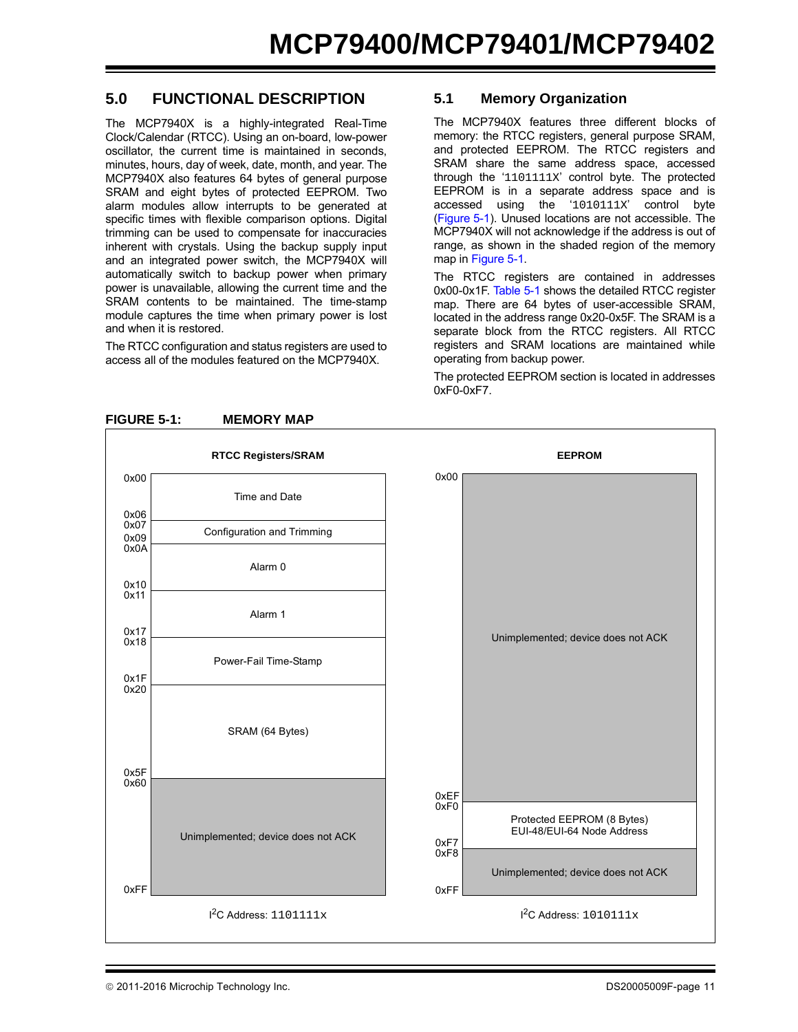## 5.0 FUNCTIONAL DESCRIPTION

The MCP7940X is a highly-integrated Real-Time Clock/Calendar (RTCC). Using an on-board, low-power oscillator, the current time is maintained in seconds, minutes, hours, day of week, date, month, and year. The MCP7940X also features 64 bytes of general purpose SRAM and eight bytes of protected EEPROM. Two alarm modules allow interrupts to be generated at specific times with flexible comparison options. Digital trimming can be used to compensate for inaccuracies inherent with crystals. Using the backup supply input and an integrated power switch, the MCP7940X will automatically switch to backup power when primary power is unavailable, allowing the current time and the SRAM contents to be maintained. The time-stamp module captures the time when primary power is lost and when it is restored.

The RTCC configuration and status registers are used to access all of the modules featured on the MCP7940X.

### 5.1 Memory Organization

The MCP7940X features three different blocks of memory: the RTCC registers, general purpose SRAM, and protected EEPROM. The RTCC registers and SRAM share the same address space, accessed through the '1101111X' control byte. The protected EEPROM is in a separate address space and is accessed using the '1010111X' control byte (Figure 5-1). Unused locations are not accessible. The MCP7940X will not acknowledge if the address is out of range, as shown in the shaded region of the memory map in Figure 5-1.

The RTCC registers are contained in addresses 0x00-0x1F. Table 5-1 shows the detailed RTCC register map. There are 64 bytes of user-accessible SRAM, located in the address range 0x20-0x5F. The SRAM is a separate block from the RTCC registers. All RTCC registers and SRAM locations are maintained while operating from backup power.

The protected EEPROM section is located in addresses 0xF0-0xF7.

**FIGURE 5-1: MEMORY MAP**

**RTCC Registers/SRAM** (I²C Address: 1101111x)

| Address Range | Contents |
|---|---|
| 0x00 – 0x06 | Time and Date |
| 0x07 – 0x09 | Configuration and Trimming |
| 0x0A – 0x10 | Alarm 0 |
| 0x11 – 0x17 | Alarm 1 |
| 0x18 – 0x1F | Power-Fail Time-Stamp |
| 0x20 – 0x5F | SRAM (64 Bytes) |
| 0x60 – 0xFF | Unimplemented; device does not ACK |

**EEPROM** (I²C Address: 1010111x)

| Address Range | Contents |
|---|---|
| 0x00 – 0xEF | Unimplemented; device does not ACK |
| 0xF0 – 0xF7 | Protected EEPROM (8 Bytes) EUI-48/EUI-64 Node Address |
| 0xF8 – 0xFF | Unimplemented; device does not ACK |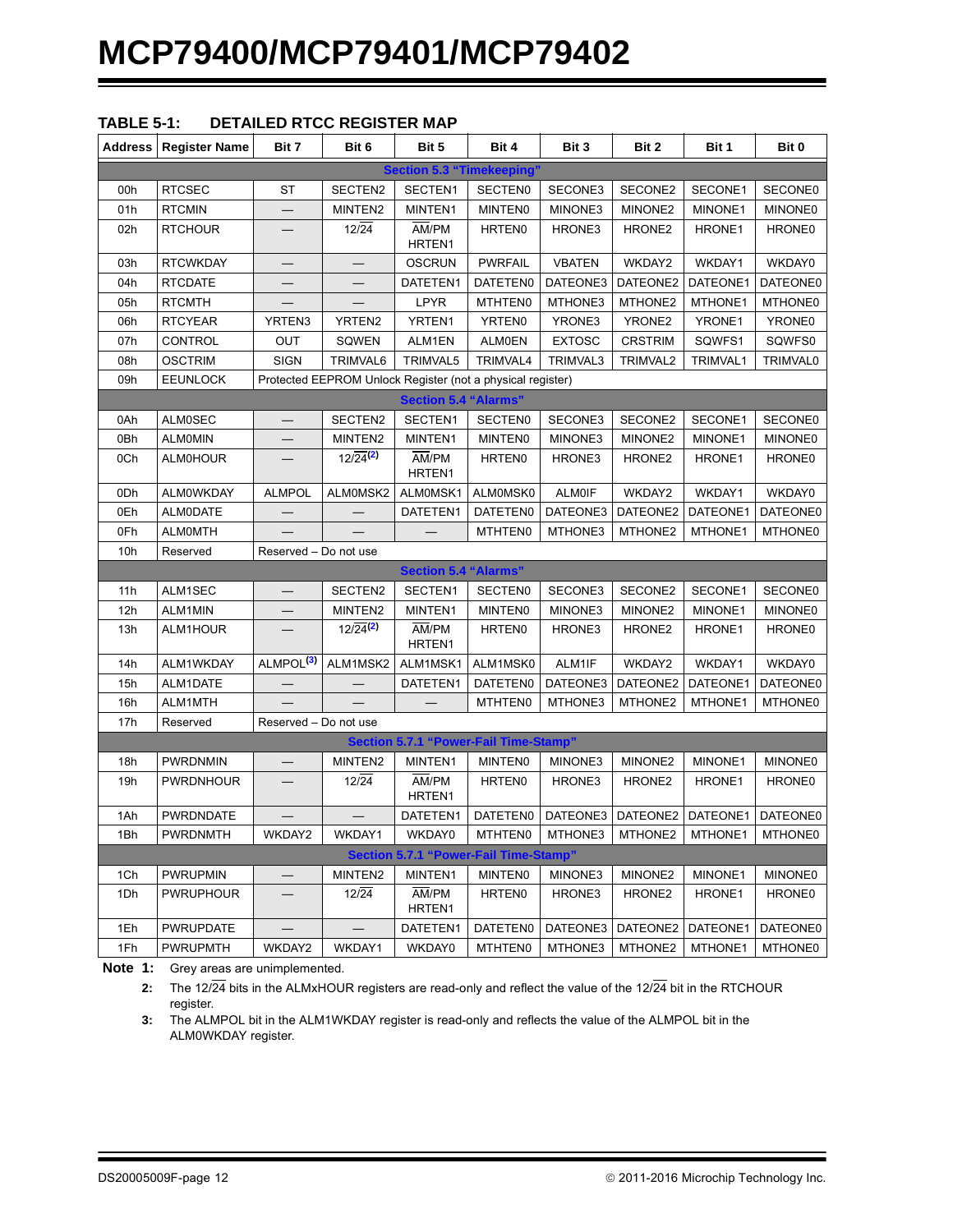**TABLE 5-1: DETAILED RTCC REGISTER MAP**

| Address | Register Name | Bit 7 | Bit 6 | Bit 5 | Bit 4 | Bit 3 | Bit 2 | Bit 1 | Bit 0 |
|---|---|---|---|---|---|---|---|---|---|
| **Section 5.3 "Timekeeping"** | | | | | | | | | |
| 00h | RTCSEC | ST | SECTEN2 | SECTEN1 | SECTEN0 | SECONE3 | SECONE2 | SECONE1 | SECONE0 |
| 01h | RTCMIN | — | MINTEN2 | MINTEN1 | MINTEN0 | MINONE3 | MINONE2 | MINONE1 | MINONE0 |
| 02h | RTCHOUR | — | $12/\overline{24}$ | $\overline{AM}$/PM HRTEN1 | HRTEN0 | HRONE3 | HRONE2 | HRONE1 | HRONE0 |
| 03h | RTCWKDAY | — | — | OSCRUN | PWRFAIL | VBATEN | WKDAY2 | WKDAY1 | WKDAY0 |
| 04h | RTCDATE | — | — | DATETEN1 | DATETEN0 | DATEONE3 | DATEONE2 | DATEONE1 | DATEONE0 |
| 05h | RTCMTH | — | — | LPYR | MTHTEN0 | MTHONE3 | MTHONE2 | MTHONE1 | MTHONE0 |
| 06h | RTCYEAR | YRTEN3 | YRTEN2 | YRTEN1 | YRTEN0 | YRONE3 | YRONE2 | YRONE1 | YRONE0 |
| 07h | CONTROL | OUT | SQWEN | ALM1EN | ALM0EN | EXTOSC | CRSTRIM | SQWFS1 | SQWFS0 |
| 08h | OSCTRIM | SIGN | TRIMVAL6 | TRIMVAL5 | TRIMVAL4 | TRIMVAL3 | TRIMVAL2 | TRIMVAL1 | TRIMVAL0 |
| 09h | EEUNLOCK | Protected EEPROM Unlock Register (not a physical register) | | | | | | | |
| **Section 5.4 "Alarms"** | | | | | | | | | |
| 0Ah | ALM0SEC | — | SECTEN2 | SECTEN1 | SECTEN0 | SECONE3 | SECONE2 | SECONE1 | SECONE0 |
| 0Bh | ALM0MIN | — | MINTEN2 | MINTEN1 | MINTEN0 | MINONE3 | MINONE2 | MINONE1 | MINONE0 |
| 0Ch | ALM0HOUR | — | $12/\overline{24}$ (2) | $\overline{AM}$/PM HRTEN1 | HRTEN0 | HRONE3 | HRONE2 | HRONE1 | HRONE0 |
| 0Dh | ALM0WKDAY | ALMPOL | ALM0MSK2 | ALM0MSK1 | ALM0MSK0 | ALM0IF | WKDAY2 | WKDAY1 | WKDAY0 |
| 0Eh | ALM0DATE | — | — | DATETEN1 | DATETEN0 | DATEONE3 | DATEONE2 | DATEONE1 | DATEONE0 |
| 0Fh | ALM0MTH | — | — | — | MTHTEN0 | MTHONE3 | MTHONE2 | MTHONE1 | MTHONE0 |
| 10h | Reserved | Reserved – Do not use | | | | | | | |
| **Section 5.4 "Alarms"** | | | | | | | | | |
| 11h | ALM1SEC | — | SECTEN2 | SECTEN1 | SECTEN0 | SECONE3 | SECONE2 | SECONE1 | SECONE0 |
| 12h | ALM1MIN | — | MINTEN2 | MINTEN1 | MINTEN0 | MINONE3 | MINONE2 | MINONE1 | MINONE0 |
| 13h | ALM1HOUR | — | $12/\overline{24}$ (2) | $\overline{AM}$/PM HRTEN1 | HRTEN0 | HRONE3 | HRONE2 | HRONE1 | HRONE0 |
| 14h | ALM1WKDAY | ALMPOL (3) | ALM1MSK2 | ALM1MSK1 | ALM1MSK0 | ALM1IF | WKDAY2 | WKDAY1 | WKDAY0 |
| 15h | ALM1DATE | — | — | DATETEN1 | DATETEN0 | DATEONE3 | DATEONE2 | DATEONE1 | DATEONE0 |
| 16h | ALM1MTH | — | — | — | MTHTEN0 | MTHONE3 | MTHONE2 | MTHONE1 | MTHONE0 |
| 17h | Reserved | Reserved – Do not use | | | | | | | |
| **Section 5.7.1 "Power-Fail Time-Stamp"** | | | | | | | | | |
| 18h | PWRDNMIN | — | MINTEN2 | MINTEN1 | MINTEN0 | MINONE3 | MINONE2 | MINONE1 | MINONE0 |
| 19h | PWRDNHOUR | — | $12/\overline{24}$ | $\overline{AM}$/PM HRTEN1 | HRTEN0 | HRONE3 | HRONE2 | HRONE1 | HRONE0 |
| 1Ah | PWRDNDATE | — | — | DATETEN1 | DATETEN0 | DATEONE3 | DATEONE2 | DATEONE1 | DATEONE0 |
| 1Bh | PWRDNMTH | WKDAY2 | WKDAY1 | WKDAY0 | MTHTEN0 | MTHONE3 | MTHONE2 | MTHONE1 | MTHONE0 |
| **Section 5.7.1 "Power-Fail Time-Stamp"** | | | | | | | | | |
| 1Ch | PWRUPMIN | — | MINTEN2 | MINTEN1 | MINTEN0 | MINONE3 | MINONE2 | MINONE1 | MINONE0 |
| 1Dh | PWRUPHOUR | — | $12/\overline{24}$ | $\overline{AM}$/PM HRTEN1 | HRTEN0 | HRONE3 | HRONE2 | HRONE1 | HRONE0 |
| 1Eh | PWRUPDATE | — | — | DATETEN1 | DATETEN0 | DATEONE3 | DATEONE2 | DATEONE1 | DATEONE0 |
| 1Fh | PWRUPMTH | WKDAY2 | WKDAY1 | WKDAY0 | MTHTEN0 | MTHONE3 | MTHONE2 | MTHONE1 | MTHONE0 |

**Note 1:** Grey areas are unimplemented.

**2:** The $12/\overline{24}$ bits in the ALMxHOUR registers are read-only and reflect the value of the $12/\overline{24}$ bit in the RTCHOUR register.

**3:** The ALMPOL bit in the ALM1WKDAY register is read-only and reflects the value of the ALMPOL bit in the ALM0WKDAY register.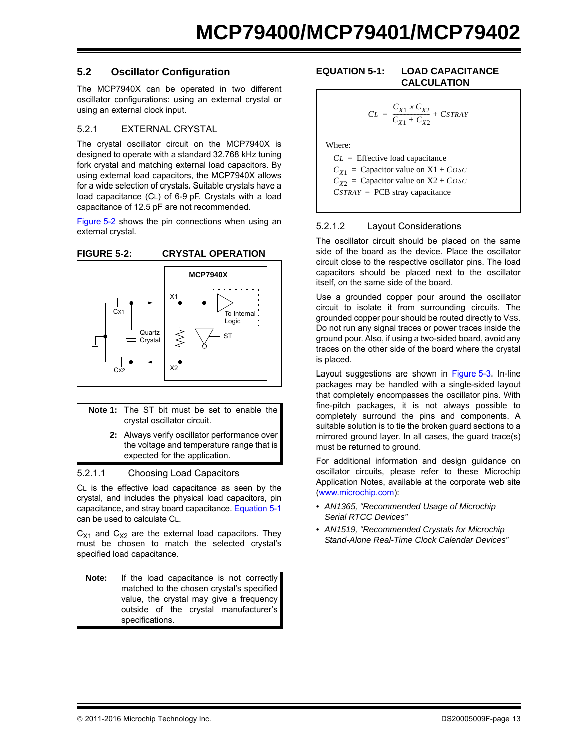## 5.2 Oscillator Configuration

The MCP7940X can be operated in two different oscillator configurations: using an external crystal or using an external clock input.

### 5.2.1 EXTERNAL CRYSTAL

The crystal oscillator circuit on the MCP7940X is designed to operate with a standard 32.768 kHz tuning fork crystal and matching external load capacitors. By using external load capacitors, the MCP7940X allows for a wide selection of crystals. Suitable crystals have a load capacitance ($C_L$) of 6-9 pF. Crystals with a load capacitance of 12.5 pF are not recommended.

Figure 5-2 shows the pin connections when using an external crystal.

**FIGURE 5-2: CRYSTAL OPERATION**

MCP7940X, X1, X2, CX1, CX2, Quartz Crystal, To Internal Logic, ST

> **Note 1:** The ST bit must be set to enable the crystal oscillator circuit.
>
> **2:** Always verify oscillator performance over the voltage and temperature range that is expected for the application.

#### 5.2.1.1 Choosing Load Capacitors

$C_L$ is the effective load capacitance as seen by the crystal, and includes the physical load capacitors, pin capacitance, and stray board capacitance. Equation 5-1 can be used to calculate $C_L$.

$C_{X1}$ and $C_{X2}$ are the external load capacitors. They must be chosen to match the selected crystal's specified load capacitance.

> **Note:** If the load capacitance is not correctly matched to the chosen crystal's specified value, the crystal may give a frequency outside of the crystal manufacturer's specifications.

**EQUATION 5-1: LOAD CAPACITANCE CALCULATION**

$$C_L = \frac{C_{X1} \times C_{X2}}{C_{X1} + C_{X2}} + C_{STRAY}$$

Where:

$C_L$ = Effective load capacitance
$C_{X1}$ = Capacitor value on X1 + $C_{OSC}$
$C_{X2}$ = Capacitor value on X2 + $C_{OSC}$
$C_{STRAY}$ = PCB stray capacitance

#### 5.2.1.2 Layout Considerations

The oscillator circuit should be placed on the same side of the board as the device. Place the oscillator circuit close to the respective oscillator pins. The load capacitors should be placed next to the oscillator itself, on the same side of the board.

Use a grounded copper pour around the oscillator circuit to isolate it from surrounding circuits. The grounded copper pour should be routed directly to $V_{SS}$. Do not run any signal traces or power traces inside the ground pour. Also, if using a two-sided board, avoid any traces on the other side of the board where the crystal is placed.

Layout suggestions are shown in Figure 5-3. In-line packages may be handled with a single-sided layout that completely encompasses the oscillator pins. With fine-pitch packages, it is not always possible to completely surround the pins and components. A suitable solution is to tie the broken guard sections to a mirrored ground layer. In all cases, the guard trace(s) must be returned to ground.

For additional information and design guidance on oscillator circuits, please refer to these Microchip Application Notes, available at the corporate web site (www.microchip.com):

- *AN1365, "Recommended Usage of Microchip Serial RTCC Devices"*
- *AN1519, "Recommended Crystals for Microchip Stand-Alone Real-Time Clock Calendar Devices"*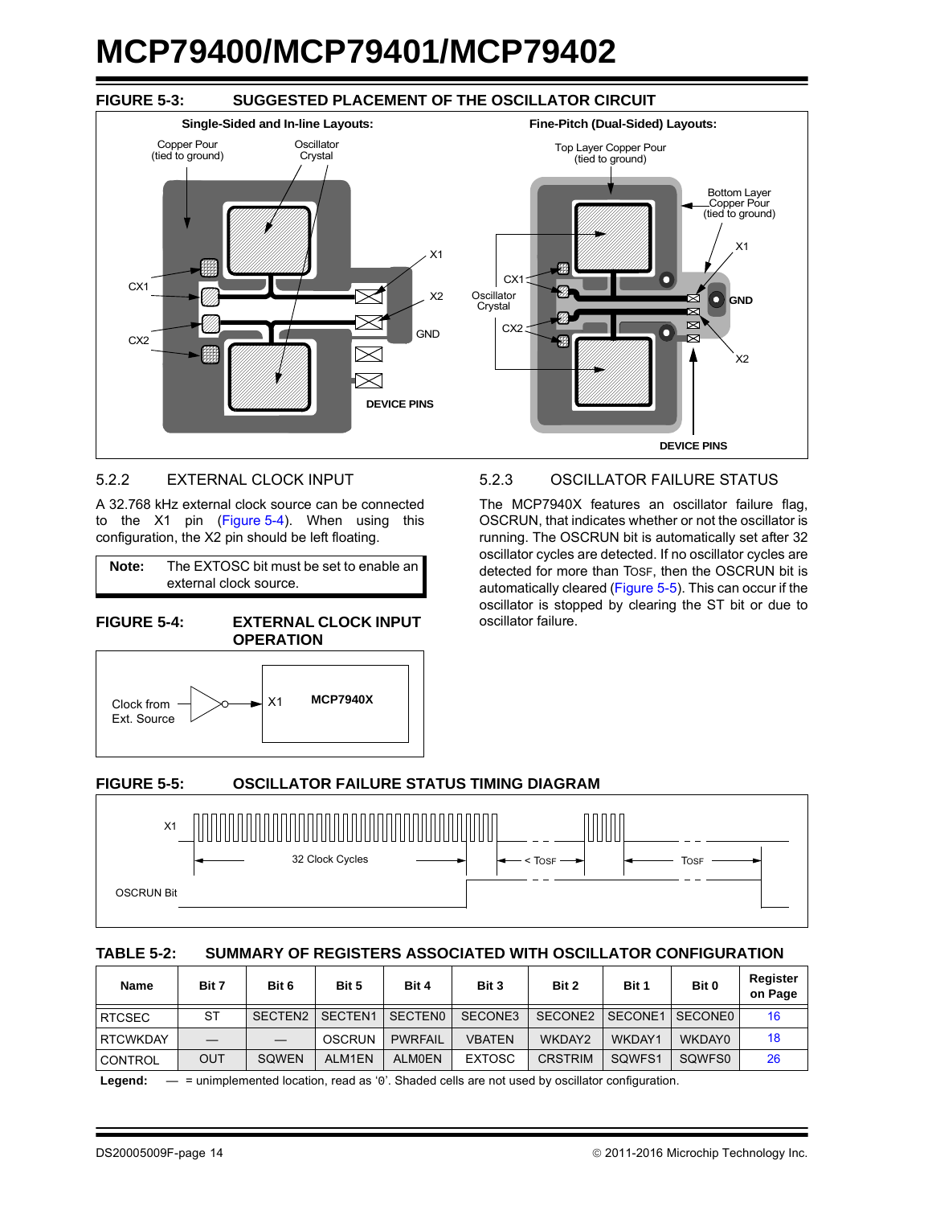**FIGURE 5-3: SUGGESTED PLACEMENT OF THE OSCILLATOR CIRCUIT**

### 5.2.2 EXTERNAL CLOCK INPUT

A 32.768 kHz external clock source can be connected to the X1 pin (Figure 5-4). When using this configuration, the X2 pin should be left floating.

> **Note:** The EXTOSC bit must be set to enable an external clock source.

**FIGURE 5-4: EXTERNAL CLOCK INPUT OPERATION**

### 5.2.3 OSCILLATOR FAILURE STATUS

The MCP7940X features an oscillator failure flag, OSCRUN, that indicates whether or not the oscillator is running. The OSCRUN bit is automatically set after 32 oscillator cycles are detected. If no oscillator cycles are detected for more than $T_{OSF}$, then the OSCRUN bit is automatically cleared (Figure 5-5). This can occur if the oscillator is stopped by clearing the ST bit or due to oscillator failure.

**FIGURE 5-5: OSCILLATOR FAILURE STATUS TIMING DIAGRAM**

**TABLE 5-2: SUMMARY OF REGISTERS ASSOCIATED WITH OSCILLATOR CONFIGURATION**

| Name | Bit 7 | Bit 6 | Bit 5 | Bit 4 | Bit 3 | Bit 2 | Bit 1 | Bit 0 | Register on Page |
|---|---|---|---|---|---|---|---|---|---|
| RTCSEC | ST | SECTEN2 | SECTEN1 | SECTEN0 | SECONE3 | SECONE2 | SECONE1 | SECONE0 | 16 |
| RTCWKDAY | — | — | OSCRUN | PWRFAIL | VBATEN | WKDAY2 | WKDAY1 | WKDAY0 | 18 |
| CONTROL | OUT | SQWEN | ALM1EN | ALM0EN | EXTOSC | CRSTRIM | SQWFS1 | SQWFS0 | 26 |

**Legend:** — = unimplemented location, read as '0'. Shaded cells are not used by oscillator configuration.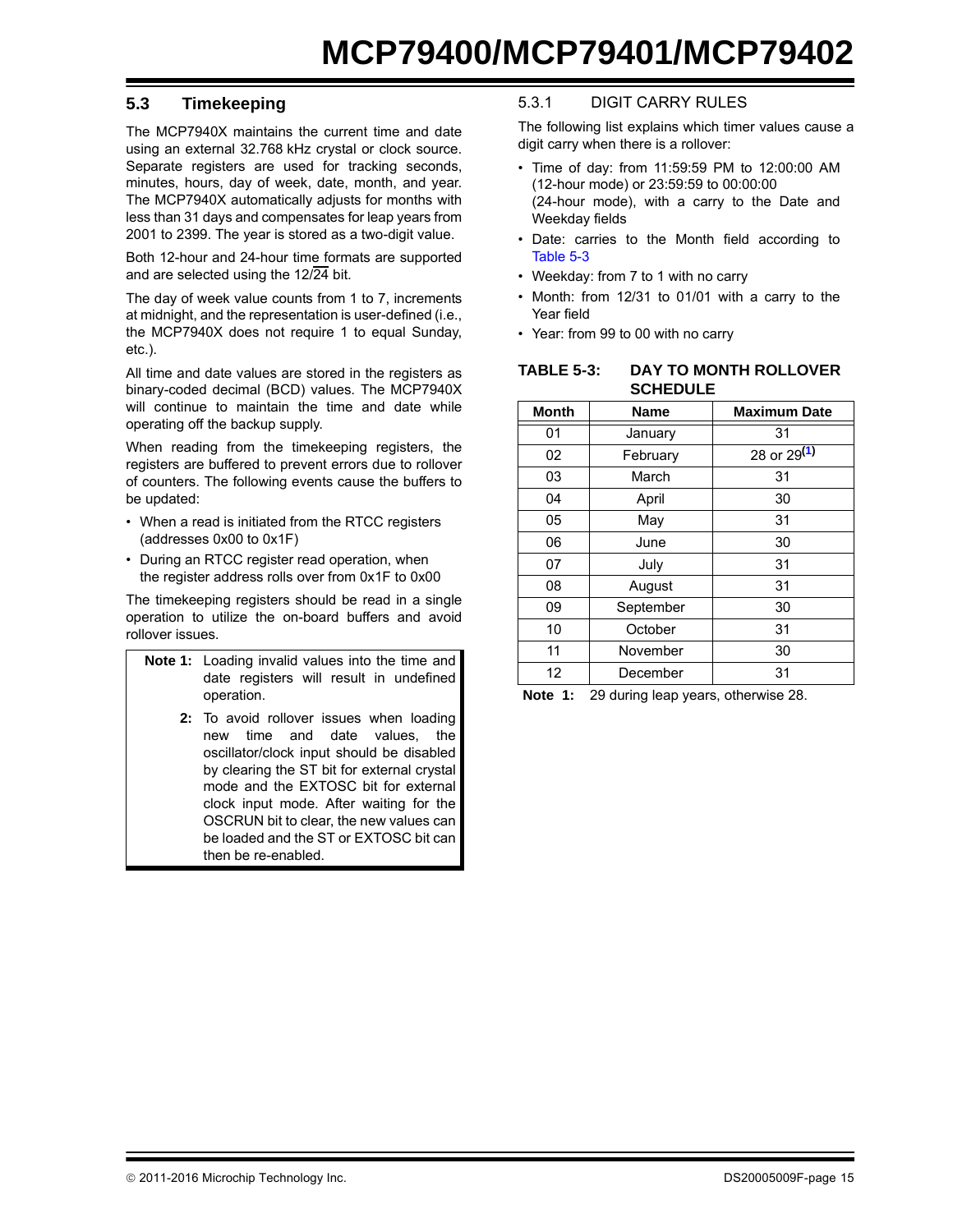## 5.3 Timekeeping

The MCP7940X maintains the current time and date using an external 32.768 kHz crystal or clock source. Separate registers are used for tracking seconds, minutes, hours, day of week, date, month, and year. The MCP7940X automatically adjusts for months with less than 31 days and compensates for leap years from 2001 to 2399. The year is stored as a two-digit value.

Both 12-hour and 24-hour time formats are supported and are selected using the 12/$\overline{24}$ bit.

The day of week value counts from 1 to 7, increments at midnight, and the representation is user-defined (i.e., the MCP7940X does not require 1 to equal Sunday, etc.).

All time and date values are stored in the registers as binary-coded decimal (BCD) values. The MCP7940X will continue to maintain the time and date while operating off the backup supply.

When reading from the timekeeping registers, the registers are buffered to prevent errors due to rollover of counters. The following events cause the buffers to be updated:

- When a read is initiated from the RTCC registers (addresses 0x00 to 0x1F)
- During an RTCC register read operation, when the register address rolls over from 0x1F to 0x00

The timekeeping registers should be read in a single operation to utilize the on-board buffers and avoid rollover issues.

> **Note 1:** Loading invalid values into the time and date registers will result in undefined operation.
>
> **2:** To avoid rollover issues when loading new time and date values, the oscillator/clock input should be disabled by clearing the ST bit for external crystal mode and the EXTOSC bit for external clock input mode. After waiting for the OSCRUN bit to clear, the new values can be loaded and the ST or EXTOSC bit can then be re-enabled.

### 5.3.1 DIGIT CARRY RULES

The following list explains which timer values cause a digit carry when there is a rollover:

- Time of day: from 11:59:59 PM to 12:00:00 AM (12-hour mode) or 23:59:59 to 00:00:00 (24-hour mode), with a carry to the Date and Weekday fields
- Date: carries to the Month field according to Table 5-3
- Weekday: from 7 to 1 with no carry
- Month: from 12/31 to 01/01 with a carry to the Year field
- Year: from 99 to 00 with no carry

**TABLE 5-3: DAY TO MONTH ROLLOVER SCHEDULE**

| Month | Name | Maximum Date |
|---|---|---|
| 01 | January | 31 |
| 02 | February | 28 or 29[1] |
| 03 | March | 31 |
| 04 | April | 30 |
| 05 | May | 31 |
| 06 | June | 30 |
| 07 | July | 31 |
| 08 | August | 31 |
| 09 | September | 30 |
| 10 | October | 31 |
| 11 | November | 30 |
| 12 | December | 31 |

**Note 1:** 29 during leap years, otherwise 28.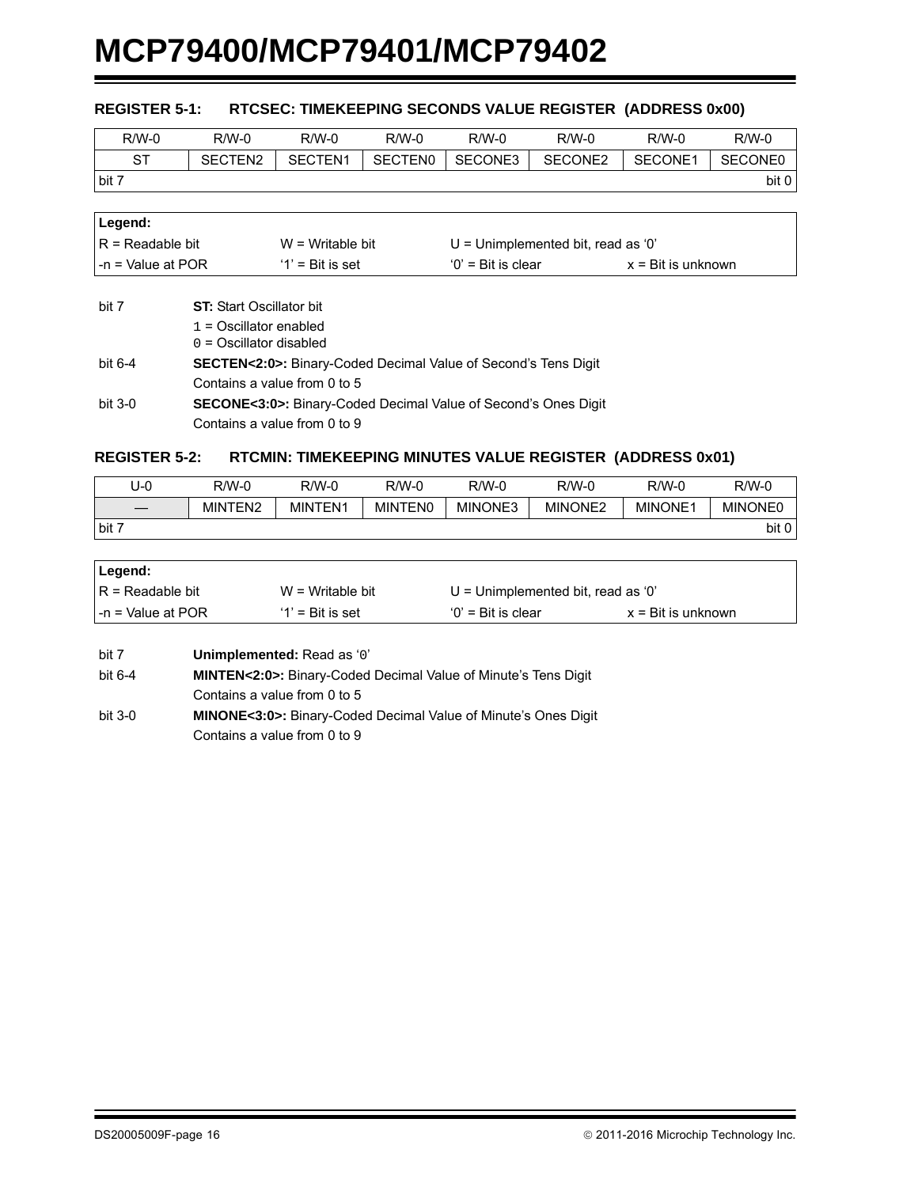### REGISTER 5-1: RTCSEC: TIMEKEEPING SECONDS VALUE REGISTER (ADDRESS 0x00)

| R/W-0 | R/W-0 | R/W-0 | R/W-0 | R/W-0 | R/W-0 | R/W-0 | R/W-0 |
|---|---|---|---|---|---|---|---|
| ST | SECTEN2 | SECTEN1 | SECTEN0 | SECONE3 | SECONE2 | SECONE1 | SECONE0 |
| bit 7 | | | | | | | bit 0 |

| **Legend:** | | | |
|---|---|---|---|
| R = Readable bit | W = Writable bit | U = Unimplemented bit, read as '0' | |
| -n = Value at POR | '1' = Bit is set | '0' = Bit is clear | x = Bit is unknown |

bit 7 **ST:** Start Oscillator bit
1 = Oscillator enabled
0 = Oscillator disabled

bit 6-4 **SECTEN<2:0>:** Binary-Coded Decimal Value of Second's Tens Digit
Contains a value from 0 to 5

bit 3-0 **SECONE<3:0>:** Binary-Coded Decimal Value of Second's Ones Digit
Contains a value from 0 to 9

### REGISTER 5-2: RTCMIN: TIMEKEEPING MINUTES VALUE REGISTER (ADDRESS 0x01)

| U-0 | R/W-0 | R/W-0 | R/W-0 | R/W-0 | R/W-0 | R/W-0 | R/W-0 |
|---|---|---|---|---|---|---|---|
| — | MINTEN2 | MINTEN1 | MINTEN0 | MINONE3 | MINONE2 | MINONE1 | MINONE0 |
| bit 7 | | | | | | | bit 0 |

| **Legend:** | | | |
|---|---|---|---|
| R = Readable bit | W = Writable bit | U = Unimplemented bit, read as '0' | |
| -n = Value at POR | '1' = Bit is set | '0' = Bit is clear | x = Bit is unknown |

bit 7 **Unimplemented:** Read as '0'

bit 6-4 **MINTEN<2:0>:** Binary-Coded Decimal Value of Minute's Tens Digit
Contains a value from 0 to 5

bit 3-0 **MINONE<3:0>:** Binary-Coded Decimal Value of Minute's Ones Digit
Contains a value from 0 to 9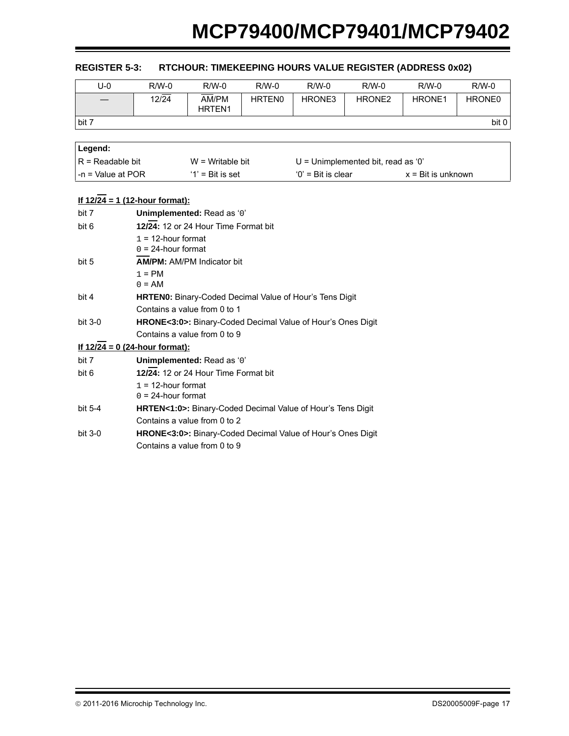## REGISTER 5-3: RTCHOUR: TIMEKEEPING HOURS VALUE REGISTER (ADDRESS 0x02)

| U-0 | R/W-0 | R/W-0 | R/W-0 | R/W-0 | R/W-0 | R/W-0 | R/W-0 |
|---|---|---|---|---|---|---|---|
| — | 12/$\overline{24}$ | $\overline{AM}$/PM HRTEN1 | HRTEN0 | HRONE3 | HRONE2 | HRONE1 | HRONE0 |
| bit 7 | | | | | | | bit 0 |

| **Legend:** | | | |
|---|---|---|---|
| R = Readable bit | W = Writable bit | U = Unimplemented bit, read as '0' | |
| -n = Value at POR | '1' = Bit is set | '0' = Bit is clear | x = Bit is unknown |

**If 12/$\overline{24}$ = 1 (12-hour format):**

bit 7 **Unimplemented:** Read as '0'

bit 6 **12/$\overline{24}$:** 12 or 24 Hour Time Format bit
- 1 = 12-hour format
- 0 = 24-hour format

bit 5 **$\overline{AM}$/PM:** AM/PM Indicator bit
- 1 = PM
- 0 = AM

bit 4 **HRTEN0:** Binary-Coded Decimal Value of Hour's Tens Digit
Contains a value from 0 to 1

bit 3-0 **HRONE<3:0>:** Binary-Coded Decimal Value of Hour's Ones Digit
Contains a value from 0 to 9

**If 12/$\overline{24}$ = 0 (24-hour format):**

bit 7 **Unimplemented:** Read as '0'

bit 6 **12/$\overline{24}$:** 12 or 24 Hour Time Format bit
- 1 = 12-hour format
- 0 = 24-hour format

bit 5-4 **HRTEN<1:0>:** Binary-Coded Decimal Value of Hour's Tens Digit
Contains a value from 0 to 2

bit 3-0 **HRONE<3:0>:** Binary-Coded Decimal Value of Hour's Ones Digit
Contains a value from 0 to 9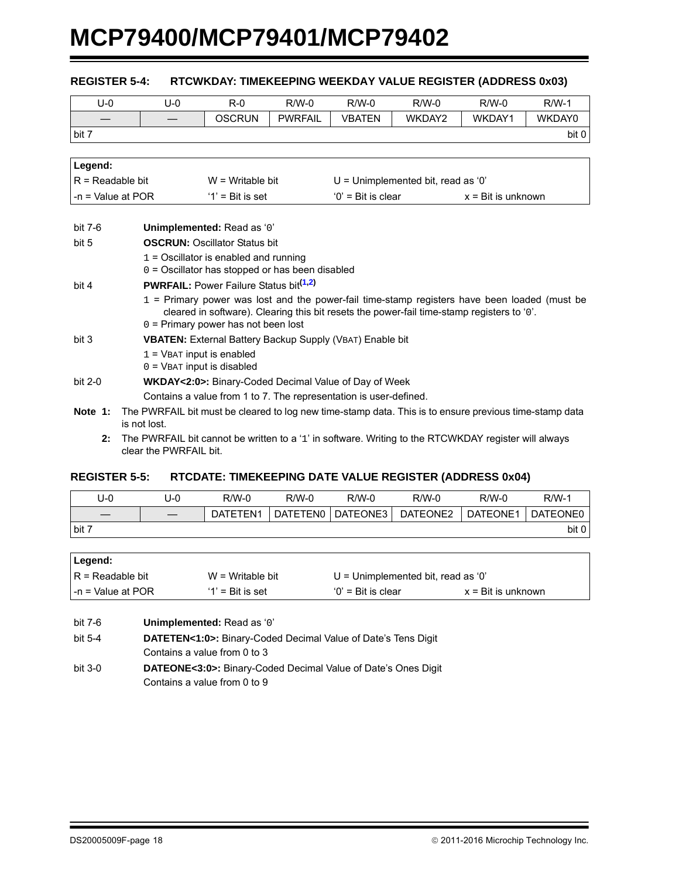### REGISTER 5-4: RTCWKDAY: TIMEKEEPING WEEKDAY VALUE REGISTER (ADDRESS 0x03)

| U-0 | U-0 | R-0 | R/W-0 | R/W-0 | R/W-0 | R/W-0 | R/W-1 |
|---|---|---|---|---|---|---|---|
| — | — | OSCRUN | PWRFAIL | VBATEN | WKDAY2 | WKDAY1 | WKDAY0 |
| bit 7 | | | | | | | bit 0 |

| Legend: | | | |
|---|---|---|---|
| R = Readable bit | W = Writable bit | U = Unimplemented bit, read as ‘0’ | |
| -n = Value at POR | ‘1’ = Bit is set | ‘0’ = Bit is clear | x = Bit is unknown |

bit 7-6 **Unimplemented:** Read as ‘0’

bit 5 **OSCRUN:** Oscillator Status bit
- 1 = Oscillator is enabled and running
- 0 = Oscillator has stopped or has been disabled

bit 4 **PWRFAIL:** Power Failure Status bit[1,2]
- 1 = Primary power was lost and the power-fail time-stamp registers have been loaded (must be cleared in software). Clearing this bit resets the power-fail time-stamp registers to ‘0’.
- 0 = Primary power has not been lost

bit 3 **VBATEN:** External Battery Backup Supply (VBAT) Enable bit
- 1 = VBAT input is enabled
- 0 = VBAT input is disabled

bit 2-0 **WKDAY<2:0>:** Binary-Coded Decimal Value of Day of Week
- Contains a value from 1 to 7. The representation is user-defined.

**Note 1:** The PWRFAIL bit must be cleared to log new time-stamp data. This is to ensure previous time-stamp data is not lost.

**2:** The PWRFAIL bit cannot be written to a ‘1’ in software. Writing to the RTCWKDAY register will always clear the PWRFAIL bit.

### REGISTER 5-5: RTCDATE: TIMEKEEPING DATE VALUE REGISTER (ADDRESS 0x04)

| U-0 | U-0 | R/W-0 | R/W-0 | R/W-0 | R/W-0 | R/W-0 | R/W-1 |
|---|---|---|---|---|---|---|---|
| — | — | DATETEN1 | DATETEN0 | DATEONE3 | DATEONE2 | DATEONE1 | DATEONE0 |
| bit 7 | | | | | | | bit 0 |

| Legend: | | | |
|---|---|---|---|
| R = Readable bit | W = Writable bit | U = Unimplemented bit, read as ‘0’ | |
| -n = Value at POR | ‘1’ = Bit is set | ‘0’ = Bit is clear | x = Bit is unknown |

bit 7-6 **Unimplemented:** Read as ‘0’

bit 5-4 **DATETEN<1:0>:** Binary-Coded Decimal Value of Date’s Tens Digit
- Contains a value from 0 to 3

bit 3-0 **DATEONE<3:0>:** Binary-Coded Decimal Value of Date’s Ones Digit
- Contains a value from 0 to 9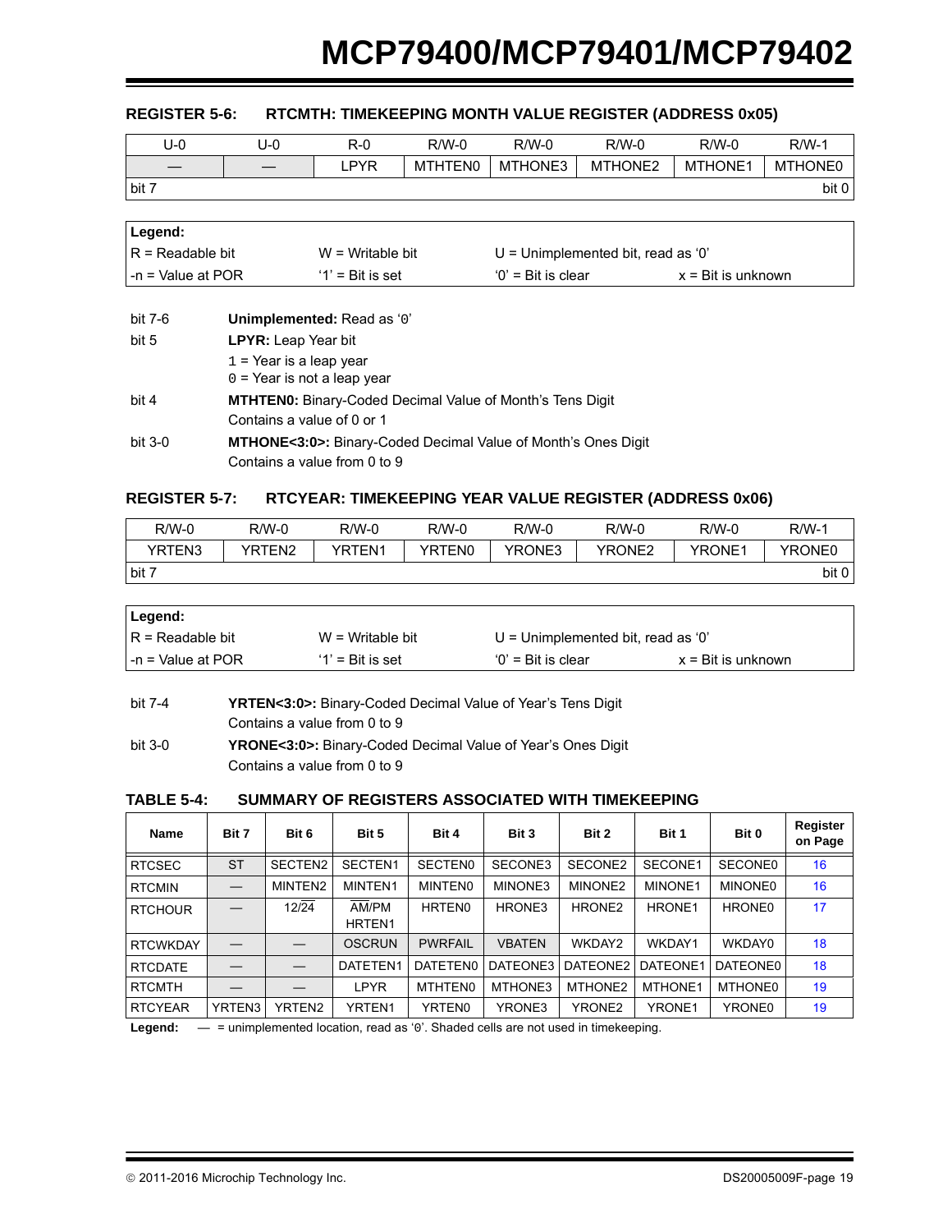### REGISTER 5-6: RTCMTH: TIMEKEEPING MONTH VALUE REGISTER (ADDRESS 0x05)

| U-0 | U-0 | R-0 | R/W-0 | R/W-0 | R/W-0 | R/W-0 | R/W-1 |
|---|---|---|---|---|---|---|---|
| — | — | LPYR | MTHTEN0 | MTHONE3 | MTHONE2 | MTHONE1 | MTHONE0 |
| bit 7 | | | | | | | bit 0 |

| **Legend:** | | | |
|---|---|---|---|
| R = Readable bit | W = Writable bit | U = Unimplemented bit, read as '0' | |
| -n = Value at POR | '1' = Bit is set | '0' = Bit is clear | x = Bit is unknown |

bit 7-6 **Unimplemented:** Read as '0'

bit 5 **LPYR:** Leap Year bit
1 = Year is a leap year
0 = Year is not a leap year

bit 4 **MTHTEN0:** Binary-Coded Decimal Value of Month's Tens Digit
Contains a value of 0 or 1

bit 3-0 **MTHONE<3:0>:** Binary-Coded Decimal Value of Month's Ones Digit
Contains a value from 0 to 9

### REGISTER 5-7: RTCYEAR: TIMEKEEPING YEAR VALUE REGISTER (ADDRESS 0x06)

| R/W-0 | R/W-0 | R/W-0 | R/W-0 | R/W-0 | R/W-0 | R/W-0 | R/W-1 |
|---|---|---|---|---|---|---|---|
| YRTEN3 | YRTEN2 | YRTEN1 | YRTEN0 | YRONE3 | YRONE2 | YRONE1 | YRONE0 |
| bit 7 | | | | | | | bit 0 |

| **Legend:** | | | |
|---|---|---|---|
| R = Readable bit | W = Writable bit | U = Unimplemented bit, read as '0' | |
| -n = Value at POR | '1' = Bit is set | '0' = Bit is clear | x = Bit is unknown |

bit 7-4 **YRTEN<3:0>:** Binary-Coded Decimal Value of Year's Tens Digit
Contains a value from 0 to 9

bit 3-0 **YRONE<3:0>:** Binary-Coded Decimal Value of Year's Ones Digit
Contains a value from 0 to 9

### TABLE 5-4: SUMMARY OF REGISTERS ASSOCIATED WITH TIMEKEEPING

| Name | Bit 7 | Bit 6 | Bit 5 | Bit 4 | Bit 3 | Bit 2 | Bit 1 | Bit 0 | Register on Page |
|---|---|---|---|---|---|---|---|---|---|
| RTCSEC | ST | SECTEN2 | SECTEN1 | SECTEN0 | SECONE3 | SECONE2 | SECONE1 | SECONE0 | 16 |
| RTCMIN | — | MINTEN2 | MINTEN1 | MINTEN0 | MINONE3 | MINONE2 | MINONE1 | MINONE0 | 16 |
| RTCHOUR | — | 12/$\overline{24}$ | $\overline{AM}$/PM HRTEN1 | HRTEN0 | HRONE3 | HRONE2 | HRONE1 | HRONE0 | 17 |
| RTCWKDAY | — | — | OSCRUN | PWRFAIL | VBATEN | WKDAY2 | WKDAY1 | WKDAY0 | 18 |
| RTCDATE | — | — | DATETEN1 | DATETEN0 | DATEONE3 | DATEONE2 | DATEONE1 | DATEONE0 | 18 |
| RTCMTH | — | — | LPYR | MTHTEN0 | MTHONE3 | MTHONE2 | MTHONE1 | MTHONE0 | 19 |
| RTCYEAR | YRTEN3 | YRTEN2 | YRTEN1 | YRTEN0 | YRONE3 | YRONE2 | YRONE1 | YRONE0 | 19 |

**Legend:** — = unimplemented location, read as '0'. Shaded cells are not used in timekeeping.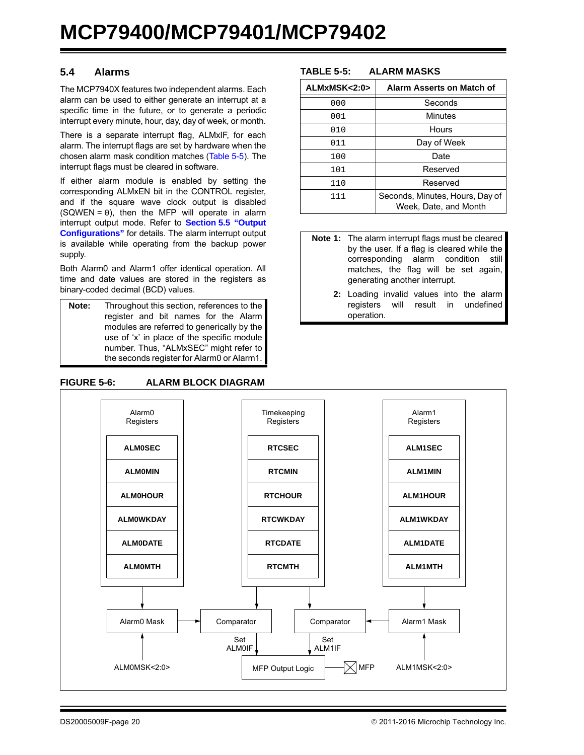## 5.4 Alarms

The MCP7940X features two independent alarms. Each alarm can be used to either generate an interrupt at a specific time in the future, or to generate a periodic interrupt every minute, hour, day, day of week, or month.

There is a separate interrupt flag, ALMxIF, for each alarm. The interrupt flags are set by hardware when the chosen alarm mask condition matches (Table 5-5). The interrupt flags must be cleared in software.

If either alarm module is enabled by setting the corresponding ALMxEN bit in the CONTROL register, and if the square wave clock output is disabled (SQWEN = 0), then the MFP will operate in alarm interrupt output mode. Refer to **Section 5.5 "Output Configurations"** for details. The alarm interrupt output is available while operating from the backup power supply.

Both Alarm0 and Alarm1 offer identical operation. All time and date values are stored in the registers as binary-coded decimal (BCD) values.

> **Note:** Throughout this section, references to the register and bit names for the Alarm modules are referred to generically by the use of 'x' in place of the specific module number. Thus, "ALMxSEC" might refer to the seconds register for Alarm0 or Alarm1.

**TABLE 5-5: ALARM MASKS**

| ALMxMSK<2:0> | Alarm Asserts on Match of |
|---|---|
| 000 | Seconds |
| 001 | Minutes |
| 010 | Hours |
| 011 | Day of Week |
| 100 | Date |
| 101 | Reserved |
| 110 | Reserved |
| 111 | Seconds, Minutes, Hours, Day of Week, Date, and Month |

> **Note 1:** The alarm interrupt flags must be cleared by the user. If a flag is cleared while the corresponding alarm condition still matches, the flag will be set again, generating another interrupt.
>
> **2:** Loading invalid values into the alarm registers will result in undefined operation.

**FIGURE 5-6: ALARM BLOCK DIAGRAM**

Alarm0 Registers: ALM0SEC, ALM0MIN, ALM0HOUR, ALM0WKDAY, ALM0DATE, ALM0MTH

Timekeeping Registers: RTCSEC, RTCMIN, RTCHOUR, RTCWKDAY, RTCDATE, RTCMTH

Alarm1 Registers: ALM1SEC, ALM1MIN, ALM1HOUR, ALM1WKDAY, ALM1DATE, ALM1MTH

Alarm0 Mask (ALM0MSK<2:0>) → Comparator → Set ALM0IF → MFP Output Logic → MFP

Alarm1 Mask (ALM1MSK<2:0>) → Comparator → Set ALM1IF → MFP Output Logic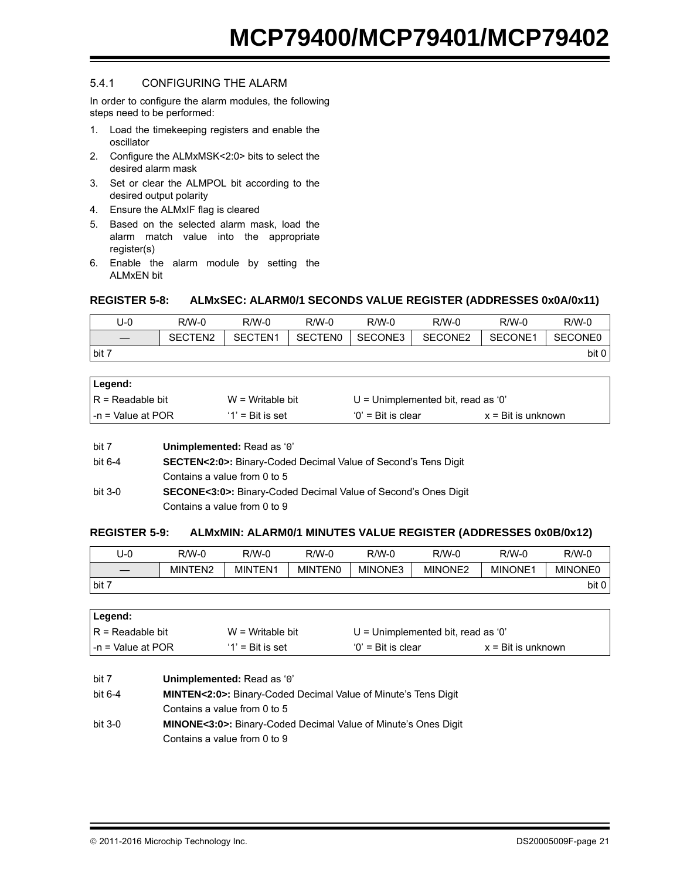### 5.4.1 CONFIGURING THE ALARM

In order to configure the alarm modules, the following steps need to be performed:

1. Load the timekeeping registers and enable the oscillator
2. Configure the ALMxMSK<2:0> bits to select the desired alarm mask
3. Set or clear the ALMPOL bit according to the desired output polarity
4. Ensure the ALMxIF flag is cleared
5. Based on the selected alarm mask, load the alarm match value into the appropriate register(s)
6. Enable the alarm module by setting the ALMxEN bit

**REGISTER 5-8: ALMxSEC: ALARM0/1 SECONDS VALUE REGISTER (ADDRESSES 0x0A/0x11)**

| U-0 | R/W-0 | R/W-0 | R/W-0 | R/W-0 | R/W-0 | R/W-0 | R/W-0 |
|---|---|---|---|---|---|---|---|
| — | SECTEN2 | SECTEN1 | SECTEN0 | SECONE3 | SECONE2 | SECONE1 | SECONE0 |
| bit 7 | | | | | | | bit 0 |

| Legend: | | | |
|---|---|---|---|
| R = Readable bit | W = Writable bit | U = Unimplemented bit, read as '0' | |
| -n = Value at POR | '1' = Bit is set | '0' = Bit is clear | x = Bit is unknown |

| | |
|---|---|
| bit 7 | **Unimplemented:** Read as '0' |
| bit 6-4 | **SECTEN<2:0>:** Binary-Coded Decimal Value of Second's Tens Digit<br>Contains a value from 0 to 5 |
| bit 3-0 | **SECONE<3:0>:** Binary-Coded Decimal Value of Second's Ones Digit<br>Contains a value from 0 to 9 |

**REGISTER 5-9: ALMxMIN: ALARM0/1 MINUTES VALUE REGISTER (ADDRESSES 0x0B/0x12)**

| U-0 | R/W-0 | R/W-0 | R/W-0 | R/W-0 | R/W-0 | R/W-0 | R/W-0 |
|---|---|---|---|---|---|---|---|
| — | MINTEN2 | MINTEN1 | MINTEN0 | MINONE3 | MINONE2 | MINONE1 | MINONE0 |
| bit 7 | | | | | | | bit 0 |

| Legend: | | | |
|---|---|---|---|
| R = Readable bit | W = Writable bit | U = Unimplemented bit, read as '0' | |
| -n = Value at POR | '1' = Bit is set | '0' = Bit is clear | x = Bit is unknown |

| | |
|---|---|
| bit 7 | **Unimplemented:** Read as '0' |
| bit 6-4 | **MINTEN<2:0>:** Binary-Coded Decimal Value of Minute's Tens Digit<br>Contains a value from 0 to 5 |
| bit 3-0 | **MINONE<3:0>:** Binary-Coded Decimal Value of Minute's Ones Digit<br>Contains a value from 0 to 9 |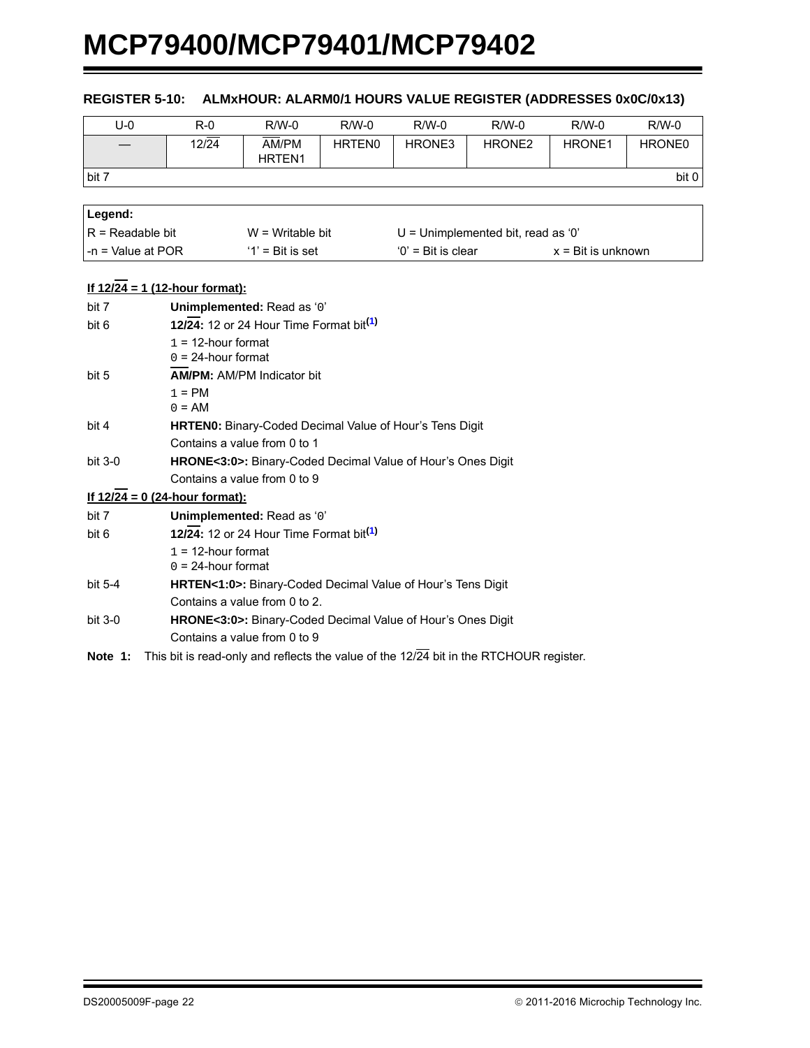### REGISTER 5-10: ALMxHOUR: ALARM0/1 HOURS VALUE REGISTER (ADDRESSES 0x0C/0x13)

| U-0 | R-0 | R/W-0 | R/W-0 | R/W-0 | R/W-0 | R/W-0 | R/W-0 |
|---|---|---|---|---|---|---|---|
| — | 12/$\overline{24}$ | $\overline{AM}$/PM HRTEN1 | HRTEN0 | HRONE3 | HRONE2 | HRONE1 | HRONE0 |
| bit 7 | | | | | | | bit 0 |

| **Legend:** | | | |
|---|---|---|---|
| R = Readable bit | W = Writable bit | U = Unimplemented bit, read as '0' | |
| -n = Value at POR | '1' = Bit is set | '0' = Bit is clear | x = Bit is unknown |

**If 12/$\overline{24}$ = 1 (12-hour format):**

bit 7 **Unimplemented:** Read as '0'

bit 6 **12/$\overline{24}$:** 12 or 24 Hour Time Format bit[(1)]
- 1 = 12-hour format
- 0 = 24-hour format

bit 5 **$\overline{AM}$/PM:** AM/PM Indicator bit
- 1 = PM
- 0 = AM

bit 4 **HRTEN0:** Binary-Coded Decimal Value of Hour's Tens Digit
Contains a value from 0 to 1

bit 3-0 **HRONE<3:0>:** Binary-Coded Decimal Value of Hour's Ones Digit
Contains a value from 0 to 9

**If 12/$\overline{24}$ = 0 (24-hour format):**

bit 7 **Unimplemented:** Read as '0'

bit 6 **12/$\overline{24}$:** 12 or 24 Hour Time Format bit[(1)]
- 1 = 12-hour format
- 0 = 24-hour format

bit 5-4 **HRTEN<1:0>:** Binary-Coded Decimal Value of Hour's Tens Digit
Contains a value from 0 to 2.

bit 3-0 **HRONE<3:0>:** Binary-Coded Decimal Value of Hour's Ones Digit
Contains a value from 0 to 9

**Note 1:** This bit is read-only and reflects the value of the 12/$\overline{24}$ bit in the RTCHOUR register.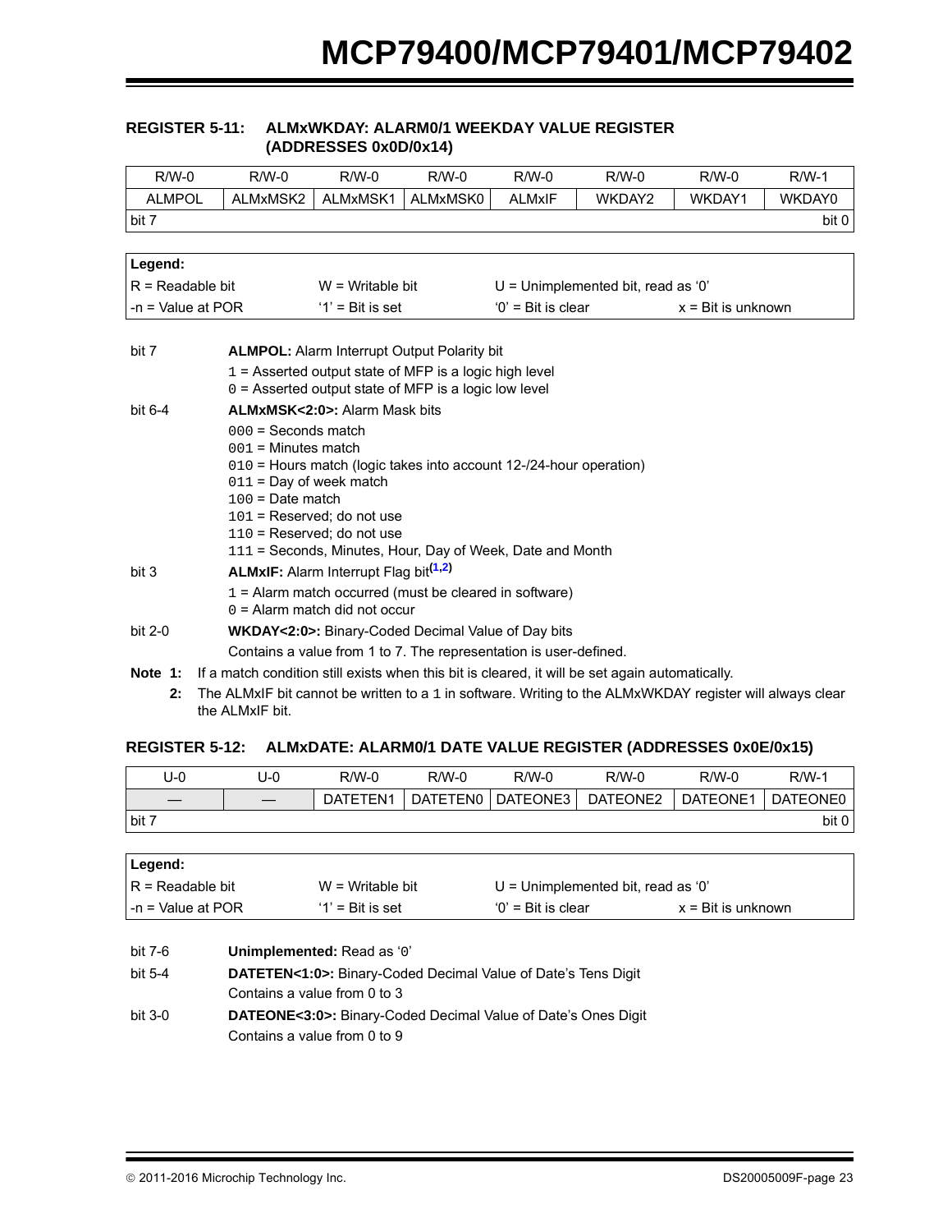### REGISTER 5-11: ALMxWKDAY: ALARM0/1 WEEKDAY VALUE REGISTER (ADDRESSES 0x0D/0x14)

| R/W-0 | R/W-0 | R/W-0 | R/W-0 | R/W-0 | R/W-0 | R/W-0 | R/W-1 |
|---|---|---|---|---|---|---|---|
| ALMPOL | ALMxMSK2 | ALMxMSK1 | ALMxMSK0 | ALMxIF | WKDAY2 | WKDAY1 | WKDAY0 |
| bit 7 | | | | | | | bit 0 |

| Legend: | | | |
|---|---|---|---|
| R = Readable bit | W = Writable bit | U = Unimplemented bit, read as '0' | |
| -n = Value at POR | '1' = Bit is set | '0' = Bit is clear | x = Bit is unknown |

bit 7 **ALMPOL:** Alarm Interrupt Output Polarity bit
- `1` = Asserted output state of MFP is a logic high level
- `0` = Asserted output state of MFP is a logic low level

bit 6-4 **ALMxMSK<2:0>:** Alarm Mask bits
- `000` = Seconds match
- `001` = Minutes match
- `010` = Hours match (logic takes into account 12-/24-hour operation)
- `011` = Day of week match
- `100` = Date match
- `101` = Reserved; do not use
- `110` = Reserved; do not use
- `111` = Seconds, Minutes, Hour, Day of Week, Date and Month

bit 3 **ALMxIF:** Alarm Interrupt Flag bit[1,2]
- `1` = Alarm match occurred (must be cleared in software)
- `0` = Alarm match did not occur

bit 2-0 **WKDAY<2:0>:** Binary-Coded Decimal Value of Day bits
- Contains a value from 1 to 7. The representation is user-defined.

**Note 1:** If a match condition still exists when this bit is cleared, it will be set again automatically.

**2:** The ALMxIF bit cannot be written to a `1` in software. Writing to the ALMxWKDAY register will always clear the ALMxIF bit.

### REGISTER 5-12: ALMxDATE: ALARM0/1 DATE VALUE REGISTER (ADDRESSES 0x0E/0x15)

| U-0 | U-0 | R/W-0 | R/W-0 | R/W-0 | R/W-0 | R/W-0 | R/W-1 |
|---|---|---|---|---|---|---|---|
| — | — | DATETEN1 | DATETEN0 | DATEONE3 | DATEONE2 | DATEONE1 | DATEONE0 |
| bit 7 | | | | | | | bit 0 |

| Legend: | | | |
|---|---|---|---|
| R = Readable bit | W = Writable bit | U = Unimplemented bit, read as '0' | |
| -n = Value at POR | '1' = Bit is set | '0' = Bit is clear | x = Bit is unknown |

bit 7-6 **Unimplemented:** Read as '0'

bit 5-4 **DATETEN<1:0>:** Binary-Coded Decimal Value of Date's Tens Digit
- Contains a value from 0 to 3

bit 3-0 **DATEONE<3:0>:** Binary-Coded Decimal Value of Date's Ones Digit
- Contains a value from 0 to 9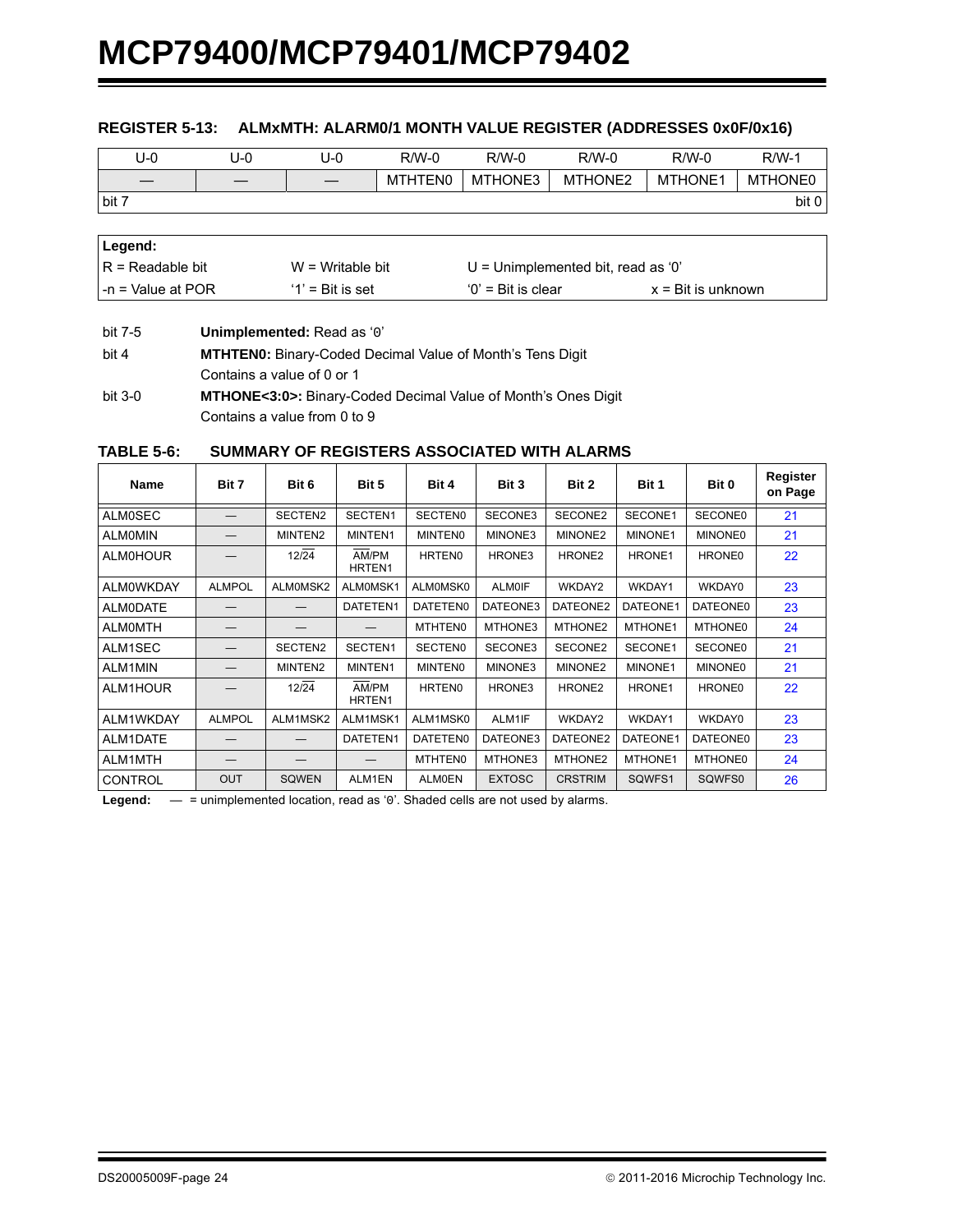### REGISTER 5-13: ALMxMTH: ALARM0/1 MONTH VALUE REGISTER (ADDRESSES 0x0F/0x16)

| U-0 | U-0 | U-0 | R/W-0 | R/W-0 | R/W-0 | R/W-0 | R/W-1 |
|---|---|---|---|---|---|---|---|
| — | — | — | MTHTEN0 | MTHONE3 | MTHONE2 | MTHONE1 | MTHONE0 |
| bit 7 | | | | | | | bit 0 |

| Legend: | | | |
|---|---|---|---|
| R = Readable bit | W = Writable bit | U = Unimplemented bit, read as '0' | |
| -n = Value at POR | '1' = Bit is set | '0' = Bit is clear | x = Bit is unknown |

bit 7-5 **Unimplemented:** Read as '0'

bit 4 **MTHTEN0:** Binary-Coded Decimal Value of Month's Tens Digit
Contains a value of 0 or 1

bit 3-0 **MTHONE<3:0>:** Binary-Coded Decimal Value of Month's Ones Digit
Contains a value from 0 to 9

### TABLE 5-6: SUMMARY OF REGISTERS ASSOCIATED WITH ALARMS

| Name | Bit 7 | Bit 6 | Bit 5 | Bit 4 | Bit 3 | Bit 2 | Bit 1 | Bit 0 | Register on Page |
|---|---|---|---|---|---|---|---|---|---|
| ALM0SEC | — | SECTEN2 | SECTEN1 | SECTEN0 | SECONE3 | SECONE2 | SECONE1 | SECONE0 | 21 |
| ALM0MIN | — | MINTEN2 | MINTEN1 | MINTEN0 | MINONE3 | MINONE2 | MINONE1 | MINONE0 | 21 |
| ALM0HOUR | — | 12/$\overline{24}$ | $\overline{AM}$/PM HRTEN1 | HRTEN0 | HRONE3 | HRONE2 | HRONE1 | HRONE0 | 22 |
| ALM0WKDAY | ALMPOL | ALM0MSK2 | ALM0MSK1 | ALM0MSK0 | ALM0IF | WKDAY2 | WKDAY1 | WKDAY0 | 23 |
| ALM0DATE | — | — | DATETEN1 | DATETEN0 | DATEONE3 | DATEONE2 | DATEONE1 | DATEONE0 | 23 |
| ALM0MTH | — | — | — | MTHTEN0 | MTHONE3 | MTHONE2 | MTHONE1 | MTHONE0 | 24 |
| ALM1SEC | — | SECTEN2 | SECTEN1 | SECTEN0 | SECONE3 | SECONE2 | SECONE1 | SECONE0 | 21 |
| ALM1MIN | — | MINTEN2 | MINTEN1 | MINTEN0 | MINONE3 | MINONE2 | MINONE1 | MINONE0 | 21 |
| ALM1HOUR | — | 12/$\overline{24}$ | $\overline{AM}$/PM HRTEN1 | HRTEN0 | HRONE3 | HRONE2 | HRONE1 | HRONE0 | 22 |
| ALM1WKDAY | ALMPOL | ALM1MSK2 | ALM1MSK1 | ALM1MSK0 | ALM1IF | WKDAY2 | WKDAY1 | WKDAY0 | 23 |
| ALM1DATE | — | — | DATETEN1 | DATETEN0 | DATEONE3 | DATEONE2 | DATEONE1 | DATEONE0 | 23 |
| ALM1MTH | — | — | — | MTHTEN0 | MTHONE3 | MTHONE2 | MTHONE1 | MTHONE0 | 24 |
| CONTROL | OUT | SQWEN | ALM1EN | ALM0EN | EXTOSC | CRSTRIM | SQWFS1 | SQWFS0 | 26 |

**Legend:** — = unimplemented location, read as '0'. Shaded cells are not used by alarms.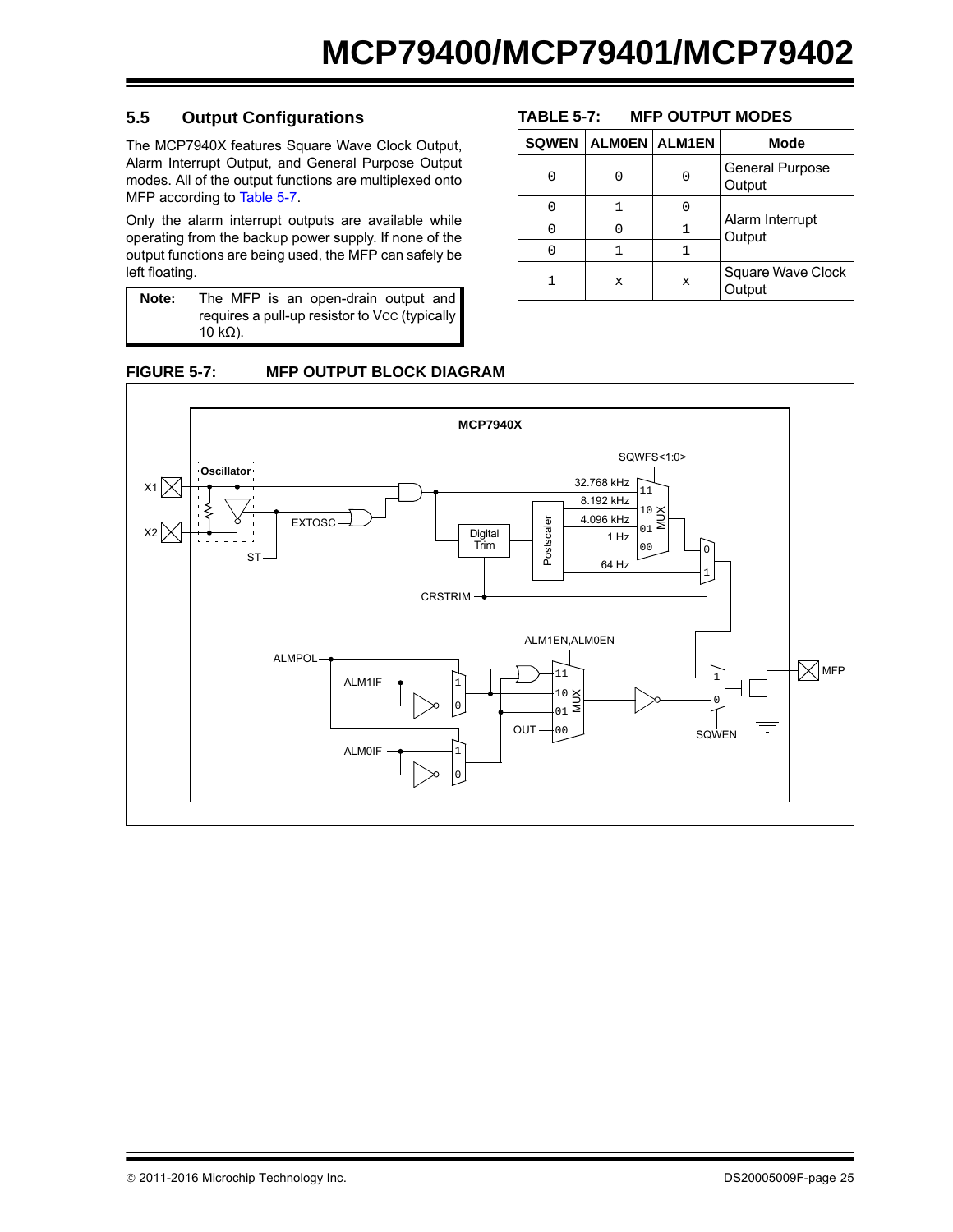## 5.5 Output Configurations

The MCP7940X features Square Wave Clock Output, Alarm Interrupt Output, and General Purpose Output modes. All of the output functions are multiplexed onto MFP according to Table 5-7.

Only the alarm interrupt outputs are available while operating from the backup power supply. If none of the output functions are being used, the MFP can safely be left floating.

**Note:** The MFP is an open-drain output and requires a pull-up resistor to VCC (typically 10 kΩ).

**TABLE 5-7: MFP OUTPUT MODES**

| SQWEN | ALM0EN | ALM1EN | Mode |
|---|---|---|---|
| 0 | 0 | 0 | General Purpose Output |
| 0 | 1 | 0 | Alarm Interrupt Output |
| 0 | 0 | 1 | |
| 0 | 1 | 1 | |
| 1 | x | x | Square Wave Clock Output |

**FIGURE 5-7: MFP OUTPUT BLOCK DIAGRAM**

MCP7940X

Oscillator, X1, X2, ST, EXTOSC, Digital Trim, CRSTRIM, Postscaler, SQWFS<1:0>, 32.768 kHz (11), 8.192 kHz (10), 4.096 kHz (01), 1 Hz (00), MUX, 64 Hz, ALM1EN,ALM0EN, ALMPOL, ALM1IF, ALM0IF, OUT, SQWEN, MFP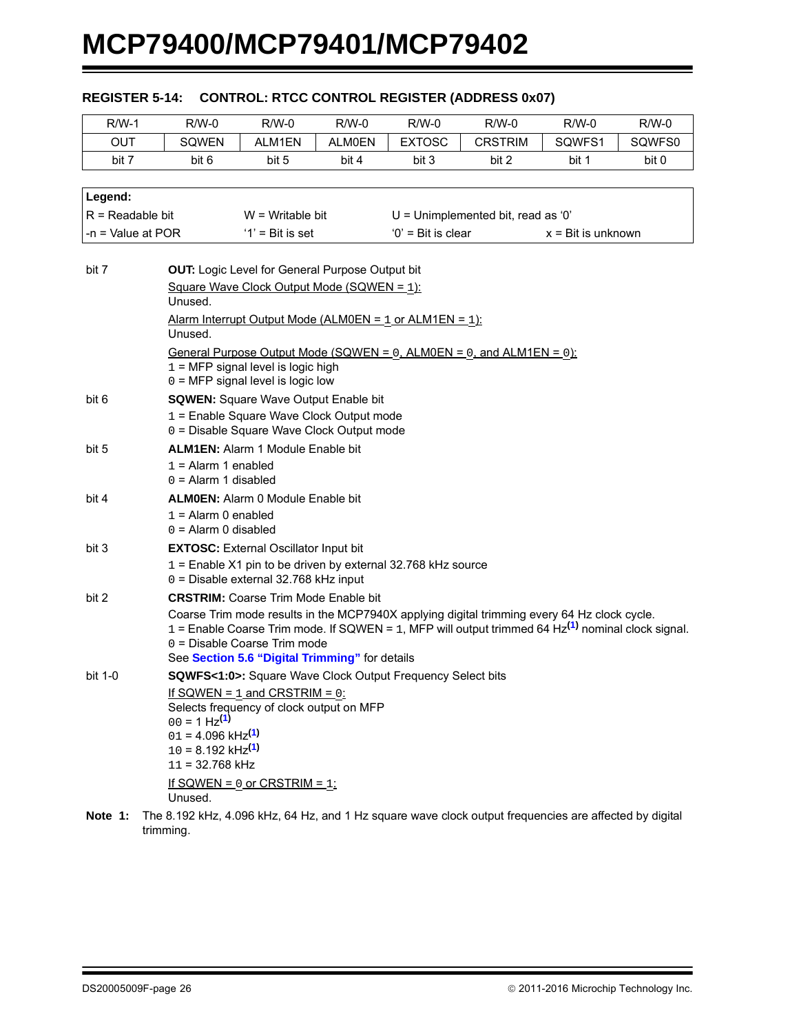### REGISTER 5-14: CONTROL: RTCC CONTROL REGISTER (ADDRESS 0x07)

| R/W-1 | R/W-0 | R/W-0 | R/W-0 | R/W-0 | R/W-0 | R/W-0 | R/W-0 |
|---|---|---|---|---|---|---|---|
| OUT | SQWEN | ALM1EN | ALM0EN | EXTOSC | CRSTRIM | SQWFS1 | SQWFS0 |
| bit 7 | bit 6 | bit 5 | bit 4 | bit 3 | bit 2 | bit 1 | bit 0 |

| Legend: | | | |
|---|---|---|---|
| R = Readable bit | W = Writable bit | U = Unimplemented bit, read as '0' | |
| -n = Value at POR | '1' = Bit is set | '0' = Bit is clear | x = Bit is unknown |

bit 7 **OUT:** Logic Level for General Purpose Output bit
Square Wave Clock Output Mode (SQWEN = 1):
Unused.
Alarm Interrupt Output Mode (ALM0EN = 1 or ALM1EN = 1):
Unused.
General Purpose Output Mode (SQWEN = 0, ALM0EN = 0, and ALM1EN = 0):
1 = MFP signal level is logic high
0 = MFP signal level is logic low

bit 6 **SQWEN:** Square Wave Output Enable bit
1 = Enable Square Wave Clock Output mode
0 = Disable Square Wave Clock Output mode

bit 5 **ALM1EN:** Alarm 1 Module Enable bit
1 = Alarm 1 enabled
0 = Alarm 1 disabled

bit 4 **ALM0EN:** Alarm 0 Module Enable bit
1 = Alarm 0 enabled
0 = Alarm 0 disabled

bit 3 **EXTOSC:** External Oscillator Input bit
1 = Enable X1 pin to be driven by external 32.768 kHz source
0 = Disable external 32.768 kHz input

bit 2 **CRSTRIM:** Coarse Trim Mode Enable bit
Coarse Trim mode results in the MCP7940X applying digital trimming every 64 Hz clock cycle.
1 = Enable Coarse Trim mode. If SQWEN = 1, MFP will output trimmed 64 Hz[1] nominal clock signal.
0 = Disable Coarse Trim mode
See **Section 5.6 "Digital Trimming"** for details

bit 1-0 **SQWFS<1:0>:** Square Wave Clock Output Frequency Select bits
If SQWEN = 1 and CRSTRIM = 0:
Selects frequency of clock output on MFP
00 = 1 Hz[1]
01 = 4.096 kHz[1]
10 = 8.192 kHz[1]
11 = 32.768 kHz
If SQWEN = 0 or CRSTRIM = 1:
Unused.

**Note 1:** The 8.192 kHz, 4.096 kHz, 64 Hz, and 1 Hz square wave clock output frequencies are affected by digital trimming.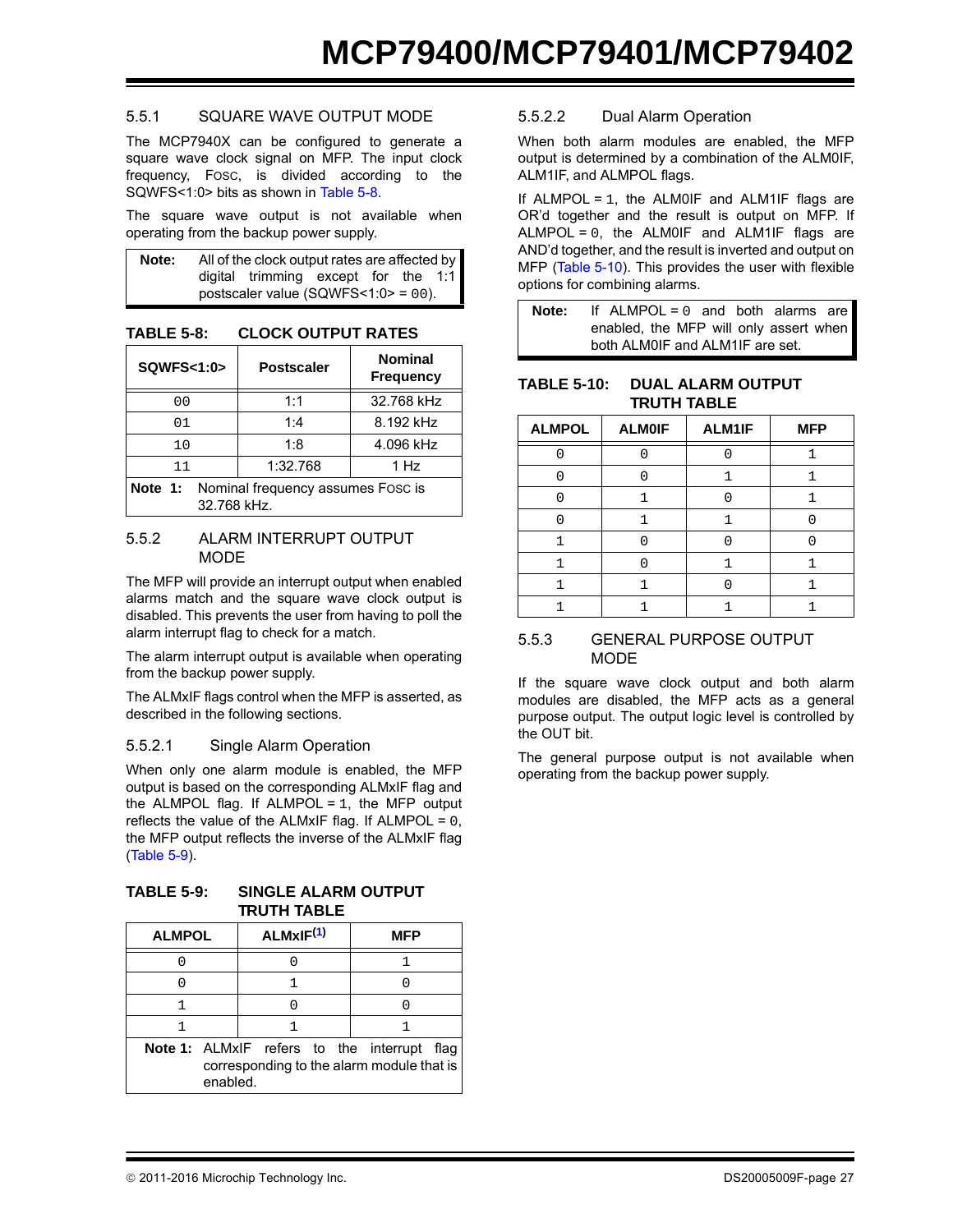### 5.5.1 SQUARE WAVE OUTPUT MODE

The MCP7940X can be configured to generate a square wave clock signal on MFP. The input clock frequency, FOSC, is divided according to the SQWFS<1:0> bits as shown in Table 5-8.

The square wave output is not available when operating from the backup power supply.

> **Note:** All of the clock output rates are affected by digital trimming except for the 1:1 postscaler value (SQWFS<1:0> = 00).

**TABLE 5-8: CLOCK OUTPUT RATES**

| SQWFS<1:0> | Postscaler | Nominal Frequency |
|---|---|---|
| 00 | 1:1 | 32.768 kHz |
| 01 | 1:4 | 8.192 kHz |
| 10 | 1:8 | 4.096 kHz |
| 11 | 1:32.768 | 1 Hz |
| **Note 1:** Nominal frequency assumes FOSC is 32.768 kHz. | | |

### 5.5.2 ALARM INTERRUPT OUTPUT MODE

The MFP will provide an interrupt output when enabled alarms match and the square wave clock output is disabled. This prevents the user from having to poll the alarm interrupt flag to check for a match.

The alarm interrupt output is available when operating from the backup power supply.

The ALMxIF flags control when the MFP is asserted, as described in the following sections.

#### 5.5.2.1 Single Alarm Operation

When only one alarm module is enabled, the MFP output is based on the corresponding ALMxIF flag and the ALMPOL flag. If ALMPOL = 1, the MFP output reflects the value of the ALMxIF flag. If ALMPOL = 0, the MFP output reflects the inverse of the ALMxIF flag (Table 5-9).

**TABLE 5-9: SINGLE ALARM OUTPUT TRUTH TABLE**

| ALMPOL | ALMxIF[1] | MFP |
|---|---|---|
| 0 | 0 | 1 |
| 0 | 1 | 0 |
| 1 | 0 | 0 |
| 1 | 1 | 1 |
| **Note 1:** ALMxIF refers to the interrupt flag corresponding to the alarm module that is enabled. | | |

#### 5.5.2.2 Dual Alarm Operation

When both alarm modules are enabled, the MFP output is determined by a combination of the ALM0IF, ALM1IF, and ALMPOL flags.

If ALMPOL = 1, the ALM0IF and ALM1IF flags are OR'd together and the result is output on MFP. If ALMPOL = 0, the ALM0IF and ALM1IF flags are AND'd together, and the result is inverted and output on MFP (Table 5-10). This provides the user with flexible options for combining alarms.

> **Note:** If ALMPOL = 0 and both alarms are enabled, the MFP will only assert when both ALM0IF and ALM1IF are set.

**TABLE 5-10: DUAL ALARM OUTPUT TRUTH TABLE**

| ALMPOL | ALM0IF | ALM1IF | MFP |
|---|---|---|---|
| 0 | 0 | 0 | 1 |
| 0 | 0 | 1 | 1 |
| 0 | 1 | 0 | 1 |
| 0 | 1 | 1 | 0 |
| 1 | 0 | 0 | 0 |
| 1 | 0 | 1 | 1 |
| 1 | 1 | 0 | 1 |
| 1 | 1 | 1 | 1 |

### 5.5.3 GENERAL PURPOSE OUTPUT MODE

If the square wave clock output and both alarm modules are disabled, the MFP acts as a general purpose output. The output logic level is controlled by the OUT bit.

The general purpose output is not available when operating from the backup power supply.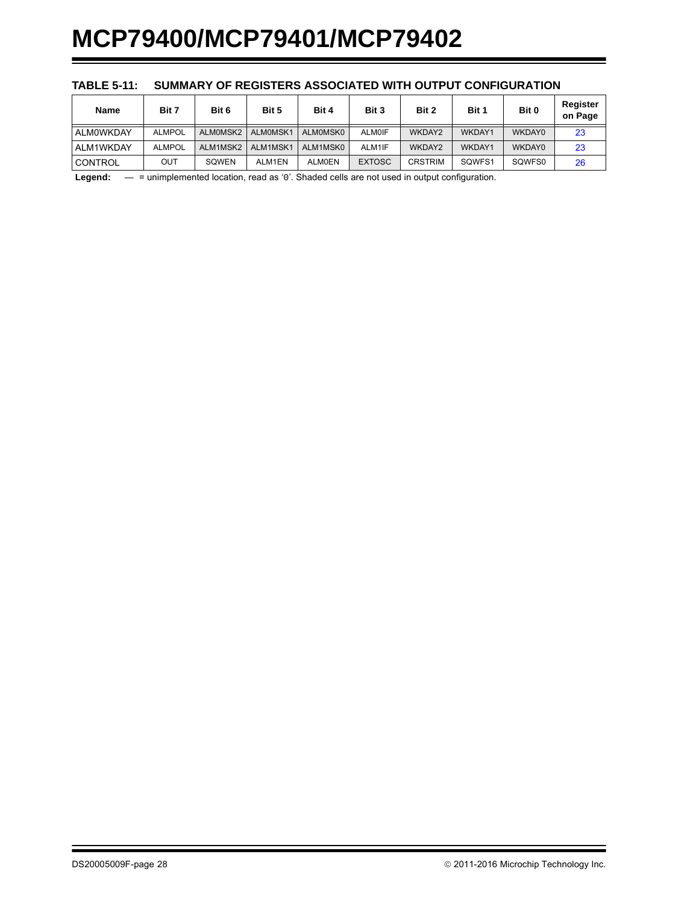**TABLE 5-11: SUMMARY OF REGISTERS ASSOCIATED WITH OUTPUT CONFIGURATION**

| Name | Bit 7 | Bit 6 | Bit 5 | Bit 4 | Bit 3 | Bit 2 | Bit 1 | Bit 0 | Register on Page |
|---|---|---|---|---|---|---|---|---|---|
| ALM0WKDAY | ALMPOL | ALM0MSK2 | ALM0MSK1 | ALM0MSK0 | ALM0IF | WKDAY2 | WKDAY1 | WKDAY0 | 23 |
| ALM1WKDAY | ALMPOL | ALM1MSK2 | ALM1MSK1 | ALM1MSK0 | ALM1IF | WKDAY2 | WKDAY1 | WKDAY0 | 23 |
| CONTROL | OUT | SQWEN | ALM1EN | ALM0EN | EXTOSC | CRSTRIM | SQWFS1 | SQWFS0 | 26 |

**Legend:** — = unimplemented location, read as '0'. Shaded cells are not used in output configuration.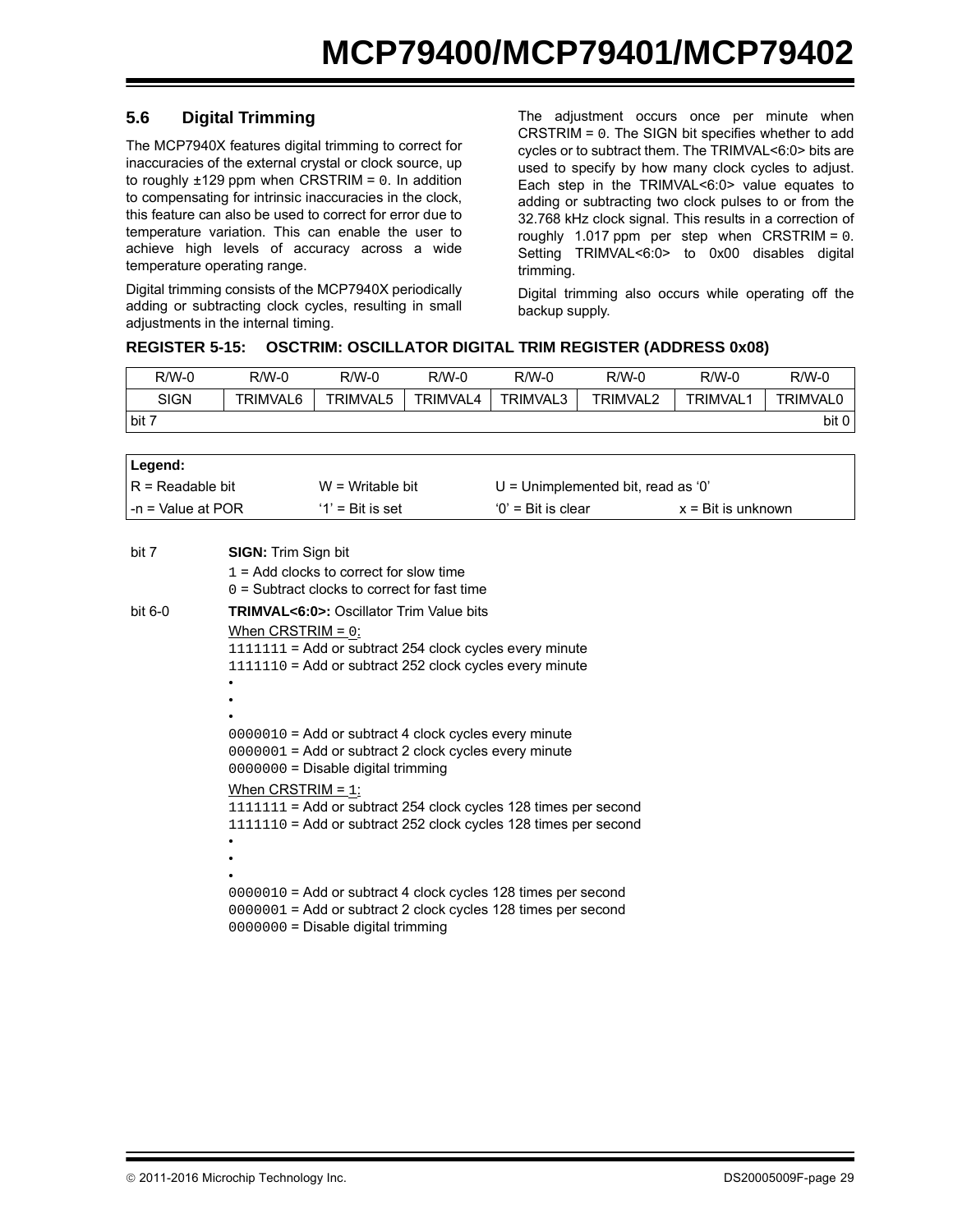### 5.6 Digital Trimming

The MCP7940X features digital trimming to correct for inaccuracies of the external crystal or clock source, up to roughly ±129 ppm when CRSTRIM = 0. In addition to compensating for intrinsic inaccuracies in the clock, this feature can also be used to correct for error due to temperature variation. This can enable the user to achieve high levels of accuracy across a wide temperature operating range.

Digital trimming consists of the MCP7940X periodically adding or subtracting clock cycles, resulting in small adjustments in the internal timing.

The adjustment occurs once per minute when CRSTRIM = 0. The SIGN bit specifies whether to add cycles or to subtract them. The TRIMVAL<6:0> bits are used to specify by how many clock cycles to adjust. Each step in the TRIMVAL<6:0> value equates to adding or subtracting two clock pulses to or from the 32.768 kHz clock signal. This results in a correction of roughly 1.017 ppm per step when CRSTRIM = 0. Setting TRIMVAL<6:0> to 0x00 disables digital trimming.

Digital trimming also occurs while operating off the backup supply.

**REGISTER 5-15: OSCTRIM: OSCILLATOR DIGITAL TRIM REGISTER (ADDRESS 0x08)**

| R/W-0 | R/W-0 | R/W-0 | R/W-0 | R/W-0 | R/W-0 | R/W-0 | R/W-0 |
|---|---|---|---|---|---|---|---|
| SIGN | TRIMVAL6 | TRIMVAL5 | TRIMVAL4 | TRIMVAL3 | TRIMVAL2 | TRIMVAL1 | TRIMVAL0 |
| bit 7 | | | | | | | bit 0 |

| **Legend:** | | | |
|---|---|---|---|
| R = Readable bit | W = Writable bit | U = Unimplemented bit, read as '0' | |
| -n = Value at POR | '1' = Bit is set | '0' = Bit is clear | x = Bit is unknown |

bit 7 **SIGN:** Trim Sign bit
1 = Add clocks to correct for slow time
0 = Subtract clocks to correct for fast time

bit 6-0 **TRIMVAL<6:0>:** Oscillator Trim Value bits

When CRSTRIM = 0:
1111111 = Add or subtract 254 clock cycles every minute
1111110 = Add or subtract 252 clock cycles every minute
•
•
•
0000010 = Add or subtract 4 clock cycles every minute
0000001 = Add or subtract 2 clock cycles every minute
0000000 = Disable digital trimming

When CRSTRIM = 1:
1111111 = Add or subtract 254 clock cycles 128 times per second
1111110 = Add or subtract 252 clock cycles 128 times per second
•
•
•
0000010 = Add or subtract 4 clock cycles 128 times per second
0000001 = Add or subtract 2 clock cycles 128 times per second
0000000 = Disable digital trimming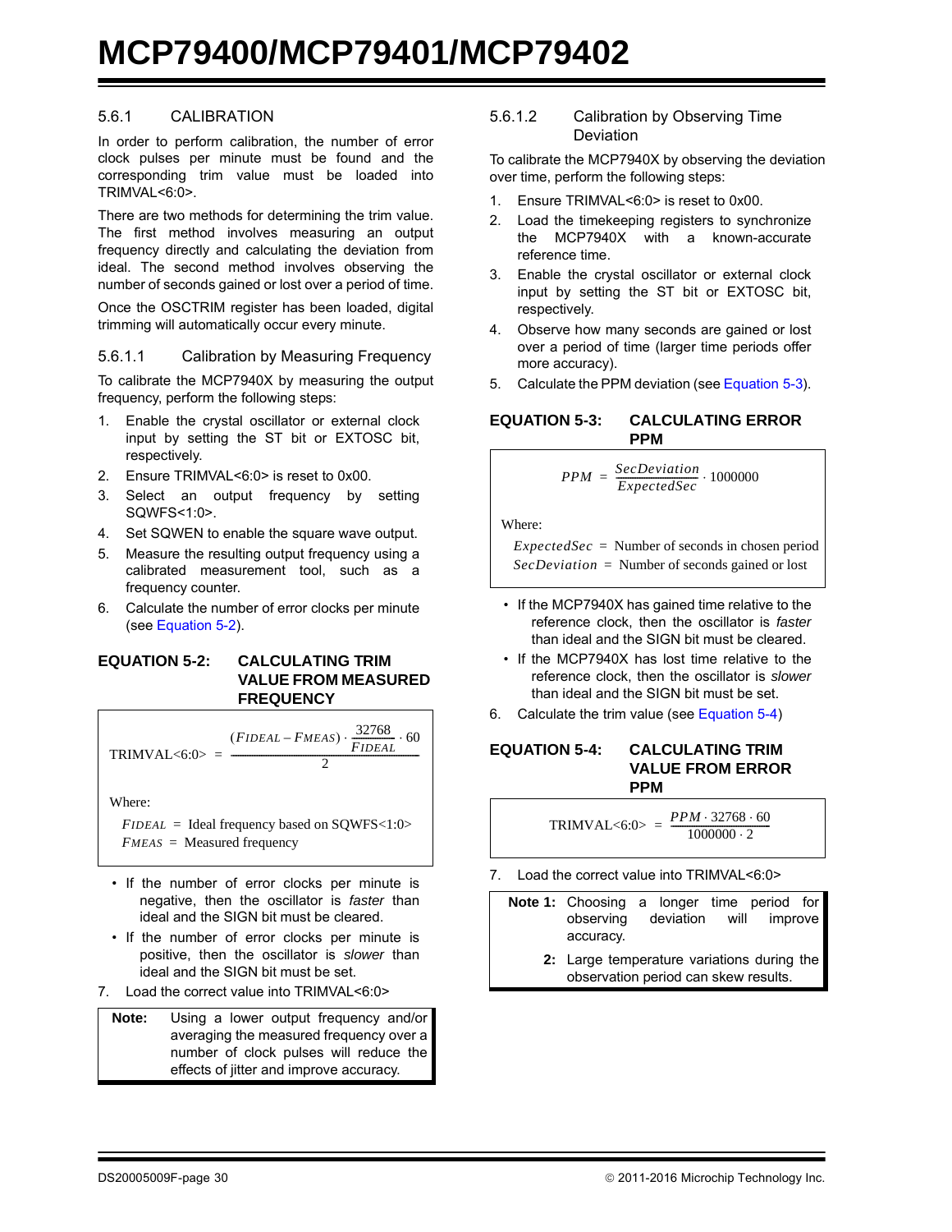### 5.6.1 CALIBRATION

In order to perform calibration, the number of error clock pulses per minute must be found and the corresponding trim value must be loaded into TRIMVAL<6:0>.

There are two methods for determining the trim value. The first method involves measuring an output frequency directly and calculating the deviation from ideal. The second method involves observing the number of seconds gained or lost over a period of time.

Once the OSCTRIM register has been loaded, digital trimming will automatically occur every minute.

#### 5.6.1.1 Calibration by Measuring Frequency

To calibrate the MCP7940X by measuring the output frequency, perform the following steps:

1. Enable the crystal oscillator or external clock input by setting the ST bit or EXTOSC bit, respectively.
2. Ensure TRIMVAL<6:0> is reset to 0x00.
3. Select an output frequency by setting SQWFS<1:0>.
4. Set SQWEN to enable the square wave output.
5. Measure the resulting output frequency using a calibrated measurement tool, such as a frequency counter.
6. Calculate the number of error clocks per minute (see Equation 5-2).

**EQUATION 5-2: CALCULATING TRIM VALUE FROM MEASURED FREQUENCY**

$$TRIMVAL<6:0> = \frac{(FIDEAL - FMEAS) \cdot \frac{32768}{FIDEAL} \cdot 60}{2}$$

Where:

$FIDEAL$ = Ideal frequency based on SQWFS<1:0>
$FMEAS$ = Measured frequency

- If the number of error clocks per minute is negative, then the oscillator is *faster* than ideal and the SIGN bit must be cleared.
- If the number of error clocks per minute is positive, then the oscillator is *slower* than ideal and the SIGN bit must be set.

7. Load the correct value into TRIMVAL<6:0>

> **Note:** Using a lower output frequency and/or averaging the measured frequency over a number of clock pulses will reduce the effects of jitter and improve accuracy.

#### 5.6.1.2 Calibration by Observing Time Deviation

To calibrate the MCP7940X by observing the deviation over time, perform the following steps:

1. Ensure TRIMVAL<6:0> is reset to 0x00.
2. Load the timekeeping registers to synchronize the MCP7940X with a known-accurate reference time.
3. Enable the crystal oscillator or external clock input by setting the ST bit or EXTOSC bit, respectively.
4. Observe how many seconds are gained or lost over a period of time (larger time periods offer more accuracy).
5. Calculate the PPM deviation (see Equation 5-3).

**EQUATION 5-3: CALCULATING ERROR PPM**

$$PPM = \frac{SecDeviation}{ExpectedSec} \cdot 1000000$$

Where:

$ExpectedSec$ = Number of seconds in chosen period
$SecDeviation$ = Number of seconds gained or lost

- If the MCP7940X has gained time relative to the reference clock, then the oscillator is *faster* than ideal and the SIGN bit must be cleared.
- If the MCP7940X has lost time relative to the reference clock, then the oscillator is *slower* than ideal and the SIGN bit must be set.

6. Calculate the trim value (see Equation 5-4)

**EQUATION 5-4: CALCULATING TRIM VALUE FROM ERROR PPM**

$$TRIMVAL<6:0> = \frac{PPM \cdot 32768 \cdot 60}{1000000 \cdot 2}$$

7. Load the correct value into TRIMVAL<6:0>

> **Note 1:** Choosing a longer time period for observing deviation will improve accuracy.
>
> **2:** Large temperature variations during the observation period can skew results.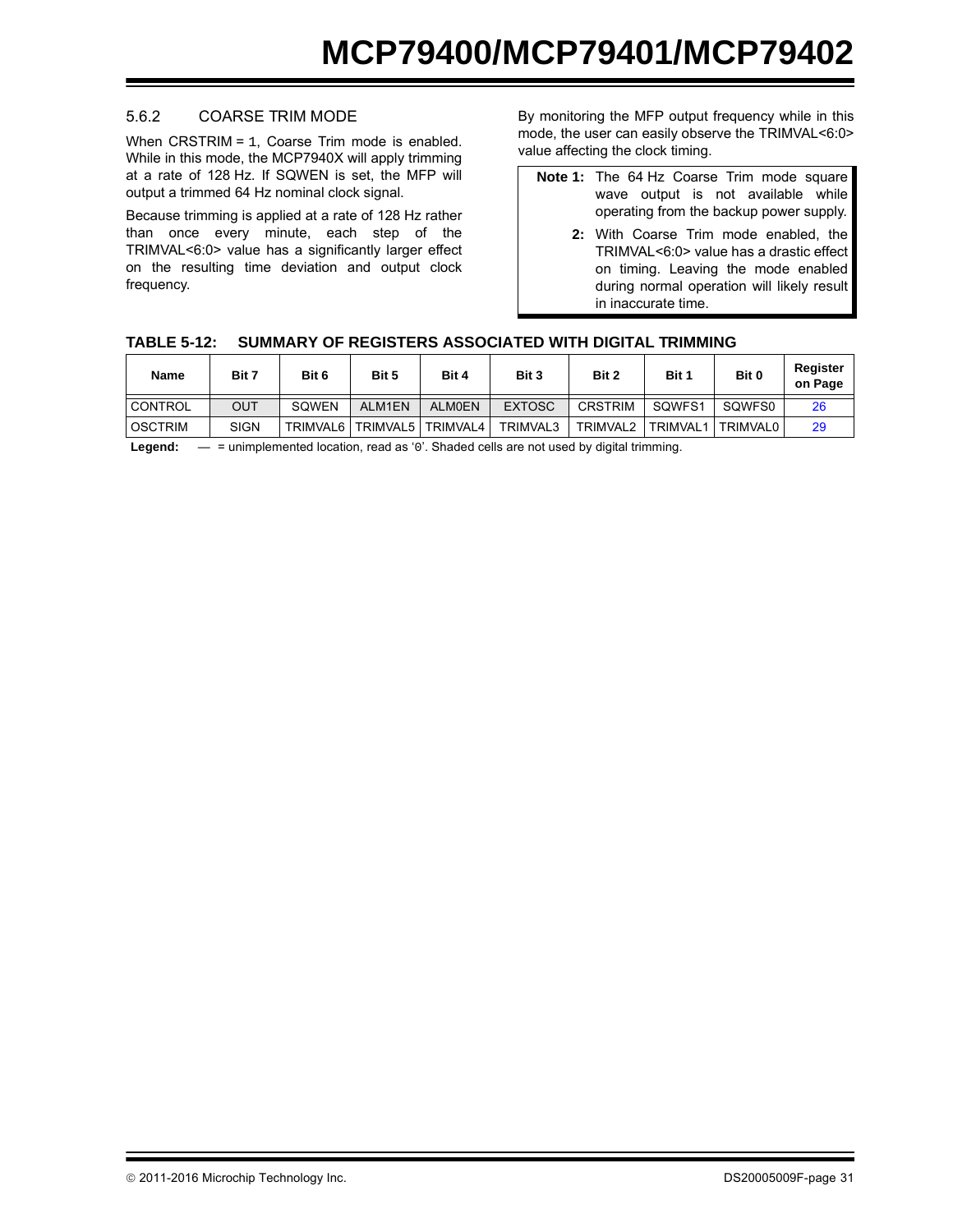### 5.6.2 COARSE TRIM MODE

When CRSTRIM = 1, Coarse Trim mode is enabled. While in this mode, the MCP7940X will apply trimming at a rate of 128 Hz. If SQWEN is set, the MFP will output a trimmed 64 Hz nominal clock signal.

Because trimming is applied at a rate of 128 Hz rather than once every minute, each step of the TRIMVAL<6:0> value has a significantly larger effect on the resulting time deviation and output clock frequency.

By monitoring the MFP output frequency while in this mode, the user can easily observe the TRIMVAL<6:0> value affecting the clock timing.

> **Note 1:** The 64 Hz Coarse Trim mode square wave output is not available while operating from the backup power supply.
>
> **2:** With Coarse Trim mode enabled, the TRIMVAL<6:0> value has a drastic effect on timing. Leaving the mode enabled during normal operation will likely result in inaccurate time.

**TABLE 5-12: SUMMARY OF REGISTERS ASSOCIATED WITH DIGITAL TRIMMING**

| Name | Bit 7 | Bit 6 | Bit 5 | Bit 4 | Bit 3 | Bit 2 | Bit 1 | Bit 0 | Register on Page |
|---|---|---|---|---|---|---|---|---|---|
| CONTROL | OUT | SQWEN | ALM1EN | ALM0EN | EXTOSC | CRSTRIM | SQWFS1 | SQWFS0 | 26 |
| OSCTRIM | SIGN | TRIMVAL6 | TRIMVAL5 | TRIMVAL4 | TRIMVAL3 | TRIMVAL2 | TRIMVAL1 | TRIMVAL0 | 29 |

**Legend:** — = unimplemented location, read as '0'. Shaded cells are not used by digital trimming.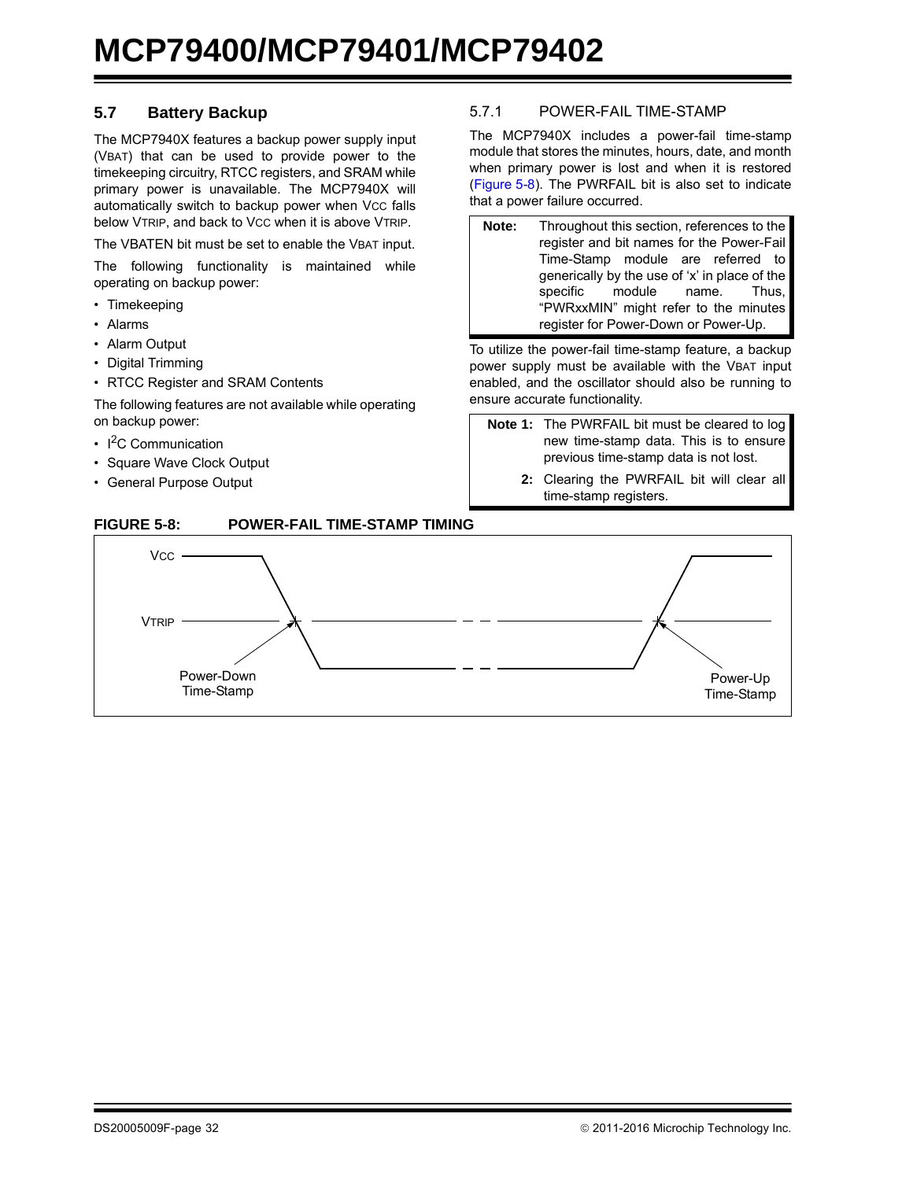## 5.7 Battery Backup

The MCP7940X features a backup power supply input ($V_{BAT}$) that can be used to provide power to the timekeeping circuitry, RTCC registers, and SRAM while primary power is unavailable. The MCP7940X will automatically switch to backup power when $V_{CC}$ falls below $V_{TRIP}$, and back to $V_{CC}$ when it is above $V_{TRIP}$.

The VBATEN bit must be set to enable the $V_{BAT}$ input.

The following functionality is maintained while operating on backup power:

- Timekeeping
- Alarms
- Alarm Output
- Digital Trimming
- RTCC Register and SRAM Contents

The following features are not available while operating on backup power:

- I$^2$C Communication
- Square Wave Clock Output
- General Purpose Output

### 5.7.1 POWER-FAIL TIME-STAMP

The MCP7940X includes a power-fail time-stamp module that stores the minutes, hours, date, and month when primary power is lost and when it is restored (Figure 5-8). The PWRFAIL bit is also set to indicate that a power failure occurred.

> **Note:** Throughout this section, references to the register and bit names for the Power-Fail Time-Stamp module are referred to generically by the use of 'x' in place of the specific module name. Thus, "PWRxxMIN" might refer to the minutes register for Power-Down or Power-Up.

To utilize the power-fail time-stamp feature, a backup power supply must be available with the $V_{BAT}$ input enabled, and the oscillator should also be running to ensure accurate functionality.

> **Note 1:** The PWRFAIL bit must be cleared to log new time-stamp data. This is to ensure previous time-stamp data is not lost.
>
> **2:** Clearing the PWRFAIL bit will clear all time-stamp registers.

**FIGURE 5-8: POWER-FAIL TIME-STAMP TIMING**

$V_{CC}$ / $V_{TRIP}$ — Power-Down Time-Stamp — Power-Up Time-Stamp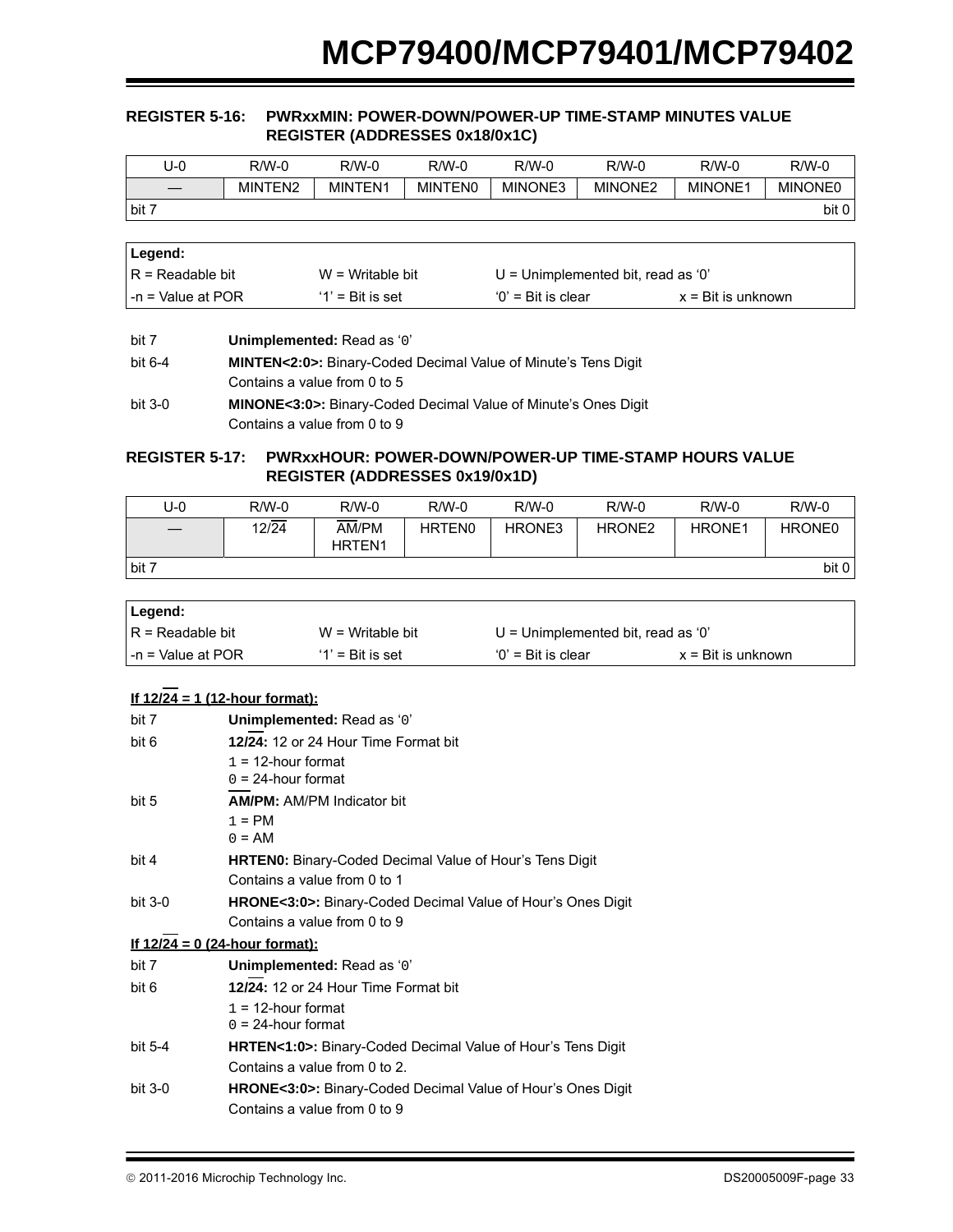### REGISTER 5-16: PWRxxMIN: POWER-DOWN/POWER-UP TIME-STAMP MINUTES VALUE REGISTER (ADDRESSES 0x18/0x1C)

| U-0 | R/W-0 | R/W-0 | R/W-0 | R/W-0 | R/W-0 | R/W-0 | R/W-0 |
|---|---|---|---|---|---|---|---|
| — | MINTEN2 | MINTEN1 | MINTEN0 | MINONE3 | MINONE2 | MINONE1 | MINONE0 |
| bit 7 | | | | | | | bit 0 |

| Legend: | | | |
|---|---|---|---|
| R = Readable bit | W = Writable bit | U = Unimplemented bit, read as ‘0’ | |
| -n = Value at POR | ‘1’ = Bit is set | ‘0’ = Bit is clear | x = Bit is unknown |

bit 7 **Unimplemented:** Read as ‘0’

bit 6-4 **MINTEN<2:0>:** Binary-Coded Decimal Value of Minute’s Tens Digit
Contains a value from 0 to 5

bit 3-0 **MINONE<3:0>:** Binary-Coded Decimal Value of Minute’s Ones Digit
Contains a value from 0 to 9

### REGISTER 5-17: PWRxxHOUR: POWER-DOWN/POWER-UP TIME-STAMP HOURS VALUE REGISTER (ADDRESSES 0x19/0x1D)

| U-0 | R/W-0 | R/W-0 | R/W-0 | R/W-0 | R/W-0 | R/W-0 | R/W-0 |
|---|---|---|---|---|---|---|---|
| — | 12/$\overline{24}$ | $\overline{AM}$/PM HRTEN1 | HRTEN0 | HRONE3 | HRONE2 | HRONE1 | HRONE0 |
| bit 7 | | | | | | | bit 0 |

| Legend: | | | |
|---|---|---|---|
| R = Readable bit | W = Writable bit | U = Unimplemented bit, read as ‘0’ | |
| -n = Value at POR | ‘1’ = Bit is set | ‘0’ = Bit is clear | x = Bit is unknown |

**If 12/$\overline{24}$ = 1 (12-hour format):**

bit 7 **Unimplemented:** Read as ‘0’

bit 6 **12/$\overline{24}$:** 12 or 24 Hour Time Format bit
1 = 12-hour format
0 = 24-hour format

bit 5 **$\overline{AM}$/PM:** AM/PM Indicator bit
1 = PM
0 = AM

bit 4 **HRTEN0:** Binary-Coded Decimal Value of Hour’s Tens Digit
Contains a value from 0 to 1

bit 3-0 **HRONE<3:0>:** Binary-Coded Decimal Value of Hour’s Ones Digit
Contains a value from 0 to 9

**If 12/$\overline{24}$ = 0 (24-hour format):**

bit 7 **Unimplemented:** Read as ‘0’

bit 6 **12/$\overline{24}$:** 12 or 24 Hour Time Format bit
1 = 12-hour format
0 = 24-hour format

bit 5-4 **HRTEN<1:0>:** Binary-Coded Decimal Value of Hour’s Tens Digit
Contains a value from 0 to 2.

bit 3-0 **HRONE<3:0>:** Binary-Coded Decimal Value of Hour’s Ones Digit
Contains a value from 0 to 9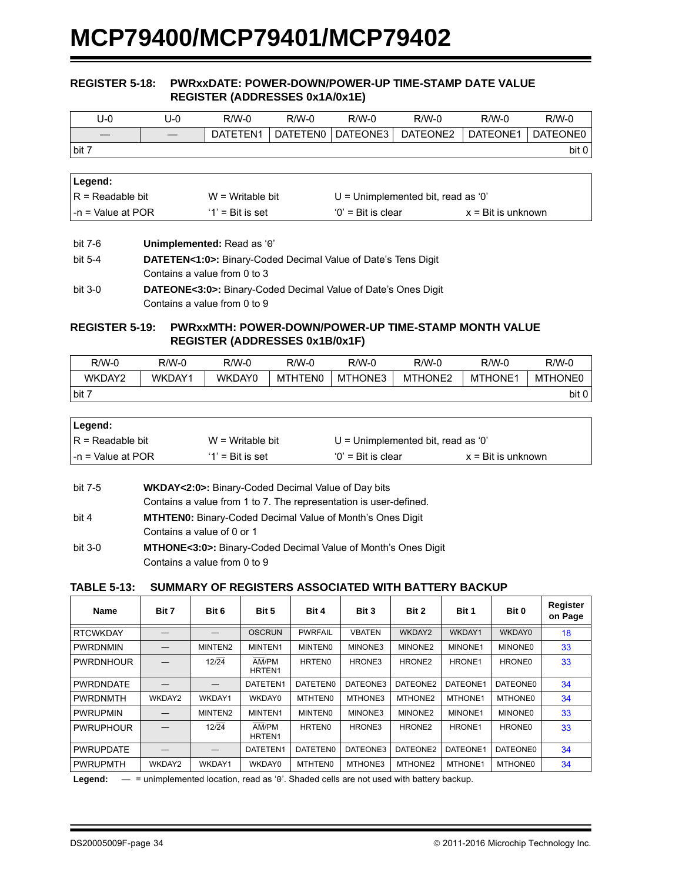### REGISTER 5-18: PWRxxDATE: POWER-DOWN/POWER-UP TIME-STAMP DATE VALUE REGISTER (ADDRESSES 0x1A/0x1E)

| U-0 | U-0 | R/W-0 | R/W-0 | R/W-0 | R/W-0 | R/W-0 | R/W-0 |
|---|---|---|---|---|---|---|---|
| — | — | DATETEN1 | DATETEN0 | DATEONE3 | DATEONE2 | DATEONE1 | DATEONE0 |
| bit 7 | | | | | | | bit 0 |

| Legend: | | | |
|---|---|---|---|
| R = Readable bit | W = Writable bit | U = Unimplemented bit, read as '0' | |
| -n = Value at POR | '1' = Bit is set | '0' = Bit is clear | x = Bit is unknown |

bit 7-6 **Unimplemented:** Read as '0'

bit 5-4 **DATETEN<1:0>:** Binary-Coded Decimal Value of Date's Tens Digit
Contains a value from 0 to 3

bit 3-0 **DATEONE<3:0>:** Binary-Coded Decimal Value of Date's Ones Digit
Contains a value from 0 to 9

### REGISTER 5-19: PWRxxMTH: POWER-DOWN/POWER-UP TIME-STAMP MONTH VALUE REGISTER (ADDRESSES 0x1B/0x1F)

| R/W-0 | R/W-0 | R/W-0 | R/W-0 | R/W-0 | R/W-0 | R/W-0 | R/W-0 |
|---|---|---|---|---|---|---|---|
| WKDAY2 | WKDAY1 | WKDAY0 | MTHTEN0 | MTHONE3 | MTHONE2 | MTHONE1 | MTHONE0 |
| bit 7 | | | | | | | bit 0 |

| Legend: | | | |
|---|---|---|---|
| R = Readable bit | W = Writable bit | U = Unimplemented bit, read as '0' | |
| -n = Value at POR | '1' = Bit is set | '0' = Bit is clear | x = Bit is unknown |

bit 7-5 **WKDAY<2:0>:** Binary-Coded Decimal Value of Day bits
Contains a value from 1 to 7. The representation is user-defined.

bit 4 **MTHTEN0:** Binary-Coded Decimal Value of Month's Ones Digit
Contains a value of 0 or 1

bit 3-0 **MTHONE<3:0>:** Binary-Coded Decimal Value of Month's Ones Digit
Contains a value from 0 to 9

### TABLE 5-13: SUMMARY OF REGISTERS ASSOCIATED WITH BATTERY BACKUP

| Name | Bit 7 | Bit 6 | Bit 5 | Bit 4 | Bit 3 | Bit 2 | Bit 1 | Bit 0 | Register on Page |
|---|---|---|---|---|---|---|---|---|---|
| RTCWKDAY | — | — | OSCRUN | PWRFAIL | VBATEN | WKDAY2 | WKDAY1 | WKDAY0 | 18 |
| PWRDNMIN | — | MINTEN2 | MINTEN1 | MINTEN0 | MINONE3 | MINONE2 | MINONE1 | MINONE0 | 33 |
| PWRDNHOUR | — | 12/$\overline{24}$ | $\overline{AM}$/PM HRTEN1 | HRTEN0 | HRONE3 | HRONE2 | HRONE1 | HRONE0 | 33 |
| PWRDNDATE | — | — | DATETEN1 | DATETEN0 | DATEONE3 | DATEONE2 | DATEONE1 | DATEONE0 | 34 |
| PWRDNMTH | WKDAY2 | WKDAY1 | WKDAY0 | MTHTEN0 | MTHONE3 | MTHONE2 | MTHONE1 | MTHONE0 | 34 |
| PWRUPMIN | — | MINTEN2 | MINTEN1 | MINTEN0 | MINONE3 | MINONE2 | MINONE1 | MINONE0 | 33 |
| PWRUPHOUR | — | 12/$\overline{24}$ | $\overline{AM}$/PM HRTEN1 | HRTEN0 | HRONE3 | HRONE2 | HRONE1 | HRONE0 | 33 |
| PWRUPDATE | — | — | DATETEN1 | DATETEN0 | DATEONE3 | DATEONE2 | DATEONE1 | DATEONE0 | 34 |
| PWRUPMTH | WKDAY2 | WKDAY1 | WKDAY0 | MTHTEN0 | MTHONE3 | MTHONE2 | MTHONE1 | MTHONE0 | 34 |

**Legend:** — = unimplemented location, read as '0'. Shaded cells are not used with battery backup.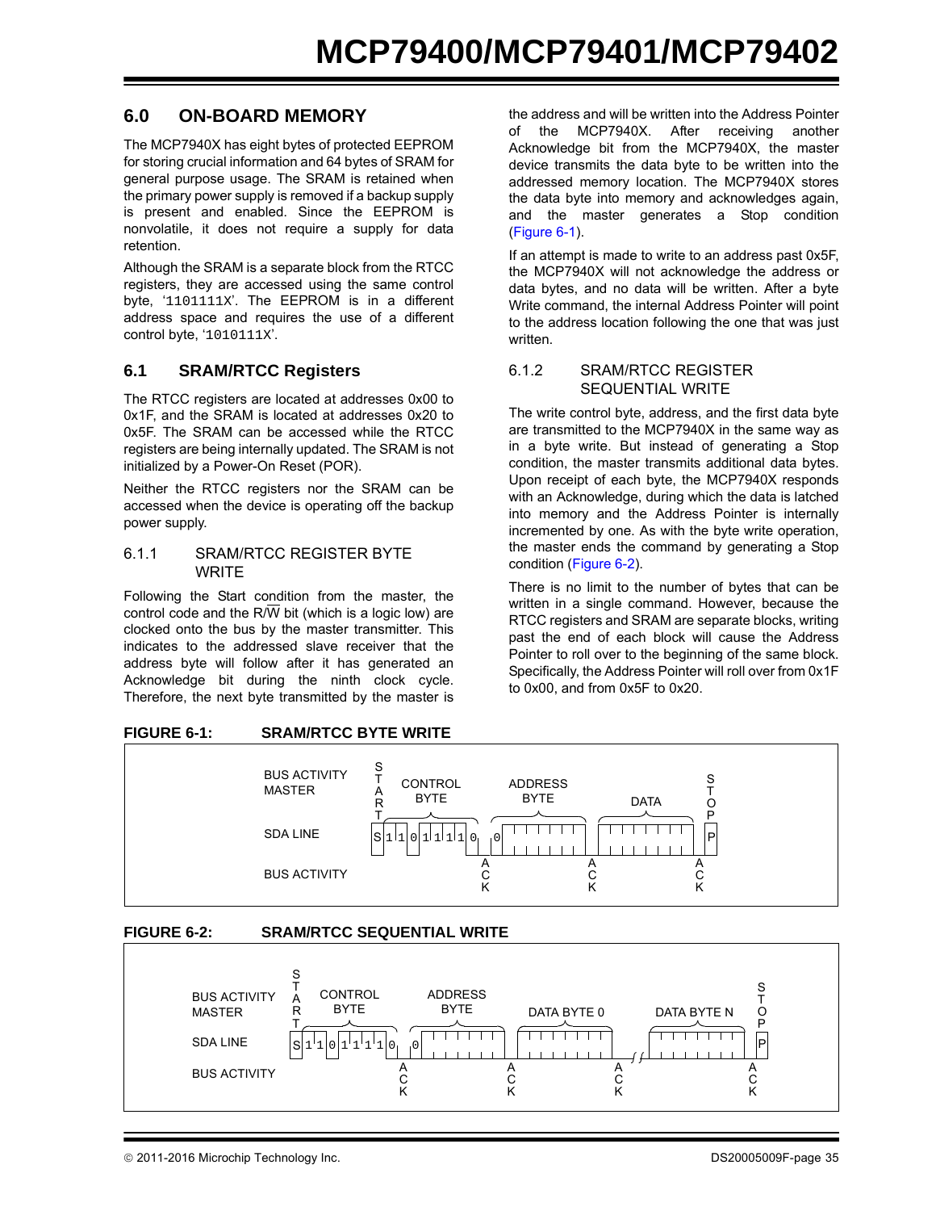## 6.0 ON-BOARD MEMORY

The MCP7940X has eight bytes of protected EEPROM for storing crucial information and 64 bytes of SRAM for general purpose usage. The SRAM is retained when the primary power supply is removed if a backup supply is present and enabled. Since the EEPROM is nonvolatile, it does not require a supply for data retention.

Although the SRAM is a separate block from the RTCC registers, they are accessed using the same control byte, '1101111X'. The EEPROM is in a different address space and requires the use of a different control byte, '1010111X'.

### 6.1 SRAM/RTCC Registers

The RTCC registers are located at addresses 0x00 to 0x1F, and the SRAM is located at addresses 0x20 to 0x5F. The SRAM can be accessed while the RTCC registers are being internally updated. The SRAM is not initialized by a Power-On Reset (POR).

Neither the RTCC registers nor the SRAM can be accessed when the device is operating off the backup power supply.

#### 6.1.1 SRAM/RTCC REGISTER BYTE WRITE

Following the Start condition from the master, the control code and the R/$\overline{W}$ bit (which is a logic low) are clocked onto the bus by the master transmitter. This indicates to the addressed slave receiver that the address byte will follow after it has generated an Acknowledge bit during the ninth clock cycle. Therefore, the next byte transmitted by the master is the address and will be written into the Address Pointer of the MCP7940X. After receiving another Acknowledge bit from the MCP7940X, the master device transmits the data byte to be written into the addressed memory location. The MCP7940X stores the data byte into memory and acknowledges again, and the master generates a Stop condition (Figure 6-1).

If an attempt is made to write to an address past 0x5F, the MCP7940X will not acknowledge the address or data bytes, and no data will be written. After a byte Write command, the internal Address Pointer will point to the address location following the one that was just written.

#### 6.1.2 SRAM/RTCC REGISTER SEQUENTIAL WRITE

The write control byte, address, and the first data byte are transmitted to the MCP7940X in the same way as in a byte write. But instead of generating a Stop condition, the master transmits additional data bytes. Upon receipt of each byte, the MCP7940X responds with an Acknowledge, during which the data is latched into memory and the Address Pointer is internally incremented by one. As with the byte write operation, the master ends the command by generating a Stop condition (Figure 6-2).

There is no limit to the number of bytes that can be written in a single command. However, because the RTCC registers and SRAM are separate blocks, writing past the end of each block will cause the Address Pointer to roll over to the beginning of the same block. Specifically, the Address Pointer will roll over from 0x1F to 0x00, and from 0x5F to 0x20.

**FIGURE 6-1: SRAM/RTCC BYTE WRITE**

| | | | | | |
|---|---|---|---|---|---|
| BUS ACTIVITY MASTER | START | CONTROL BYTE | ADDRESS BYTE | DATA | STOP |
| SDA LINE | S | 1 1 0 1 1 1 1 0 | 0 | | P |
| BUS ACTIVITY | | ACK | ACK | ACK | |

**FIGURE 6-2: SRAM/RTCC SEQUENTIAL WRITE**

| | | | | | | |
|---|---|---|---|---|---|---|
| BUS ACTIVITY MASTER | START | CONTROL BYTE | ADDRESS BYTE | DATA BYTE 0 | DATA BYTE N | STOP |
| SDA LINE | S | 1 1 0 1 1 1 1 0 | 0 | | | P |
| BUS ACTIVITY | | ACK | ACK | ACK | ACK | |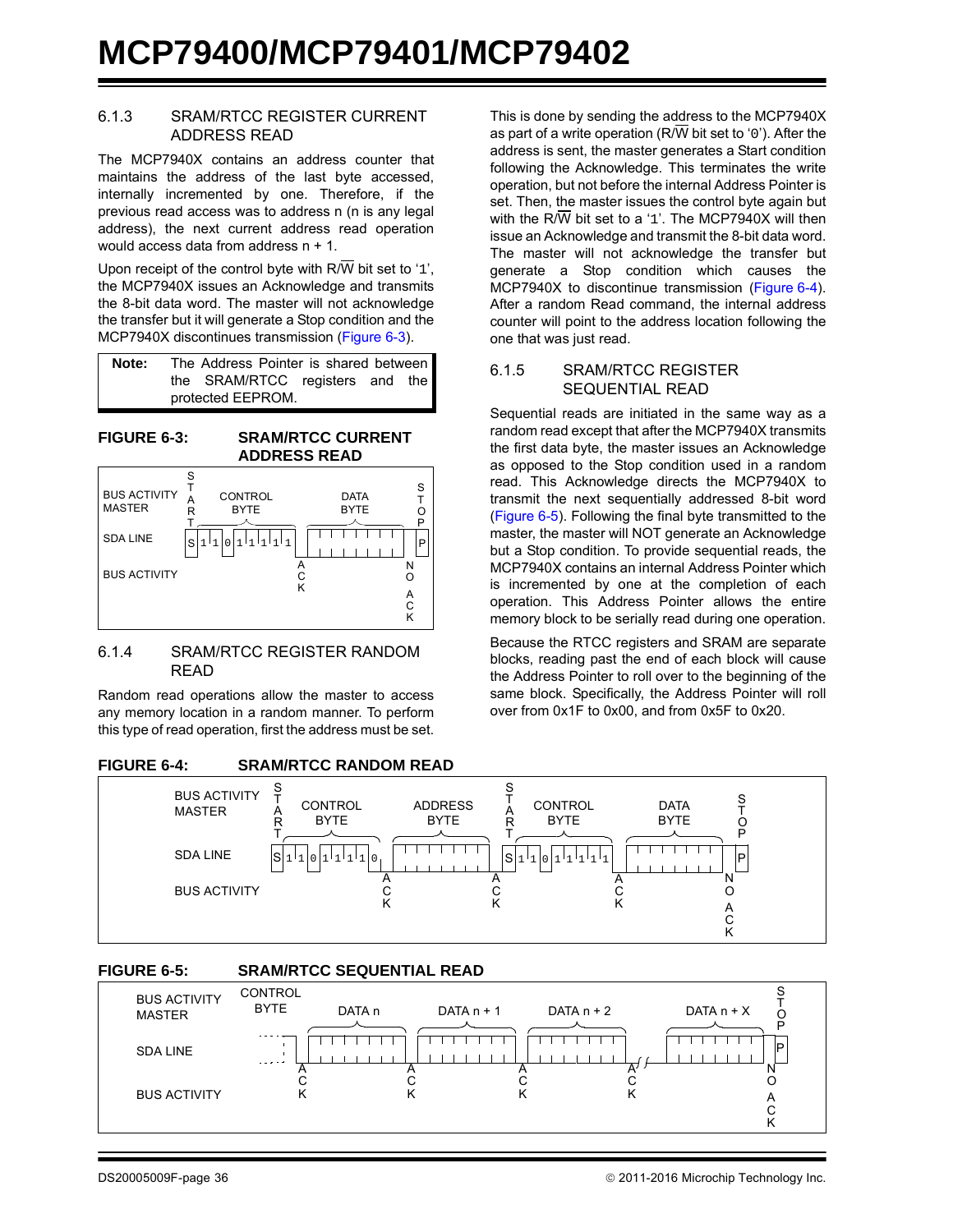### 6.1.3 SRAM/RTCC REGISTER CURRENT ADDRESS READ

The MCP7940X contains an address counter that maintains the address of the last byte accessed, internally incremented by one. Therefore, if the previous read access was to address n (n is any legal address), the next current address read operation would access data from address n + 1.

Upon receipt of the control byte with R/W bit set to ‘1’, the MCP7940X issues an Acknowledge and transmits the 8-bit data word. The master will not acknowledge the transfer but it will generate a Stop condition and the MCP7940X discontinues transmission (Figure 6-3).

> **Note:** The Address Pointer is shared between the SRAM/RTCC registers and the protected EEPROM.

**FIGURE 6-3: SRAM/RTCC CURRENT ADDRESS READ**

```
BUS ACTIVITY   START   CONTROL BYTE          DATA BYTE         STOP
MASTER
SDA LINE       S 1 1 0 1 1 1 1 1   |   _ _ _ _ _ _ _ _   P
BUS ACTIVITY                     ACK                  NO ACK
```

### 6.1.4 SRAM/RTCC REGISTER RANDOM READ

Random read operations allow the master to access any memory location in a random manner. To perform this type of read operation, first the address must be set. This is done by sending the address to the MCP7940X as part of a write operation (R/W bit set to ‘0’). After the address is sent, the master generates a Start condition following the Acknowledge. This terminates the write operation, but not before the internal Address Pointer is set. Then, the master issues the control byte again but with the R/W bit set to a ‘1’. The MCP7940X will then issue an Acknowledge and transmit the 8-bit data word. The master will not acknowledge the transfer but generate a Stop condition which causes the MCP7940X to discontinue transmission (Figure 6-4). After a random Read command, the internal address counter will point to the address location following the one that was just read.

### 6.1.5 SRAM/RTCC REGISTER SEQUENTIAL READ

Sequential reads are initiated in the same way as a random read except that after the MCP7940X transmits the first data byte, the master issues an Acknowledge as opposed to the Stop condition used in a random read. This Acknowledge directs the MCP7940X to transmit the next sequentially addressed 8-bit word (Figure 6-5). Following the final byte transmitted to the master, the master will NOT generate an Acknowledge but a Stop condition. To provide sequential reads, the MCP7940X contains an internal Address Pointer which is incremented by one at the completion of each operation. This Address Pointer allows the entire memory block to be serially read during one operation.

Because the RTCC registers and SRAM are separate blocks, reading past the end of each block will cause the Address Pointer to roll over to the beginning of the same block. Specifically, the Address Pointer will roll over from 0x1F to 0x00, and from 0x5F to 0x20.

**FIGURE 6-4: SRAM/RTCC RANDOM READ**

```
BUS ACTIVITY   START  CONTROL BYTE     ADDRESS BYTE     START  CONTROL BYTE     DATA BYTE      STOP
MASTER
SDA LINE       S 1 1 0 1 1 1 1 0 | _ _ _ _ _ _ _ _ | S 1 1 0 1 1 1 1 1 | _ _ _ _ _ _ _ _ | P
BUS ACTIVITY                   ACK              ACK                ACK             NO ACK
```

**FIGURE 6-5: SRAM/RTCC SEQUENTIAL READ**

```
BUS ACTIVITY   CONTROL BYTE   DATA n     DATA n + 1    DATA n + 2   //   DATA n + X    STOP
MASTER
SDA LINE       . . . . |      ________   ________      ________     //   ________      P
BUS ACTIVITY          ACK          ACK           ACK           ACK              NO ACK
```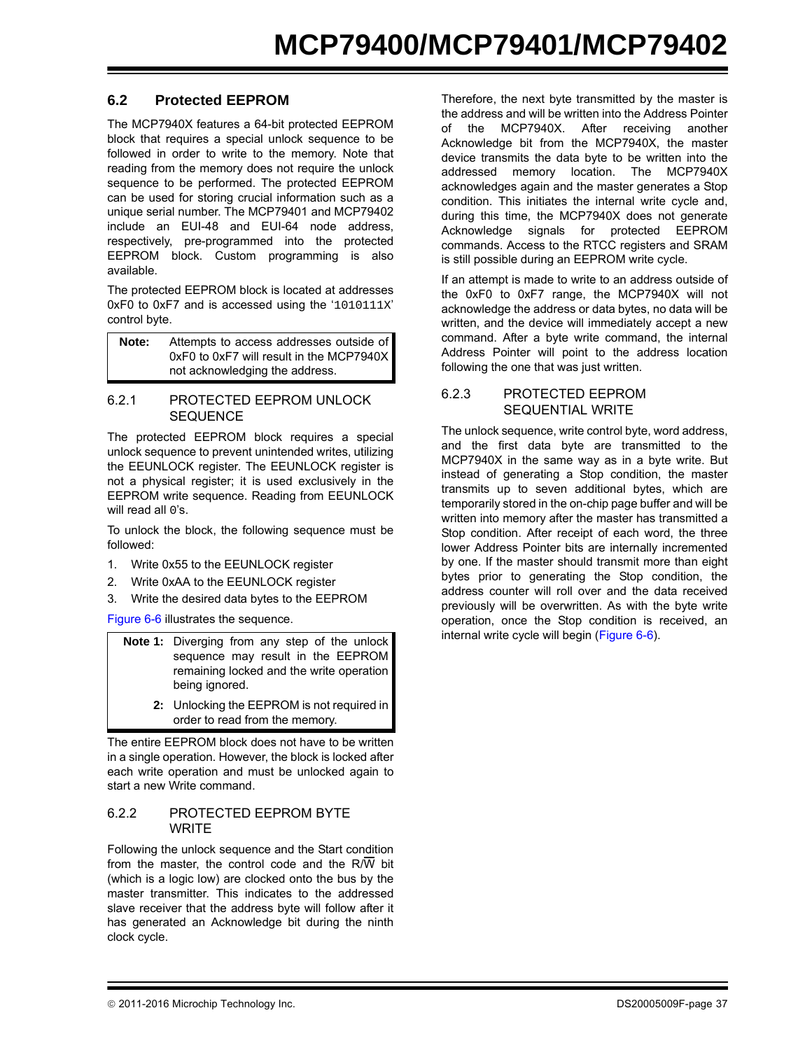## 6.2 Protected EEPROM

The MCP7940X features a 64-bit protected EEPROM block that requires a special unlock sequence to be followed in order to write to the memory. Note that reading from the memory does not require the unlock sequence to be performed. The protected EEPROM can be used for storing crucial information such as a unique serial number. The MCP79401 and MCP79402 include an EUI-48 and EUI-64 node address, respectively, pre-programmed into the protected EEPROM block. Custom programming is also available.

The protected EEPROM block is located at addresses 0xF0 to 0xF7 and is accessed using the '1010111X' control byte.

> **Note:** Attempts to access addresses outside of 0xF0 to 0xF7 will result in the MCP7940X not acknowledging the address.

### 6.2.1 PROTECTED EEPROM UNLOCK SEQUENCE

The protected EEPROM block requires a special unlock sequence to prevent unintended writes, utilizing the EEUNLOCK register. The EEUNLOCK register is not a physical register; it is used exclusively in the EEPROM write sequence. Reading from EEUNLOCK will read all 0's.

To unlock the block, the following sequence must be followed:

1. Write 0x55 to the EEUNLOCK register
2. Write 0xAA to the EEUNLOCK register
3. Write the desired data bytes to the EEPROM

Figure 6-6 illustrates the sequence.

> **Note 1:** Diverging from any step of the unlock sequence may result in the EEPROM remaining locked and the write operation being ignored.
>
> **2:** Unlocking the EEPROM is not required in order to read from the memory.

The entire EEPROM block does not have to be written in a single operation. However, the block is locked after each write operation and must be unlocked again to start a new Write command.

### 6.2.2 PROTECTED EEPROM BYTE WRITE

Following the unlock sequence and the Start condition from the master, the control code and the R/$\overline{W}$ bit (which is a logic low) are clocked onto the bus by the master transmitter. This indicates to the addressed slave receiver that the address byte will follow after it has generated an Acknowledge bit during the ninth clock cycle. Therefore, the next byte transmitted by the master is the address and will be written into the Address Pointer of the MCP7940X. After receiving another Acknowledge bit from the MCP7940X, the master device transmits the data byte to be written into the addressed memory location. The MCP7940X acknowledges again and the master generates a Stop condition. This initiates the internal write cycle and, during this time, the MCP7940X does not generate Acknowledge signals for protected EEPROM commands. Access to the RTCC registers and SRAM is still possible during an EEPROM write cycle.

If an attempt is made to write to an address outside of the 0xF0 to 0xF7 range, the MCP7940X will not acknowledge the address or data bytes, no data will be written, and the device will immediately accept a new command. After a byte write command, the internal Address Pointer will point to the address location following the one that was just written.

### 6.2.3 PROTECTED EEPROM SEQUENTIAL WRITE

The unlock sequence, write control byte, word address, and the first data byte are transmitted to the MCP7940X in the same way as in a byte write. But instead of generating a Stop condition, the master transmits up to seven additional bytes, which are temporarily stored in the on-chip page buffer and will be written into memory after the master has transmitted a Stop condition. After receipt of each word, the three lower Address Pointer bits are internally incremented by one. If the master should transmit more than eight bytes prior to generating the Stop condition, the address counter will roll over and the data received previously will be overwritten. As with the byte write operation, once the Stop condition is received, an internal write cycle will begin (Figure 6-6).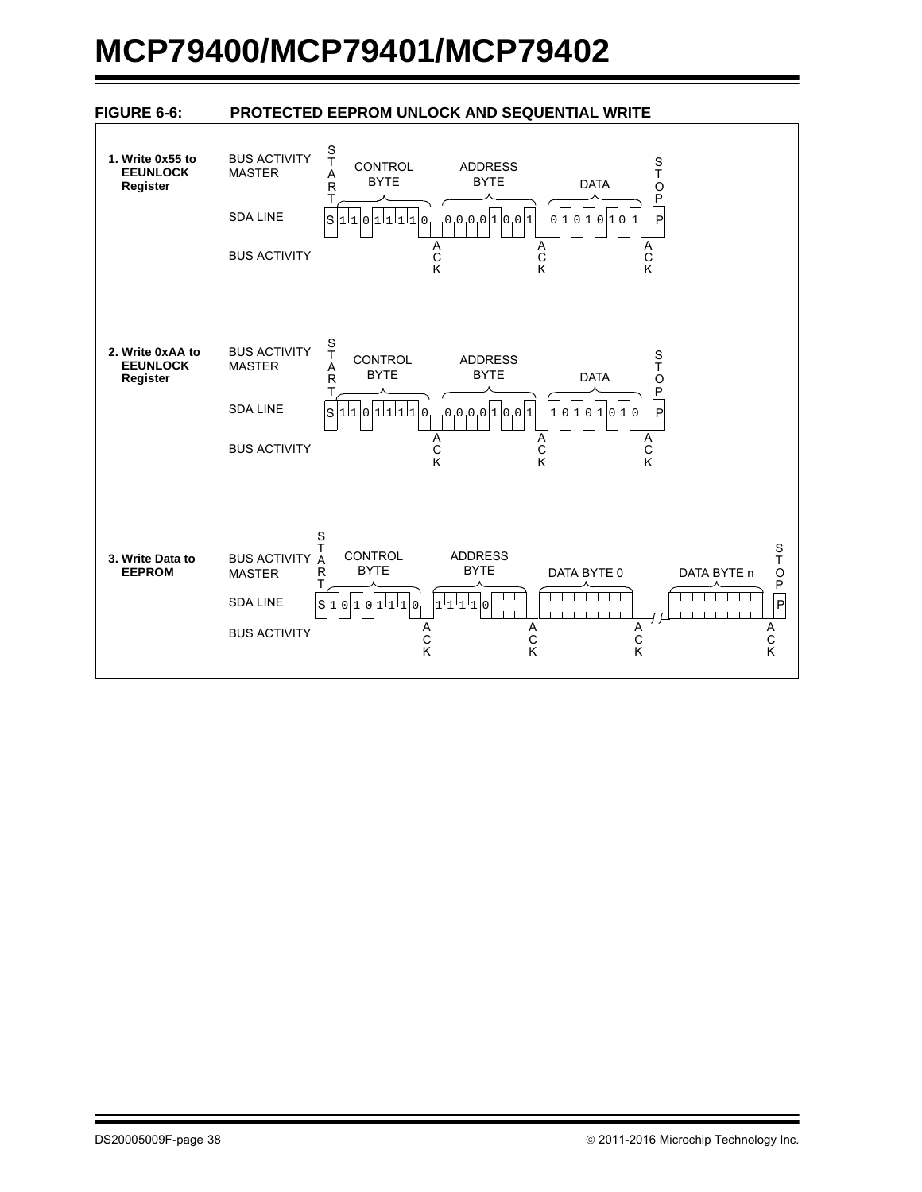**FIGURE 6-6: PROTECTED EEPROM UNLOCK AND SEQUENTIAL WRITE**

**1. Write 0x55 to EEUNLOCK Register**

| BUS ACTIVITY MASTER | START | CONTROL BYTE | | ADDRESS BYTE | | DATA | | STOP |
|---|---|---|---|---|---|---|---|---|
| SDA LINE | S | 1 1 0 1 1 1 1 0 | | 0 0 0 0 1 0 0 1 | | 0 1 0 1 0 1 0 1 | | P |
| BUS ACTIVITY | | | ACK | | ACK | | ACK | |

**2. Write 0xAA to EEUNLOCK Register**

| BUS ACTIVITY MASTER | START | CONTROL BYTE | | ADDRESS BYTE | | DATA | | STOP |
|---|---|---|---|---|---|---|---|---|
| SDA LINE | S | 1 1 0 1 1 1 1 0 | | 0 0 0 0 1 0 0 1 | | 1 0 1 0 1 0 1 0 | | P |
| BUS ACTIVITY | | | ACK | | ACK | | ACK | |

**3. Write Data to EEPROM**

| BUS ACTIVITY MASTER | START | CONTROL BYTE | | ADDRESS BYTE | | DATA BYTE 0 | | ... | DATA BYTE n | | STOP |
|---|---|---|---|---|---|---|---|---|---|---|---|
| SDA LINE | S | 1 0 1 0 1 1 1 0 | | 1 1 1 1 0 | | | | // | | | P |
| BUS ACTIVITY | | | ACK | | ACK | | ACK | | | ACK | |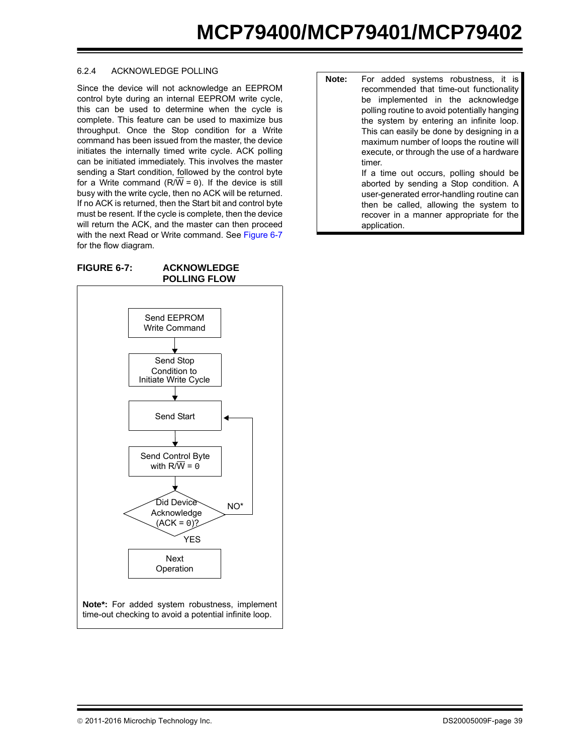### 6.2.4 ACKNOWLEDGE POLLING

Since the device will not acknowledge an EEPROM control byte during an internal EEPROM write cycle, this can be used to determine when the cycle is complete. This feature can be used to maximize bus throughput. Once the Stop condition for a Write command has been issued from the master, the device initiates the internally timed write cycle. ACK polling can be initiated immediately. This involves the master sending a Start condition, followed by the control byte for a Write command (R/$\overline{W}$ = 0). If the device is still busy with the write cycle, then no ACK will be returned. If no ACK is returned, then the Start bit and control byte must be resent. If the cycle is complete, then the device will return the ACK, and the master can then proceed with the next Read or Write command. See Figure 6-7 for the flow diagram.

**FIGURE 6-7: ACKNOWLEDGE POLLING FLOW**

Send EEPROM Write Command
→ Send Stop Condition to Initiate Write Cycle
→ Send Start
→ Send Control Byte with R/$\overline{W}$ = 0
→ Did Device Acknowledge (ACK = 0)?
- NO* → return to Send Start
- YES → Next Operation

**Note*:** For added system robustness, implement time-out checking to avoid a potential infinite loop.

| **Note:** | For added systems robustness, it is recommended that time-out functionality be implemented in the acknowledge polling routine to avoid potentially hanging the system by entering an infinite loop. This can easily be done by designing in a maximum number of loops the routine will execute, or through the use of a hardware timer. If a time out occurs, polling should be aborted by sending a Stop condition. A user-generated error-handling routine can then be called, allowing the system to recover in a manner appropriate for the application. |
|---|---|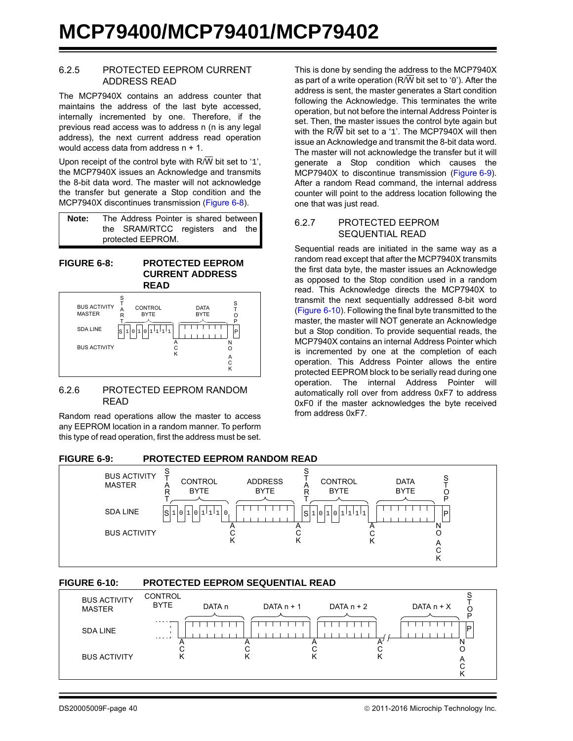### 6.2.5 PROTECTED EEPROM CURRENT ADDRESS READ

The MCP7940X contains an address counter that maintains the address of the last byte accessed, internally incremented by one. Therefore, if the previous read access was to address n (n is any legal address), the next current address read operation would access data from address n + 1.

Upon receipt of the control byte with R/W bit set to '1', the MCP7940X issues an Acknowledge and transmits the 8-bit data word. The master will not acknowledge the transfer but generate a Stop condition and the MCP7940X discontinues transmission (Figure 6-8).

> **Note:** The Address Pointer is shared between the SRAM/RTCC registers and the protected EEPROM.

**FIGURE 6-8: PROTECTED EEPROM CURRENT ADDRESS READ**

```
BUS ACTIVITY    S   CONTROL            DATA          S
MASTER          T   BYTE               BYTE          T
                A                                    O
                R                                    P
                T
SDA LINE        S|1|0|1|0|1|1|1|1|  |_|_|_|_|_|_|_|_|  P
BUS ACTIVITY                     A                  N
                                 C                  O
                                 K                  A
                                                    C
                                                    K
```

### 6.2.6 PROTECTED EEPROM RANDOM READ

Random read operations allow the master to access any EEPROM location in a random manner. To perform this type of read operation, first the address must be set. This is done by sending the address to the MCP7940X as part of a write operation (R/W bit set to '0'). After the address is sent, the master generates a Start condition following the Acknowledge. This terminates the write operation, but not before the internal Address Pointer is set. Then, the master issues the control byte again but with the R/W bit set to a '1'. The MCP7940X will then issue an Acknowledge and transmit the 8-bit data word. The master will not acknowledge the transfer but it will generate a Stop condition which causes the MCP7940X to discontinue transmission (Figure 6-9). After a random Read command, the internal address counter will point to the address location following the one that was just read.

### 6.2.7 PROTECTED EEPROM SEQUENTIAL READ

Sequential reads are initiated in the same way as a random read except that after the MCP7940X transmits the first data byte, the master issues an Acknowledge as opposed to the Stop condition used in a random read. This Acknowledge directs the MCP7940X to transmit the next sequentially addressed 8-bit word (Figure 6-10). Following the final byte transmitted to the master, the master will NOT generate an Acknowledge but a Stop condition. To provide sequential reads, the MCP7940X contains an internal Address Pointer which is incremented by one at the completion of each operation. This Address Pointer allows the entire protected EEPROM block to be serially read during one operation. The internal Address Pointer will automatically roll over from address 0xF7 to address 0xF0 if the master acknowledges the byte received from address 0xF7.

**FIGURE 6-9: PROTECTED EEPROM RANDOM READ**

```
BUS ACTIVITY   S  CONTROL         ADDRESS          S  CONTROL          DATA          S
MASTER         T  BYTE            BYTE             T  BYTE             BYTE          T
               A                                   A                                 O
               R                                   R                                 P
               T                                   T
SDA LINE       S|1|0|1|0|1|1|1|0|  |_|_|_|_|_|_|_|_|  S|1|0|1|0|1|1|1|1|  |_|_|_|_|_|_|_|_|  P
BUS ACTIVITY                    A                  A                  A                  N
                                C                  C                  C                  O
                                K                  K                  K                  A
                                                                                         C
                                                                                         K
```

**FIGURE 6-10: PROTECTED EEPROM SEQUENTIAL READ**

```
BUS ACTIVITY   CONTROL    DATA n       DATA n + 1     DATA n + 2        DATA n + X     S
MASTER         BYTE                                                                    T
                                                                                       O
                                                                                       P
SDA LINE       ....|  |_|_|_|_|_|_|_|_| |_|_|_|_|_|_|_|_| |_|_|_|_|_|_|_|_| // |_|_|_|_|_|_|_|_|  P
BUS ACTIVITY       A                  A                A                 A              N
                   C                  C                C                 C              O
                   K                  K                K                 K              A
                                                                                        C
                                                                                        K
```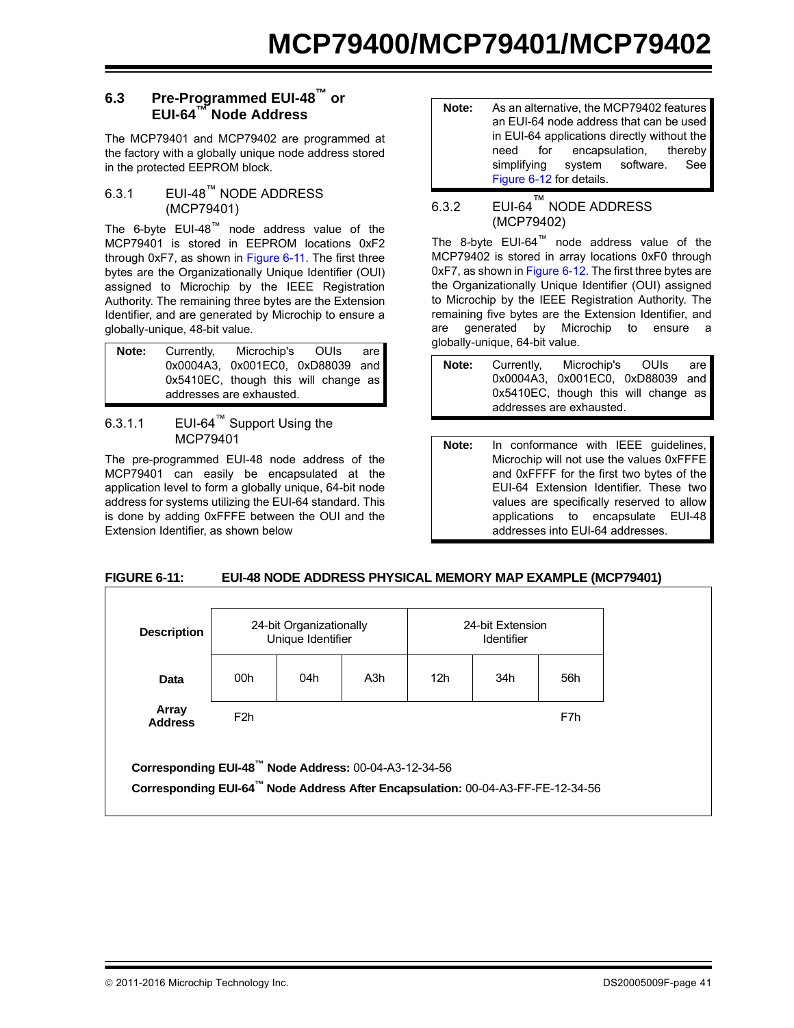## 6.3 Pre-Programmed EUI-48™ or EUI-64™ Node Address

The MCP79401 and MCP79402 are programmed at the factory with a globally unique node address stored in the protected EEPROM block.

### 6.3.1 EUI-48™ NODE ADDRESS (MCP79401)

The 6-byte EUI-48™ node address value of the MCP79401 is stored in EEPROM locations 0xF2 through 0xF7, as shown in Figure 6-11. The first three bytes are the Organizationally Unique Identifier (OUI) assigned to Microchip by the IEEE Registration Authority. The remaining three bytes are the Extension Identifier, and are generated by Microchip to ensure a globally-unique, 48-bit value.

> **Note:** Currently, Microchip's OUIs are 0x0004A3, 0x001EC0, 0xD88039 and 0x5410EC, though this will change as addresses are exhausted.

#### 6.3.1.1 EUI-64™ Support Using the MCP79401

The pre-programmed EUI-48 node address of the MCP79401 can easily be encapsulated at the application level to form a globally unique, 64-bit node address for systems utilizing the EUI-64 standard. This is done by adding 0xFFFE between the OUI and the Extension Identifier, as shown below

> **Note:** As an alternative, the MCP79402 features an EUI-64 node address that can be used in EUI-64 applications directly without the need for encapsulation, thereby simplifying system software. See Figure 6-12 for details.

### 6.3.2 EUI-64™ NODE ADDRESS (MCP79402)

The 8-byte EUI-64™ node address value of the MCP79402 is stored in array locations 0xF0 through 0xF7, as shown in Figure 6-12. The first three bytes are the Organizationally Unique Identifier (OUI) assigned to Microchip by the IEEE Registration Authority. The remaining five bytes are the Extension Identifier, and are generated by Microchip to ensure a globally-unique, 64-bit value.

> **Note:** Currently, Microchip's OUIs are 0x0004A3, 0x001EC0, 0xD88039 and 0x5410EC, though this will change as addresses are exhausted.

> **Note:** In conformance with IEEE guidelines, Microchip will not use the values 0xFFFE and 0xFFFF for the first two bytes of the EUI-64 Extension Identifier. These two values are specifically reserved to allow applications to encapsulate EUI-48 addresses into EUI-64 addresses.

**FIGURE 6-11: EUI-48 NODE ADDRESS PHYSICAL MEMORY MAP EXAMPLE (MCP79401)**

| **Description** | 24-bit Organizationally Unique Identifier | | | 24-bit Extension Identifier | | |
|---|---|---|---|---|---|---|
| **Data** | 00h | 04h | A3h | 12h | 34h | 56h |
| **Array Address** | F2h | | | | | F7h |

**Corresponding EUI-48™ Node Address:** 00-04-A3-12-34-56

**Corresponding EUI-64™ Node Address After Encapsulation:** 00-04-A3-FF-FE-12-34-56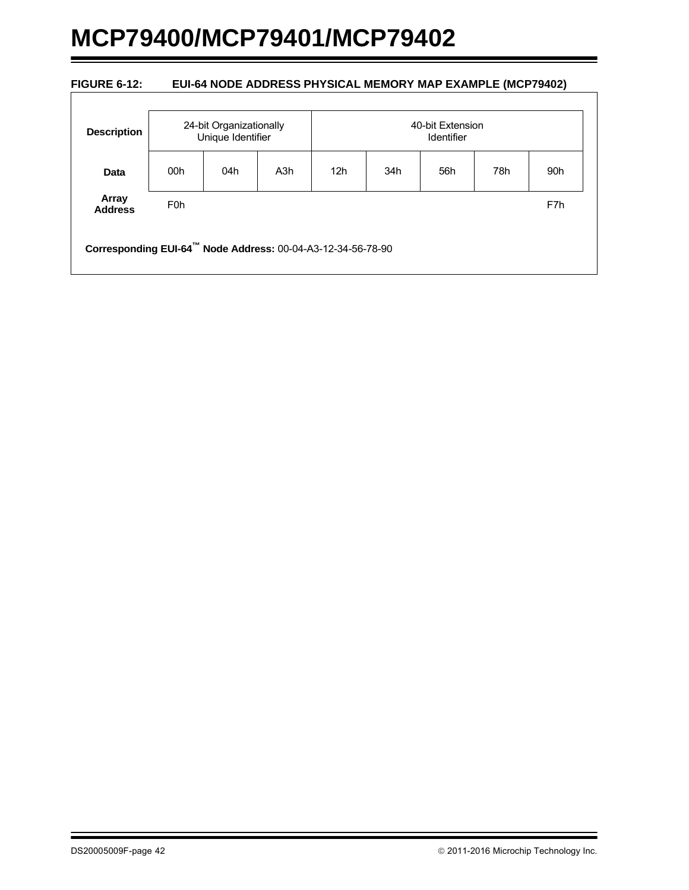**FIGURE 6-12: EUI-64 NODE ADDRESS PHYSICAL MEMORY MAP EXAMPLE (MCP79402)**

| Description | 24-bit Organizationally Unique Identifier | | | 40-bit Extension Identifier | | | | |
|---|---|---|---|---|---|---|---|---|
| Data | 00h | 04h | A3h | 12h | 34h | 56h | 78h | 90h |
| Array Address | F0h | | | | | | | F7h |

**Corresponding EUI-64™ Node Address:** 00-04-A3-12-34-56-78-90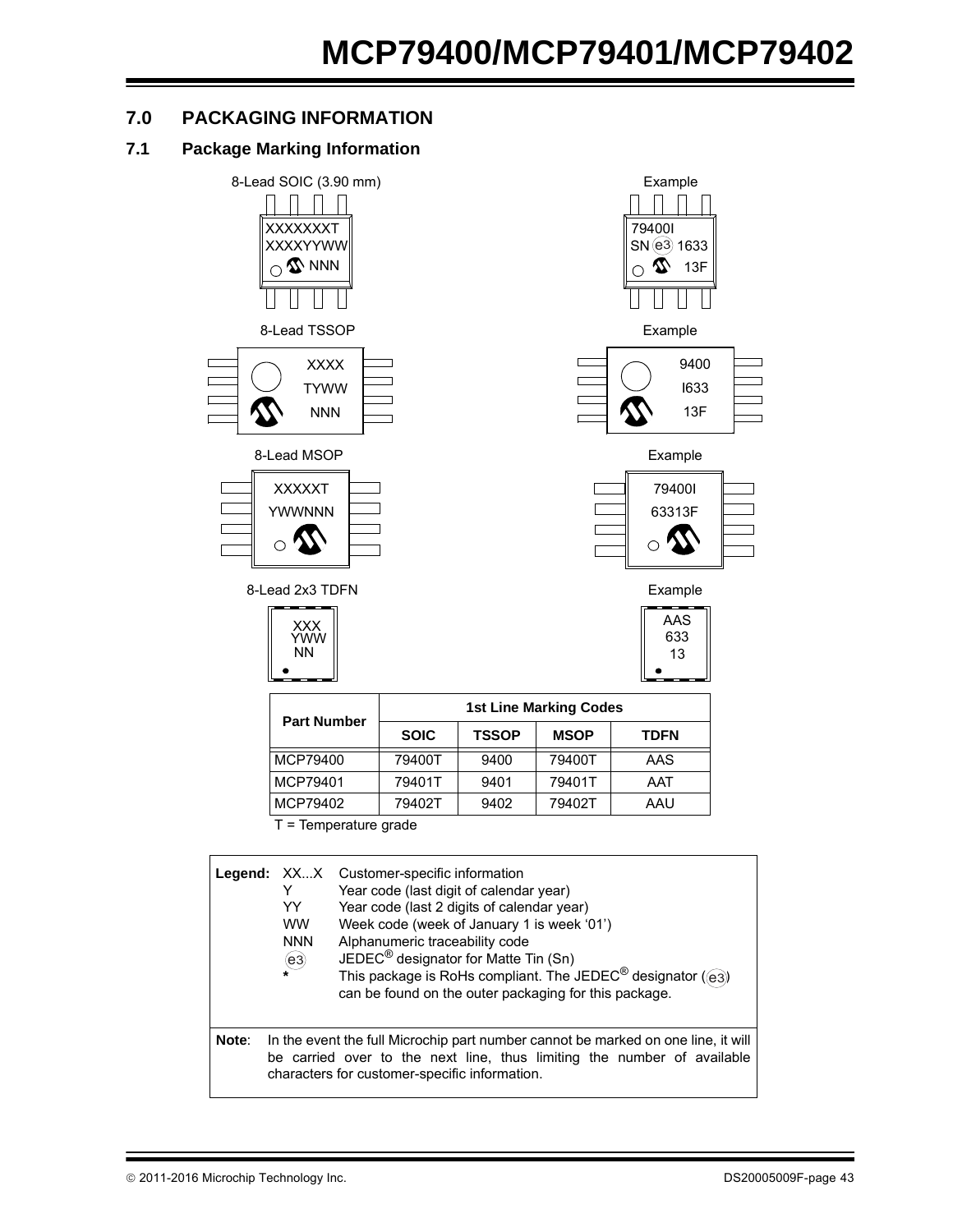## 7.0 PACKAGING INFORMATION

### 7.1 Package Marking Information

8-Lead SOIC (3.90 mm)

```
XXXXXXXT
XXXXYYWW
   NNN
```

Example

```
79400I
SN (e3) 1633
      13F
```

8-Lead TSSOP

```
XXXX
TYWW
NNN
```

Example

```
9400
I633
13F
```

8-Lead MSOP

```
XXXXXT
YWWNNN
```

Example

```
79400I
63313F
```

8-Lead 2x3 TDFN

```
XXX
YWW
NN
```

Example

```
AAS
633
13
```

| Part Number | 1st Line Marking Codes | | | |
|---|---|---|---|---|
| | SOIC | TSSOP | MSOP | TDFN |
| MCP79400 | 79400T | 9400 | 79400T | AAS |
| MCP79401 | 79401T | 9401 | 79401T | AAT |
| MCP79402 | 79402T | 9402 | 79402T | AAU |

T = Temperature grade

**Legend:**

| | |
|---|---|
| XX...X | Customer-specific information |
| Y | Year code (last digit of calendar year) |
| YY | Year code (last 2 digits of calendar year) |
| WW | Week code (week of January 1 is week '01') |
| NNN | Alphanumeric traceability code |
| (e3) | JEDEC® designator for Matte Tin (Sn) |
| * | This package is RoHs compliant. The JEDEC® designator ((e3)) can be found on the outer packaging for this package. |

**Note**: In the event the full Microchip part number cannot be marked on one line, it will be carried over to the next line, thus limiting the number of available characters for customer-specific information.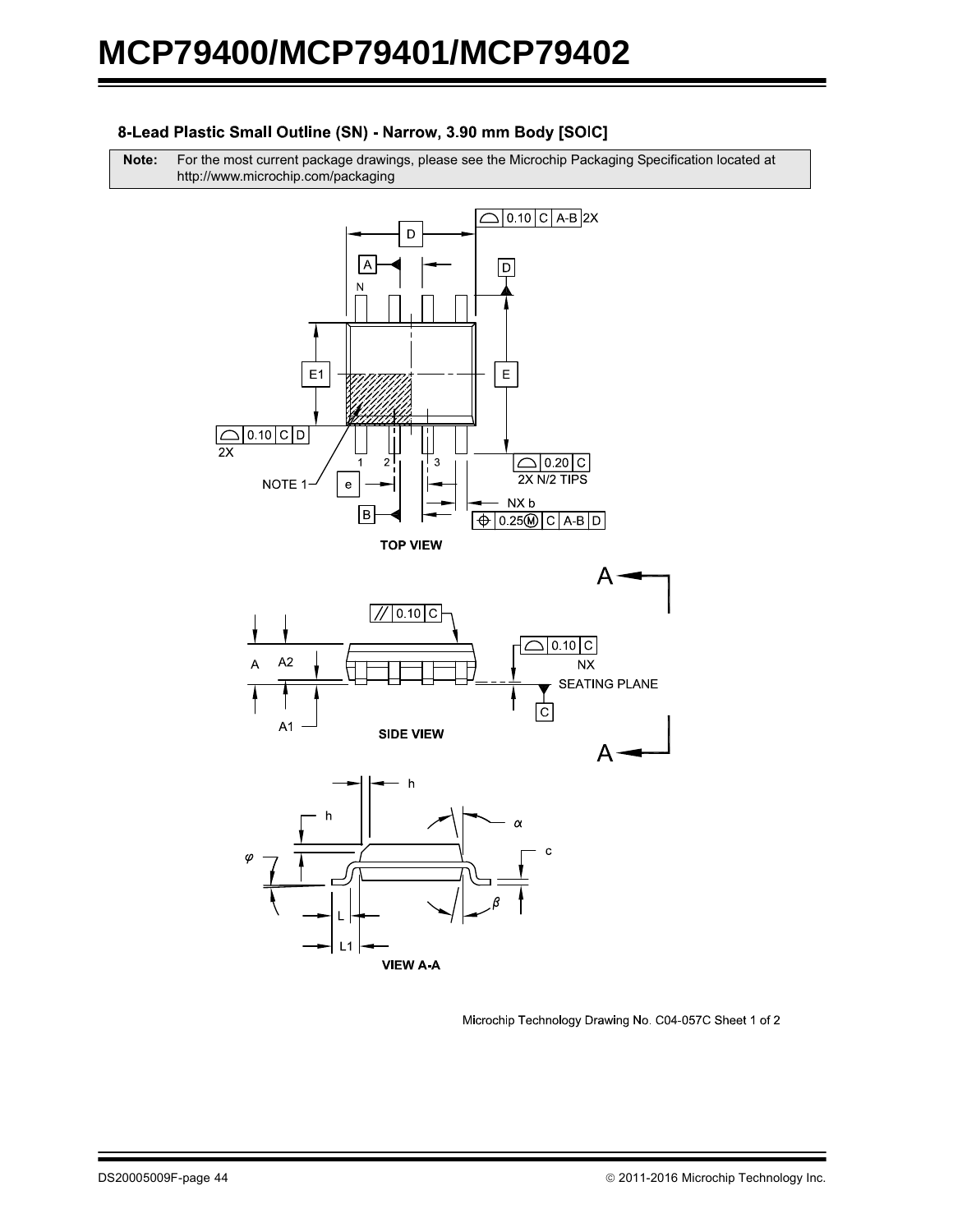## 8-Lead Plastic Small Outline (SN) - Narrow, 3.90 mm Body [SOIC]

| Note: | For the most current package drawings, please see the Microchip Packaging Specification located at http://www.microchip.com/packaging |
|---|---|

Microchip Technology Drawing No. C04-057C Sheet 1 of 2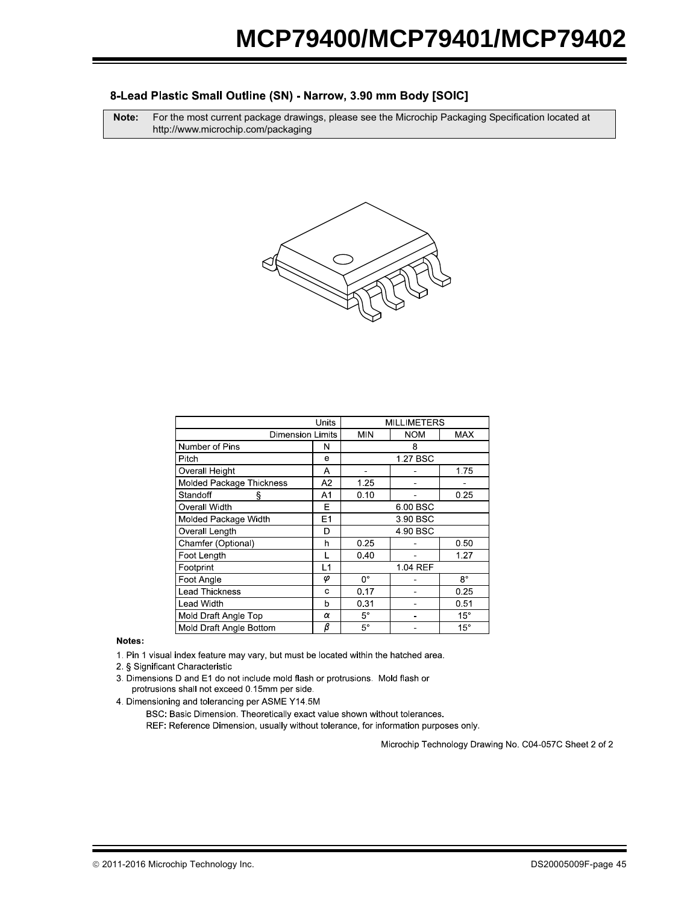## 8-Lead Plastic Small Outline (SN) - Narrow, 3.90 mm Body [SOIC]

**Note:** For the most current package drawings, please see the Microchip Packaging Specification located at http://www.microchip.com/packaging

| Units | | MILLIMETERS | | |
|---|---|---|---|---|
| Dimension Limits | | MIN | NOM | MAX |
| Number of Pins | N | | 8 | |
| Pitch | e | | 1.27 BSC | |
| Overall Height | A | - | - | 1.75 |
| Molded Package Thickness | A2 | 1.25 | - | - |
| Standoff § | A1 | 0.10 | - | 0.25 |
| Overall Width | E | | 6.00 BSC | |
| Molded Package Width | E1 | | 3.90 BSC | |
| Overall Length | D | | 4.90 BSC | |
| Chamfer (Optional) | h | 0.25 | - | 0.50 |
| Foot Length | L | 0.40 | - | 1.27 |
| Footprint | L1 | | 1.04 REF | |
| Foot Angle | $\varphi$ | 0° | - | 8° |
| Lead Thickness | c | 0.17 | - | 0.25 |
| Lead Width | b | 0.31 | - | 0.51 |
| Mold Draft Angle Top | $\alpha$ | 5° | - | 15° |
| Mold Draft Angle Bottom | $\beta$ | 5° | - | 15° |

**Notes:**

1. Pin 1 visual index feature may vary, but must be located within the hatched area.
2. § Significant Characteristic
3. Dimensions D and E1 do not include mold flash or protrusions. Mold flash or protrusions shall not exceed 0.15mm per side.
4. Dimensioning and tolerancing per ASME Y14.5M

   BSC: Basic Dimension. Theoretically exact value shown without tolerances.

   REF: Reference Dimension, usually without tolerance, for information purposes only.

Microchip Technology Drawing No. C04-057C Sheet 2 of 2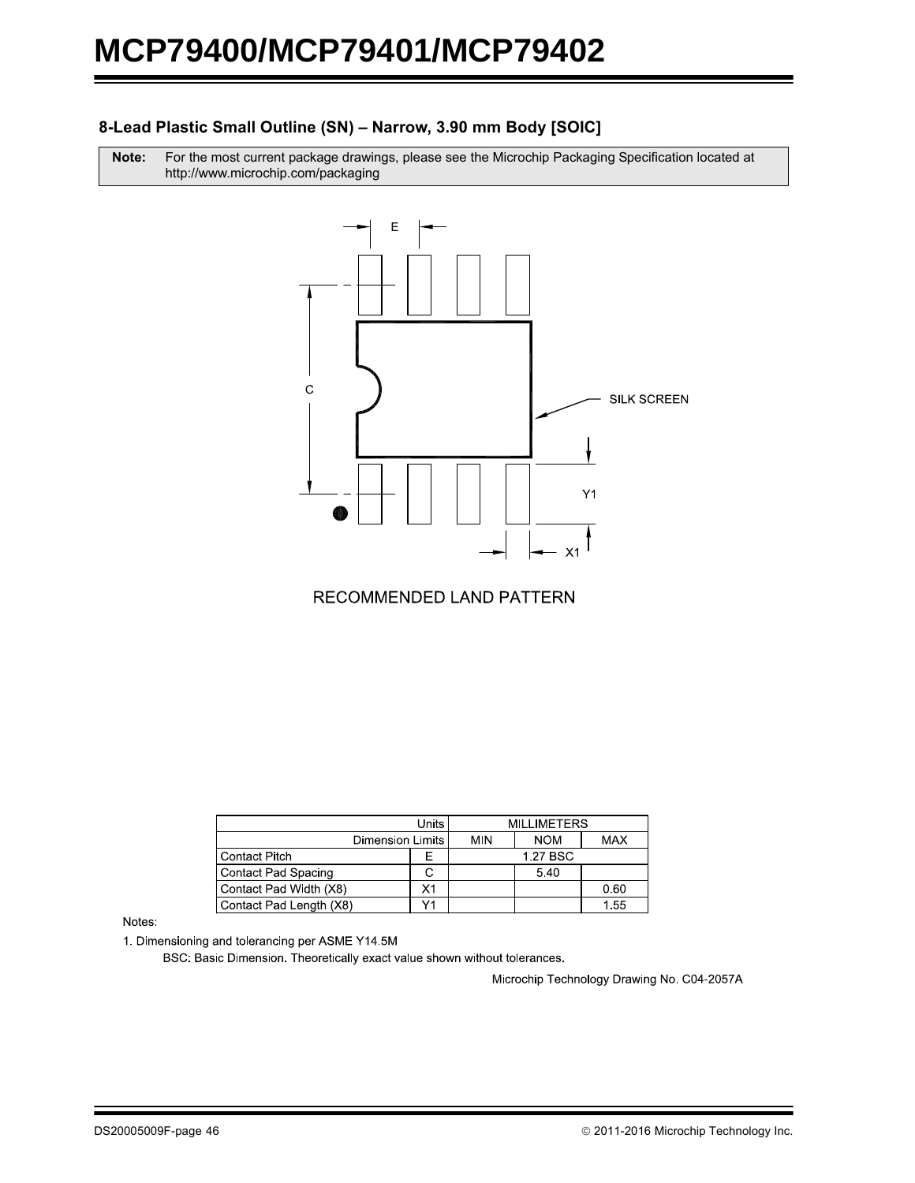## 8-Lead Plastic Small Outline (SN) – Narrow, 3.90 mm Body [SOIC]

**Note:** For the most current package drawings, please see the Microchip Packaging Specification located at http://www.microchip.com/packaging

RECOMMENDED LAND PATTERN

| Units | | MILLIMETERS | | |
|---|---|---|---|---|
| Dimension Limits | | MIN | NOM | MAX |
| Contact Pitch | E | 1.27 BSC | | |
| Contact Pad Spacing | C | | 5.40 | |
| Contact Pad Width (X8) | X1 | | | 0.60 |
| Contact Pad Length (X8) | Y1 | | | 1.55 |

Notes:

1. Dimensioning and tolerancing per ASME Y14.5M

   BSC: Basic Dimension. Theoretically exact value shown without tolerances.

Microchip Technology Drawing No. C04-2057A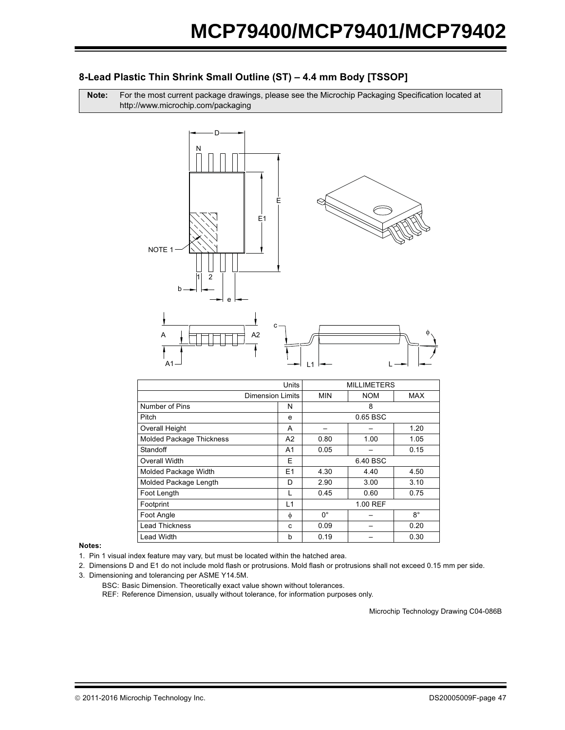## 8-Lead Plastic Thin Shrink Small Outline (ST) – 4.4 mm Body [TSSOP]

| **Note:** | For the most current package drawings, please see the Microchip Packaging Specification located at http://www.microchip.com/packaging |
|---|---|

| Units | | MILLIMETERS | | |
|---|---|---|---|---|
| Dimension Limits | | MIN | NOM | MAX |
| Number of Pins | N | | 8 | |
| Pitch | e | | 0.65 BSC | |
| Overall Height | A | – | – | 1.20 |
| Molded Package Thickness | A2 | 0.80 | 1.00 | 1.05 |
| Standoff | A1 | 0.05 | – | 0.15 |
| Overall Width | E | | 6.40 BSC | |
| Molded Package Width | E1 | 4.30 | 4.40 | 4.50 |
| Molded Package Length | D | 2.90 | 3.00 | 3.10 |
| Foot Length | L | 0.45 | 0.60 | 0.75 |
| Footprint | L1 | | 1.00 REF | |
| Foot Angle | $\phi$ | 0° | – | 8° |
| Lead Thickness | c | 0.09 | – | 0.20 |
| Lead Width | b | 0.19 | – | 0.30 |

**Notes:**

1. Pin 1 visual index feature may vary, but must be located within the hatched area.
2. Dimensions D and E1 do not include mold flash or protrusions. Mold flash or protrusions shall not exceed 0.15 mm per side.
3. Dimensioning and tolerancing per ASME Y14.5M.

   BSC: Basic Dimension. Theoretically exact value shown without tolerances.

   REF: Reference Dimension, usually without tolerance, for information purposes only.

Microchip Technology Drawing C04-086B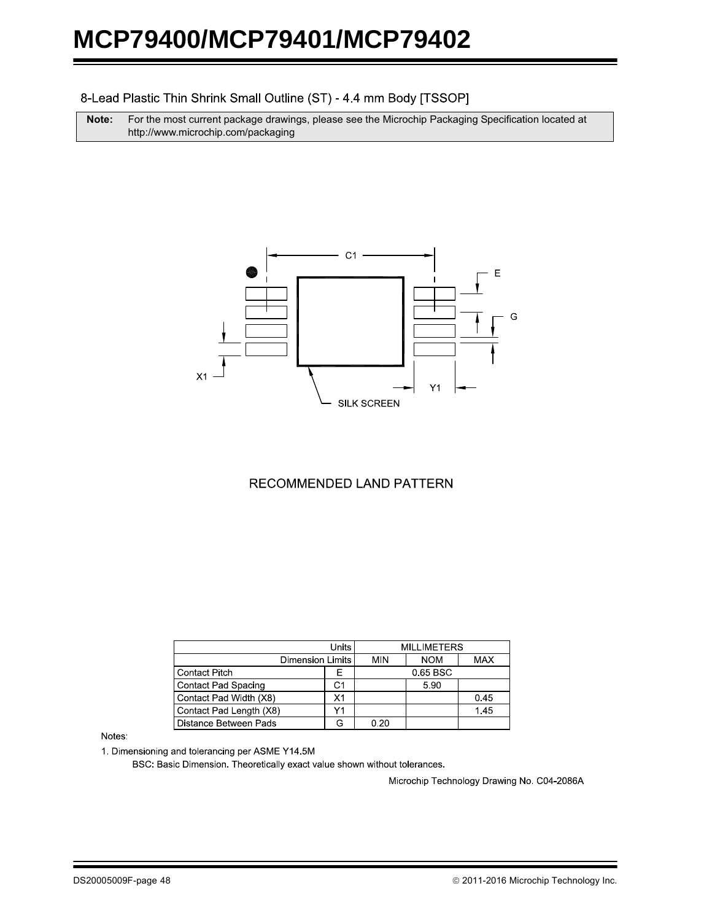## 8-Lead Plastic Thin Shrink Small Outline (ST) - 4.4 mm Body [TSSOP]

| **Note:** | For the most current package drawings, please see the Microchip Packaging Specification located at http://www.microchip.com/packaging |
|---|---|

C1

E

G

X1

Y1

SILK SCREEN

RECOMMENDED LAND PATTERN

| Units | | MILLIMETERS | | |
|---|---|---|---|---|
| Dimension Limits | | MIN | NOM | MAX |
| Contact Pitch | E | | 0.65 BSC | |
| Contact Pad Spacing | C1 | | 5.90 | |
| Contact Pad Width (X8) | X1 | | | 0.45 |
| Contact Pad Length (X8) | Y1 | | | 1.45 |
| Distance Between Pads | G | 0.20 | | |

Notes:

1. Dimensioning and tolerancing per ASME Y14.5M

   BSC: Basic Dimension. Theoretically exact value shown without tolerances.

Microchip Technology Drawing No. C04-2086A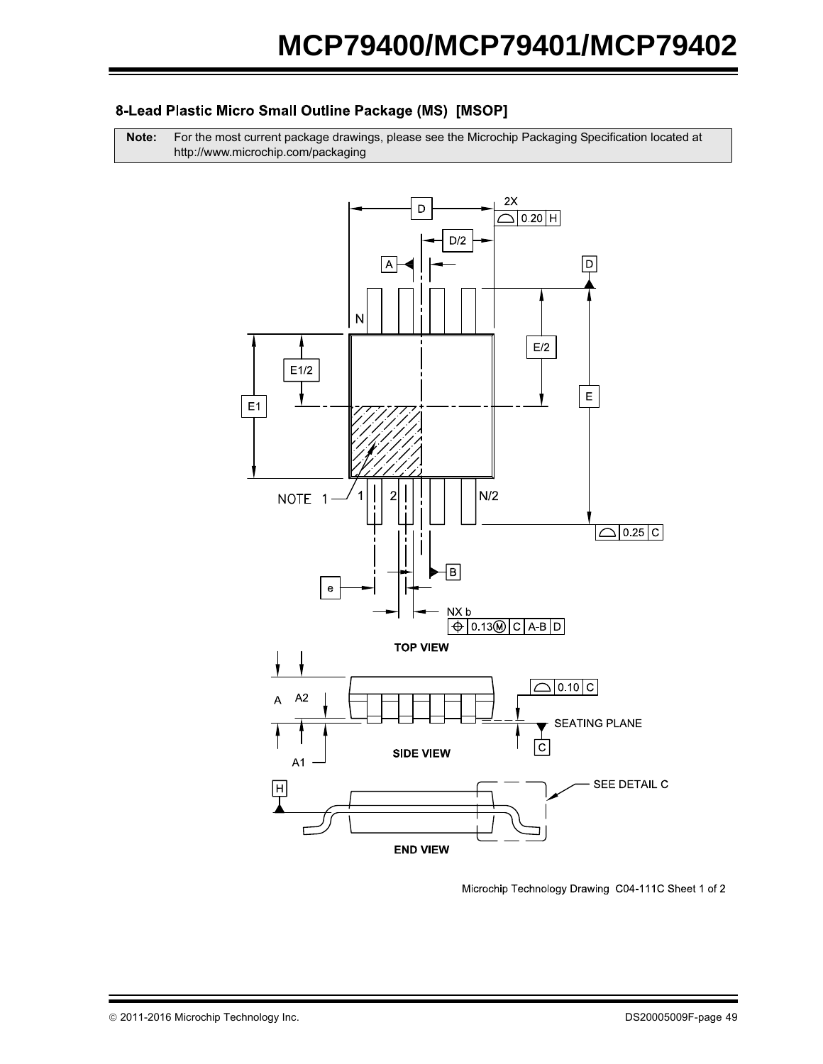### 8-Lead Plastic Micro Small Outline Package (MS) [MSOP]

| **Note:** | For the most current package drawings, please see the Microchip Packaging Specification located at http://www.microchip.com/packaging |
|---|---|

Microchip Technology Drawing C04-111C Sheet 1 of 2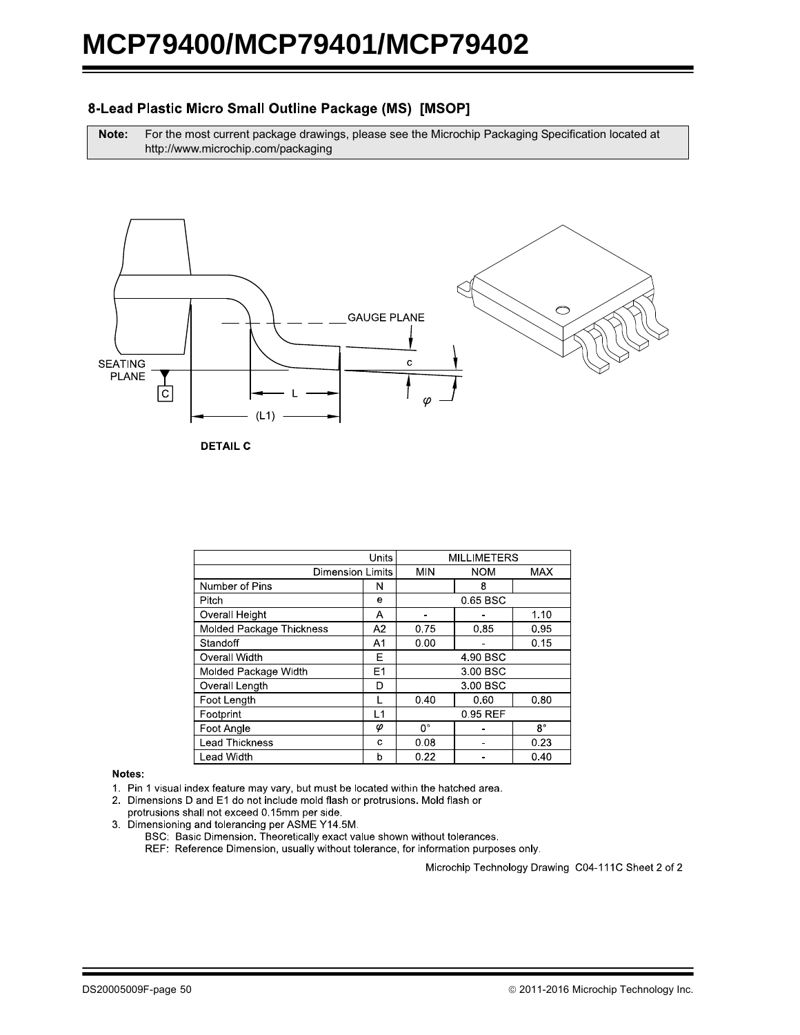## 8-Lead Plastic Micro Small Outline Package (MS) [MSOP]

| **Note:** | For the most current package drawings, please see the Microchip Packaging Specification located at http://www.microchip.com/packaging |
|---|---|

DETAIL C

| Units | | MILLIMETERS | | |
|---|---|---|---|---|
| Dimension Limits | | MIN | NOM | MAX |
| Number of Pins | N | | 8 | |
| Pitch | e | | 0.65 BSC | |
| Overall Height | A | - | - | 1.10 |
| Molded Package Thickness | A2 | 0.75 | 0.85 | 0.95 |
| Standoff | A1 | 0.00 | - | 0.15 |
| Overall Width | E | | 4.90 BSC | |
| Molded Package Width | E1 | | 3.00 BSC | |
| Overall Length | D | | 3.00 BSC | |
| Foot Length | L | 0.40 | 0.60 | 0.80 |
| Footprint | L1 | | 0.95 REF | |
| Foot Angle | φ | 0° | - | 8° |
| Lead Thickness | c | 0.08 | - | 0.23 |
| Lead Width | b | 0.22 | - | 0.40 |

**Notes:**

1. Pin 1 visual index feature may vary, but must be located within the hatched area.
2. Dimensions D and E1 do not include mold flash or protrusions. Mold flash or protrusions shall not exceed 0.15mm per side.
3. Dimensioning and tolerancing per ASME Y14.5M.
   BSC: Basic Dimension. Theoretically exact value shown without tolerances.
   REF: Reference Dimension, usually without tolerance, for information purposes only.

Microchip Technology Drawing C04-111C Sheet 2 of 2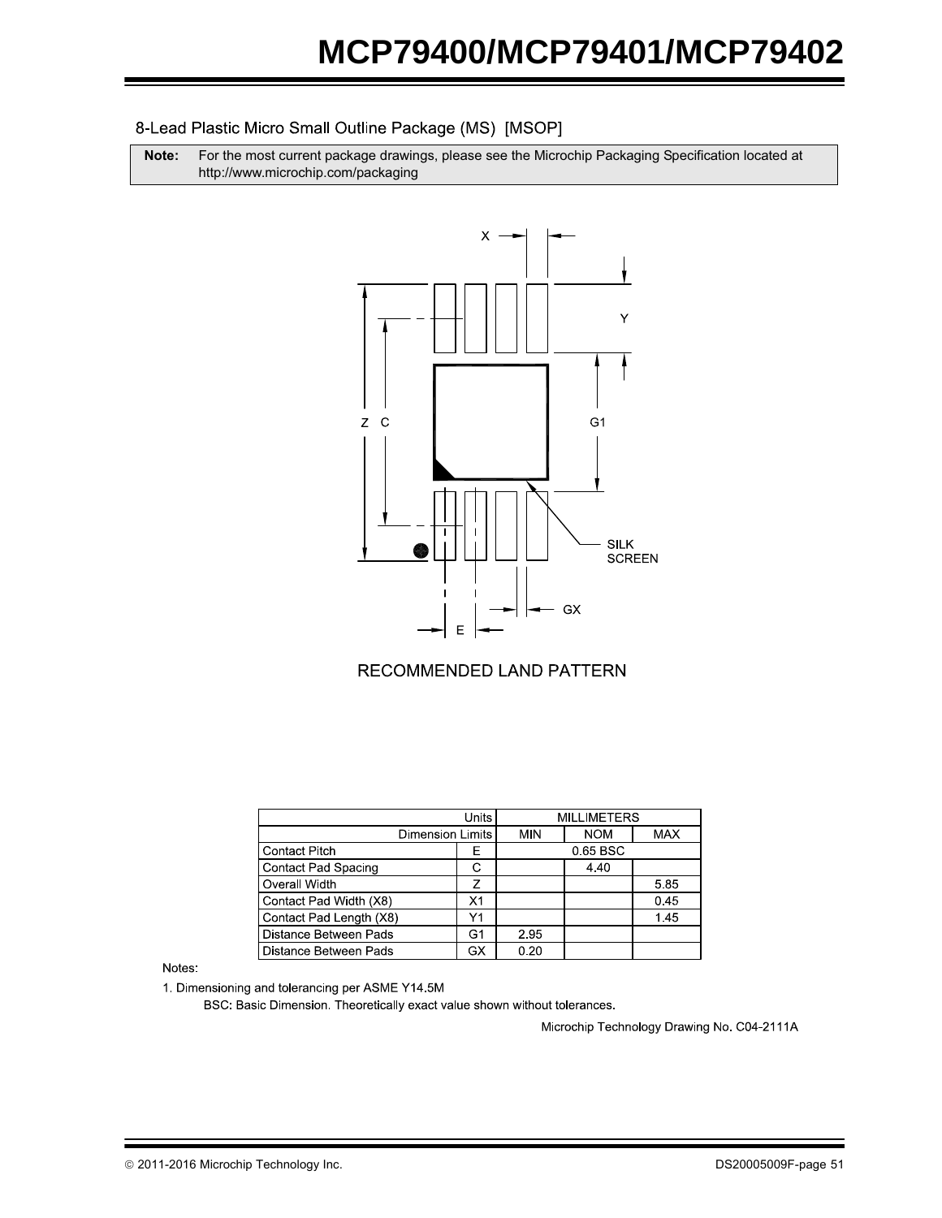## 8-Lead Plastic Micro Small Outline Package (MS) [MSOP]

| **Note:** | For the most current package drawings, please see the Microchip Packaging Specification located at http://www.microchip.com/packaging |
|---|---|

RECOMMENDED LAND PATTERN

| Units | | MILLIMETERS | | |
|---|---|---|---|---|
| Dimension Limits | | MIN | NOM | MAX |
| Contact Pitch | E | | 0.65 BSC | |
| Contact Pad Spacing | C | | 4.40 | |
| Overall Width | Z | | | 5.85 |
| Contact Pad Width (X8) | X1 | | | 0.45 |
| Contact Pad Length (X8) | Y1 | | | 1.45 |
| Distance Between Pads | G1 | 2.95 | | |
| Distance Between Pads | GX | 0.20 | | |

Notes:

1. Dimensioning and tolerancing per ASME Y14.5M

   BSC: Basic Dimension. Theoretically exact value shown without tolerances.

Microchip Technology Drawing No. C04-2111A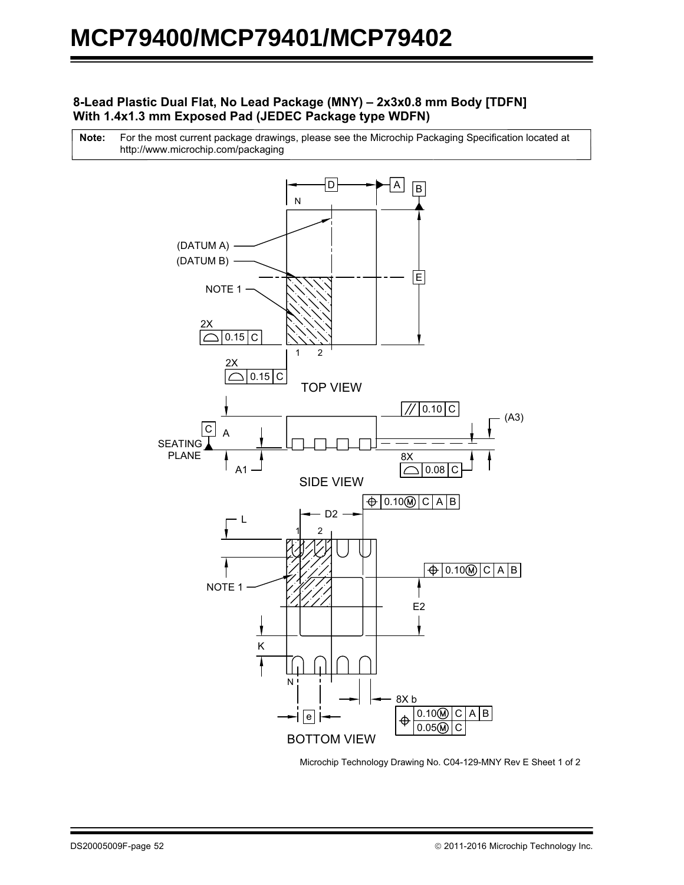**8-Lead Plastic Dual Flat, No Lead Package (MNY) – 2x3x0.8 mm Body [TDFN] With 1.4x1.3 mm Exposed Pad (JEDEC Package type WDFN)**

| **Note:** | For the most current package drawings, please see the Microchip Packaging Specification located at http://www.microchip.com/packaging |
|---|---|

TOP VIEW

SIDE VIEW

BOTTOM VIEW

Microchip Technology Drawing No. C04-129-MNY Rev E Sheet 1 of 2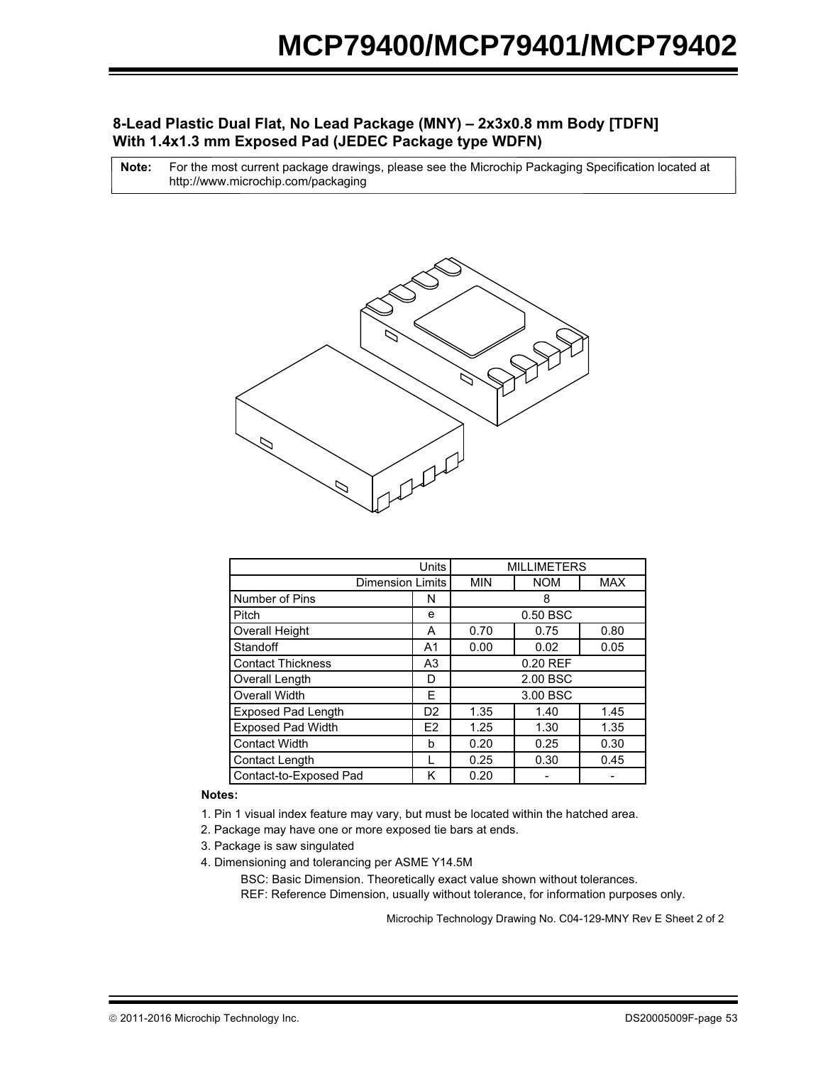## 8-Lead Plastic Dual Flat, No Lead Package (MNY) – 2x3x0.8 mm Body [TDFN] With 1.4x1.3 mm Exposed Pad (JEDEC Package type WDFN)

| **Note:** | For the most current package drawings, please see the Microchip Packaging Specification located at http://www.microchip.com/packaging |
|---|---|

| Units | | MILLIMETERS | | |
|---|---|---|---|---|
| Dimension Limits | | MIN | NOM | MAX |
| Number of Pins | N | | 8 | |
| Pitch | e | | 0.50 BSC | |
| Overall Height | A | 0.70 | 0.75 | 0.80 |
| Standoff | A1 | 0.00 | 0.02 | 0.05 |
| Contact Thickness | A3 | | 0.20 REF | |
| Overall Length | D | | 2.00 BSC | |
| Overall Width | E | | 3.00 BSC | |
| Exposed Pad Length | D2 | 1.35 | 1.40 | 1.45 |
| Exposed Pad Width | E2 | 1.25 | 1.30 | 1.35 |
| Contact Width | b | 0.20 | 0.25 | 0.30 |
| Contact Length | L | 0.25 | 0.30 | 0.45 |
| Contact-to-Exposed Pad | K | 0.20 | - | - |

**Notes:**

1. Pin 1 visual index feature may vary, but must be located within the hatched area.
2. Package may have one or more exposed tie bars at ends.
3. Package is saw singulated
4. Dimensioning and tolerancing per ASME Y14.5M

   BSC: Basic Dimension. Theoretically exact value shown without tolerances.

   REF: Reference Dimension, usually without tolerance, for information purposes only.

Microchip Technology Drawing No. C04-129-MNY Rev E Sheet 2 of 2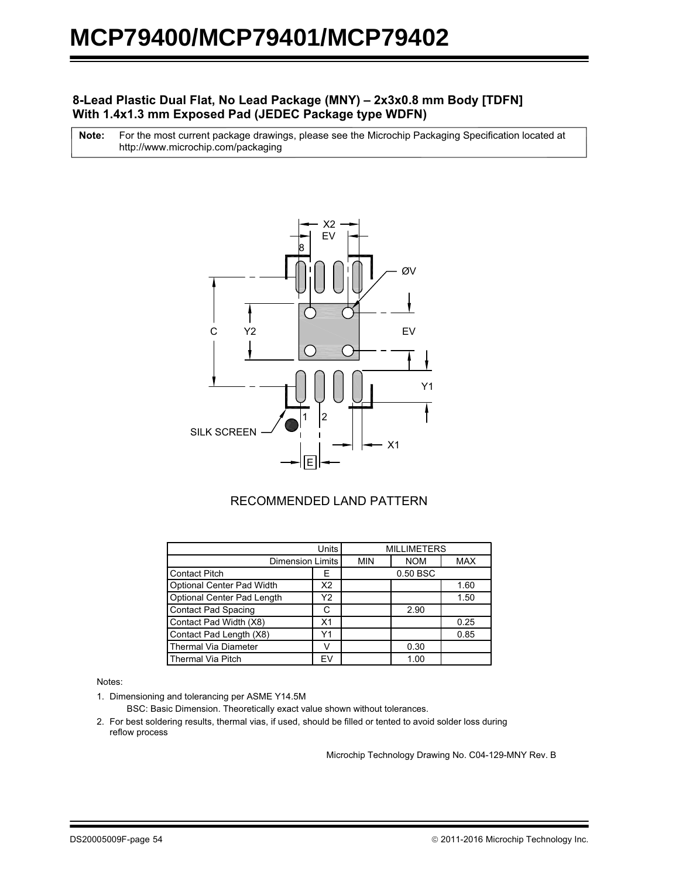## 8-Lead Plastic Dual Flat, No Lead Package (MNY) – 2x3x0.8 mm Body [TDFN] With 1.4x1.3 mm Exposed Pad (JEDEC Package type WDFN)

| **Note:** | For the most current package drawings, please see the Microchip Packaging Specification located at http://www.microchip.com/packaging |
|---|---|

RECOMMENDED LAND PATTERN

| Units | | MILLIMETERS | | |
|---|---|---|---|---|
| Dimension Limits | | MIN | NOM | MAX |
| Contact Pitch | E | | 0.50 BSC | |
| Optional Center Pad Width | X2 | | | 1.60 |
| Optional Center Pad Length | Y2 | | | 1.50 |
| Contact Pad Spacing | C | | 2.90 | |
| Contact Pad Width (X8) | X1 | | | 0.25 |
| Contact Pad Length (X8) | Y1 | | | 0.85 |
| Thermal Via Diameter | V | | 0.30 | |
| Thermal Via Pitch | EV | | 1.00 | |

Notes:

1. Dimensioning and tolerancing per ASME Y14.5M
   BSC: Basic Dimension. Theoretically exact value shown without tolerances.
2. For best soldering results, thermal vias, if used, should be filled or tented to avoid solder loss during reflow process

Microchip Technology Drawing No. C04-129-MNY Rev. B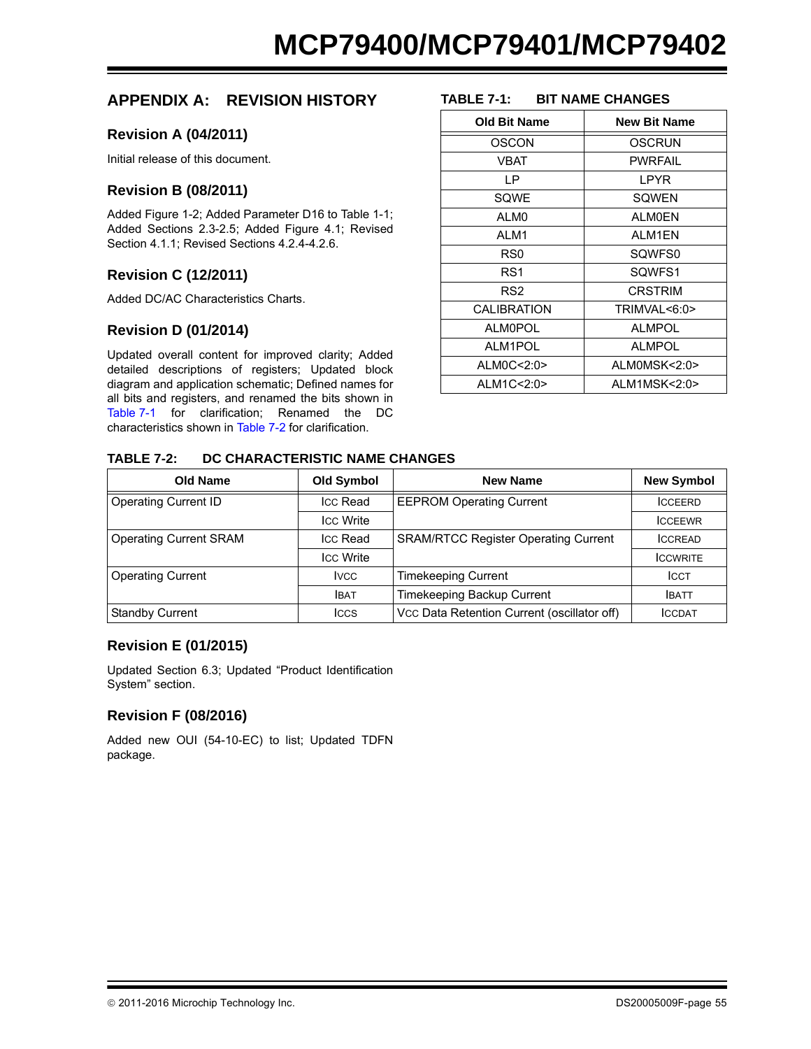## APPENDIX A: REVISION HISTORY

### Revision A (04/2011)

Initial release of this document.

### Revision B (08/2011)

Added Figure 1-2; Added Parameter D16 to Table 1-1; Added Sections 2.3-2.5; Added Figure 4.1; Revised Section 4.1.1; Revised Sections 4.2.4-4.2.6.

### Revision C (12/2011)

Added DC/AC Characteristics Charts.

### Revision D (01/2014)

Updated overall content for improved clarity; Added detailed descriptions of registers; Updated block diagram and application schematic; Defined names for all bits and registers, and renamed the bits shown in Table 7-1 for clarification; Renamed the DC characteristics shown in Table 7-2 for clarification.

**TABLE 7-1: BIT NAME CHANGES**

| Old Bit Name | New Bit Name |
|---|---|
| OSCON | OSCRUN |
| VBAT | PWRFAIL |
| LP | LPYR |
| SQWE | SQWEN |
| ALM0 | ALM0EN |
| ALM1 | ALM1EN |
| RS0 | SQWFS0 |
| RS1 | SQWFS1 |
| RS2 | CRSTRIM |
| CALIBRATION | TRIMVAL<6:0> |
| ALM0POL | ALMPOL |
| ALM1POL | ALMPOL |
| ALM0C<2:0> | ALM0MSK<2:0> |
| ALM1C<2:0> | ALM1MSK<2:0> |

**TABLE 7-2: DC CHARACTERISTIC NAME CHANGES**

| Old Name | Old Symbol | New Name | New Symbol |
|---|---|---|---|
| Operating Current ID | $I_{CC}$ Read | EEPROM Operating Current | $I_{CCEERD}$ |
| | $I_{CC}$ Write | | $I_{CCEEWR}$ |
| Operating Current SRAM | $I_{CC}$ Read | SRAM/RTCC Register Operating Current | $I_{CCREAD}$ |
| | $I_{CC}$ Write | | $I_{CCWRITE}$ |
| Operating Current | $I_{VCC}$ | Timekeeping Current | $I_{CCT}$ |
| | $I_{BAT}$ | Timekeeping Backup Current | $I_{BATT}$ |
| Standby Current | $I_{CCS}$ | $V_{CC}$ Data Retention Current (oscillator off) | $I_{CCDAT}$ |

### Revision E (01/2015)

Updated Section 6.3; Updated "Product Identification System" section.

### Revision F (08/2016)

Added new OUI (54-10-EC) to list; Updated TDFN package.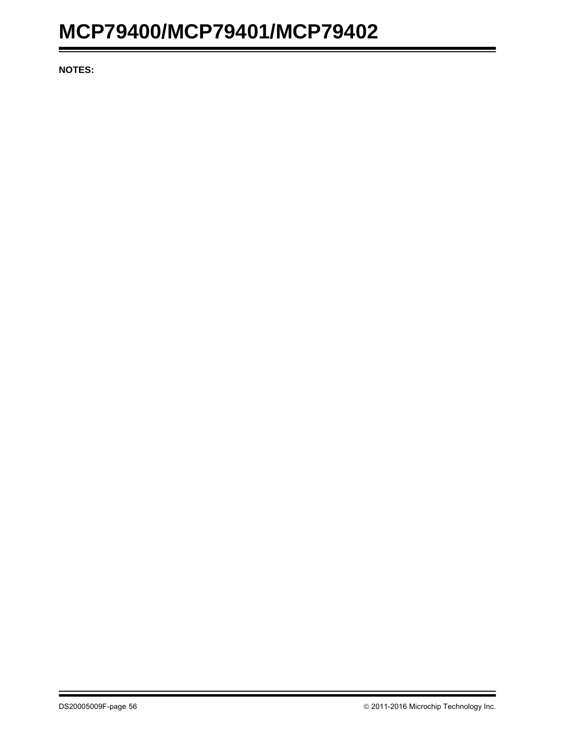**NOTES:**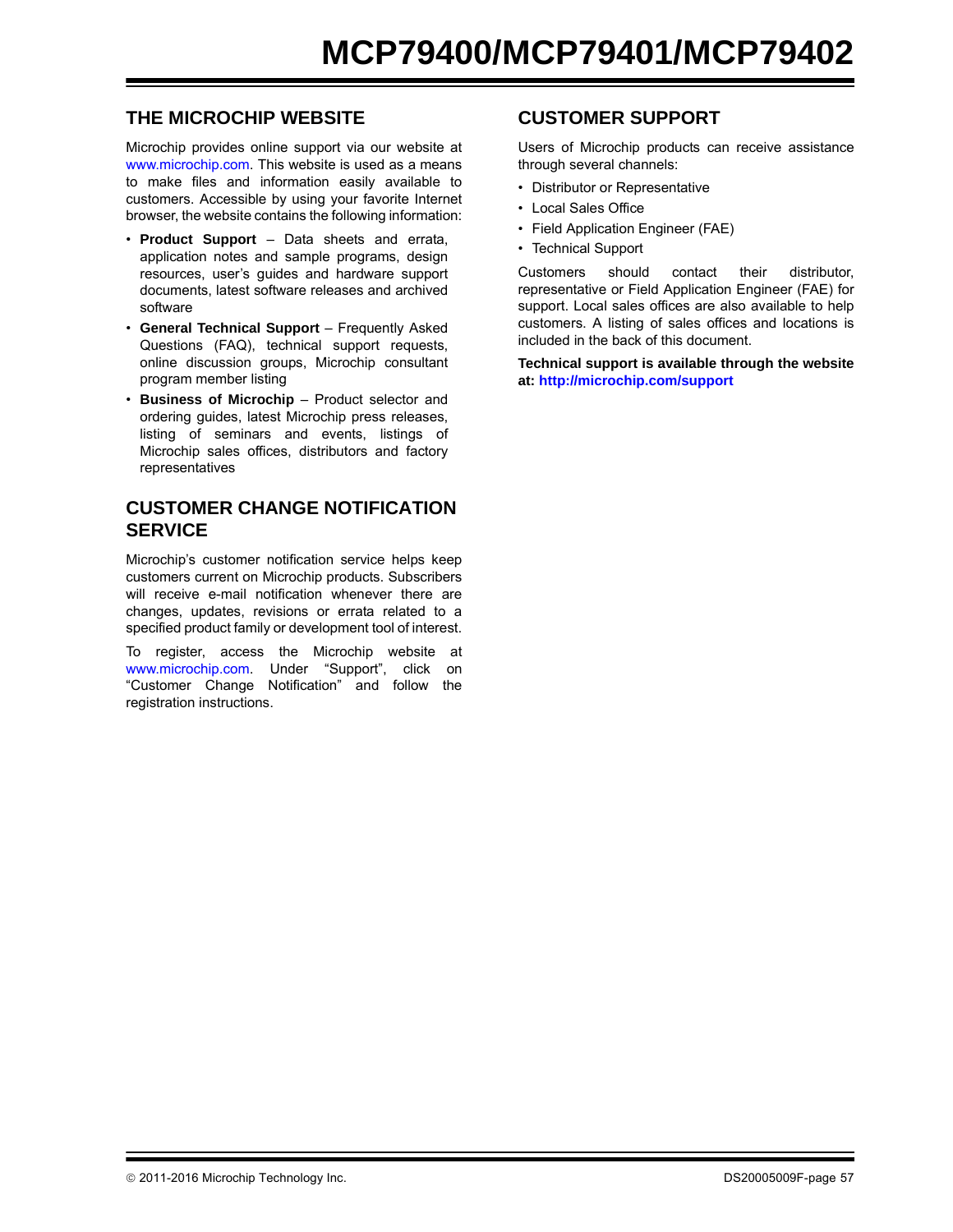## THE MICROCHIP WEBSITE

Microchip provides online support via our website at www.microchip.com. This website is used as a means to make files and information easily available to customers. Accessible by using your favorite Internet browser, the website contains the following information:

- **Product Support** – Data sheets and errata, application notes and sample programs, design resources, user's guides and hardware support documents, latest software releases and archived software
- **General Technical Support** – Frequently Asked Questions (FAQ), technical support requests, online discussion groups, Microchip consultant program member listing
- **Business of Microchip** – Product selector and ordering guides, latest Microchip press releases, listing of seminars and events, listings of Microchip sales offices, distributors and factory representatives

## CUSTOMER CHANGE NOTIFICATION SERVICE

Microchip's customer notification service helps keep customers current on Microchip products. Subscribers will receive e-mail notification whenever there are changes, updates, revisions or errata related to a specified product family or development tool of interest.

To register, access the Microchip website at www.microchip.com. Under "Support", click on "Customer Change Notification" and follow the registration instructions.

## CUSTOMER SUPPORT

Users of Microchip products can receive assistance through several channels:

- Distributor or Representative
- Local Sales Office
- Field Application Engineer (FAE)
- Technical Support

Customers should contact their distributor, representative or Field Application Engineer (FAE) for support. Local sales offices are also available to help customers. A listing of sales offices and locations is included in the back of this document.

**Technical support is available through the website at: http://microchip.com/support**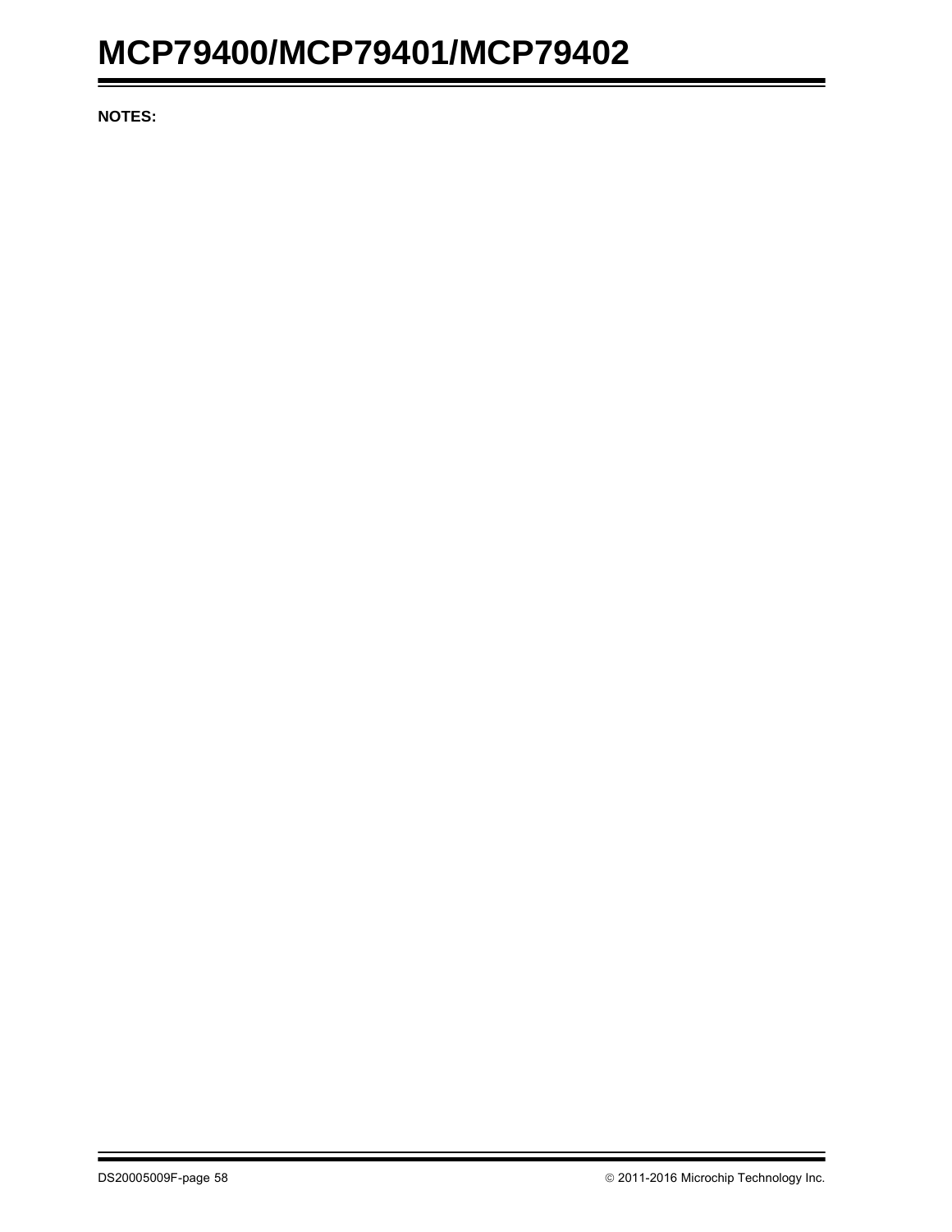**NOTES:**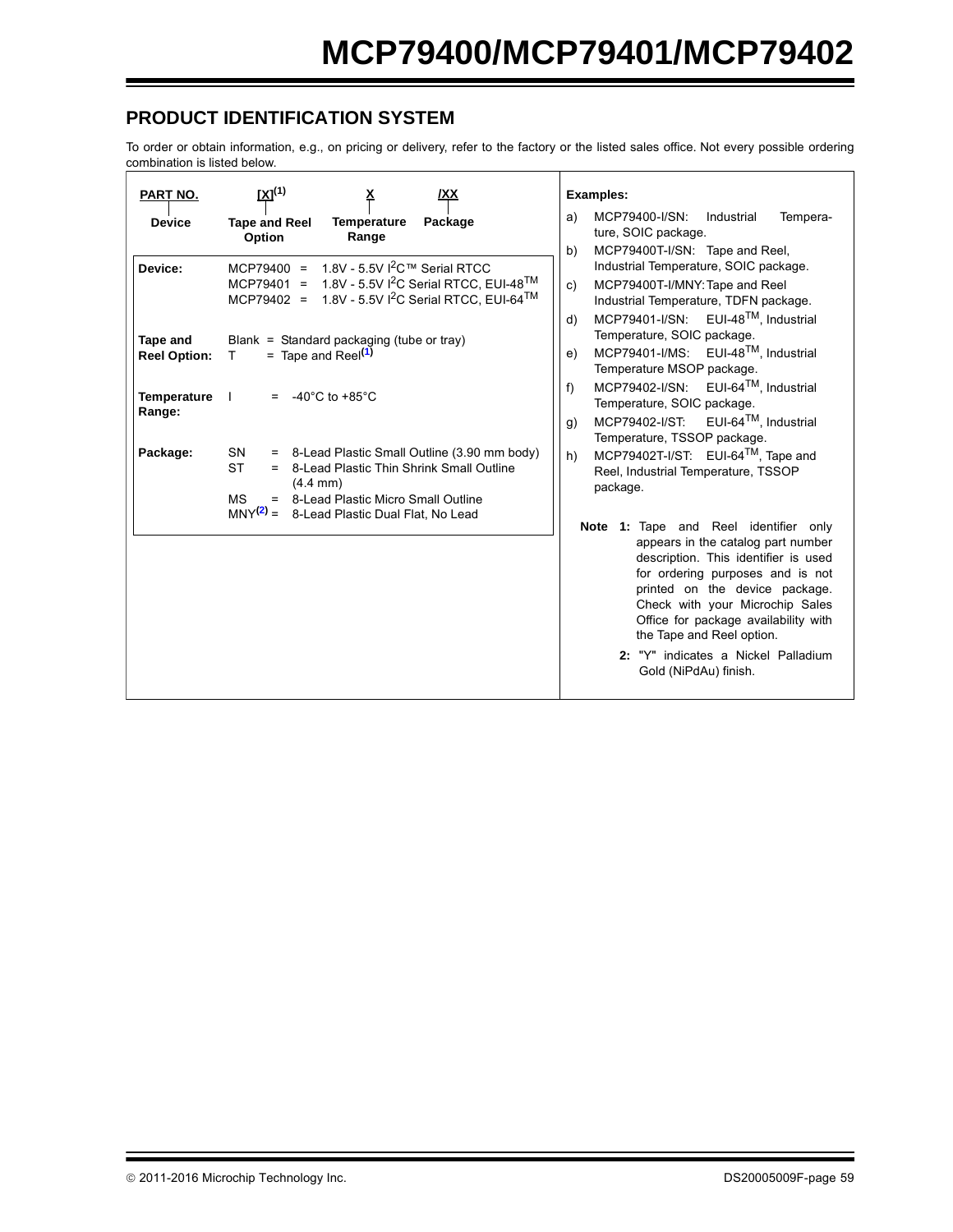## PRODUCT IDENTIFICATION SYSTEM

To order or obtain information, e.g., on pricing or delivery, refer to the factory or the listed sales office. Not every possible ordering combination is listed below.

| PART NO. | [X][(1)] | X | /XX |
|---|---|---|---|
| Device | Tape and Reel Option | Temperature Range | Package |

**Device:**
- MCP79400 = 1.8V - 5.5V $I^2C$™ Serial RTCC
- MCP79401 = 1.8V - 5.5V $I^2C$ Serial RTCC, EUI-48™
- MCP79402 = 1.8V - 5.5V $I^2C$ Serial RTCC, EUI-64™

**Tape and Reel Option:**
- Blank = Standard packaging (tube or tray)
- T = Tape and Reel[(1)]

**Temperature Range:**
- I = -40°C to +85°C

**Package:**
- SN = 8-Lead Plastic Small Outline (3.90 mm body)
- ST = 8-Lead Plastic Thin Shrink Small Outline (4.4 mm)
- MS = 8-Lead Plastic Micro Small Outline
- MNY[(2)] = 8-Lead Plastic Dual Flat, No Lead

**Examples:**

a) MCP79400-I/SN: Industrial Temperature, SOIC package.

b) MCP79400T-I/SN: Tape and Reel, Industrial Temperature, SOIC package.

c) MCP79400T-I/MNY: Tape and Reel Industrial Temperature, TDFN package.

d) MCP79401-I/SN: EUI-48™, Industrial Temperature, SOIC package.

e) MCP79401-I/MS: EUI-48™, Industrial Temperature MSOP package.

f) MCP79402-I/SN: EUI-64™, Industrial Temperature, SOIC package.

g) MCP79402-I/ST: EUI-64™, Industrial Temperature, TSSOP package.

h) MCP79402T-I/ST: EUI-64™, Tape and Reel, Industrial Temperature, TSSOP package.

**Note 1:** Tape and Reel identifier only appears in the catalog part number description. This identifier is used for ordering purposes and is not printed on the device package. Check with your Microchip Sales Office for package availability with the Tape and Reel option.

**2:** "Y" indicates a Nickel Palladium Gold (NiPdAu) finish.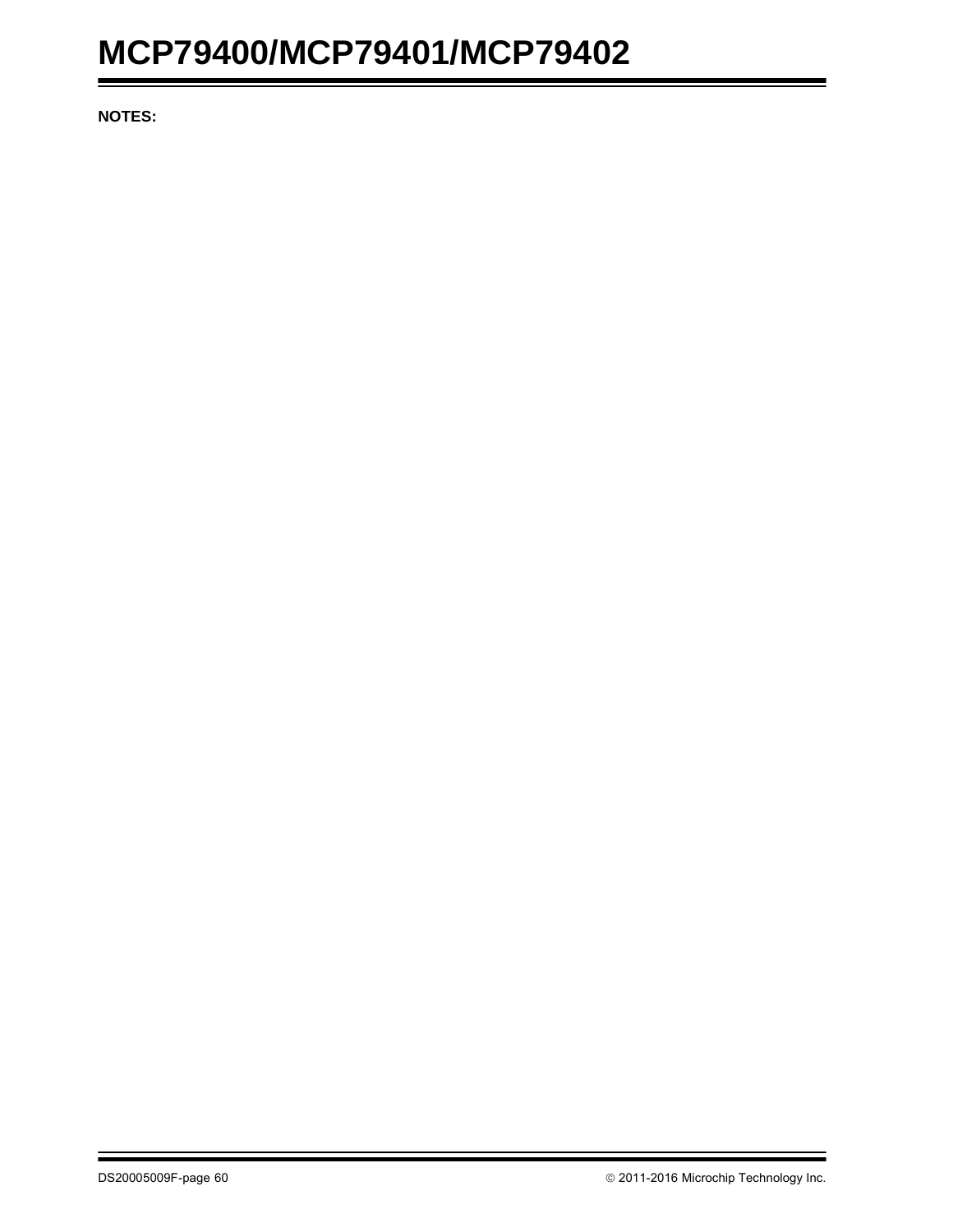**NOTES:**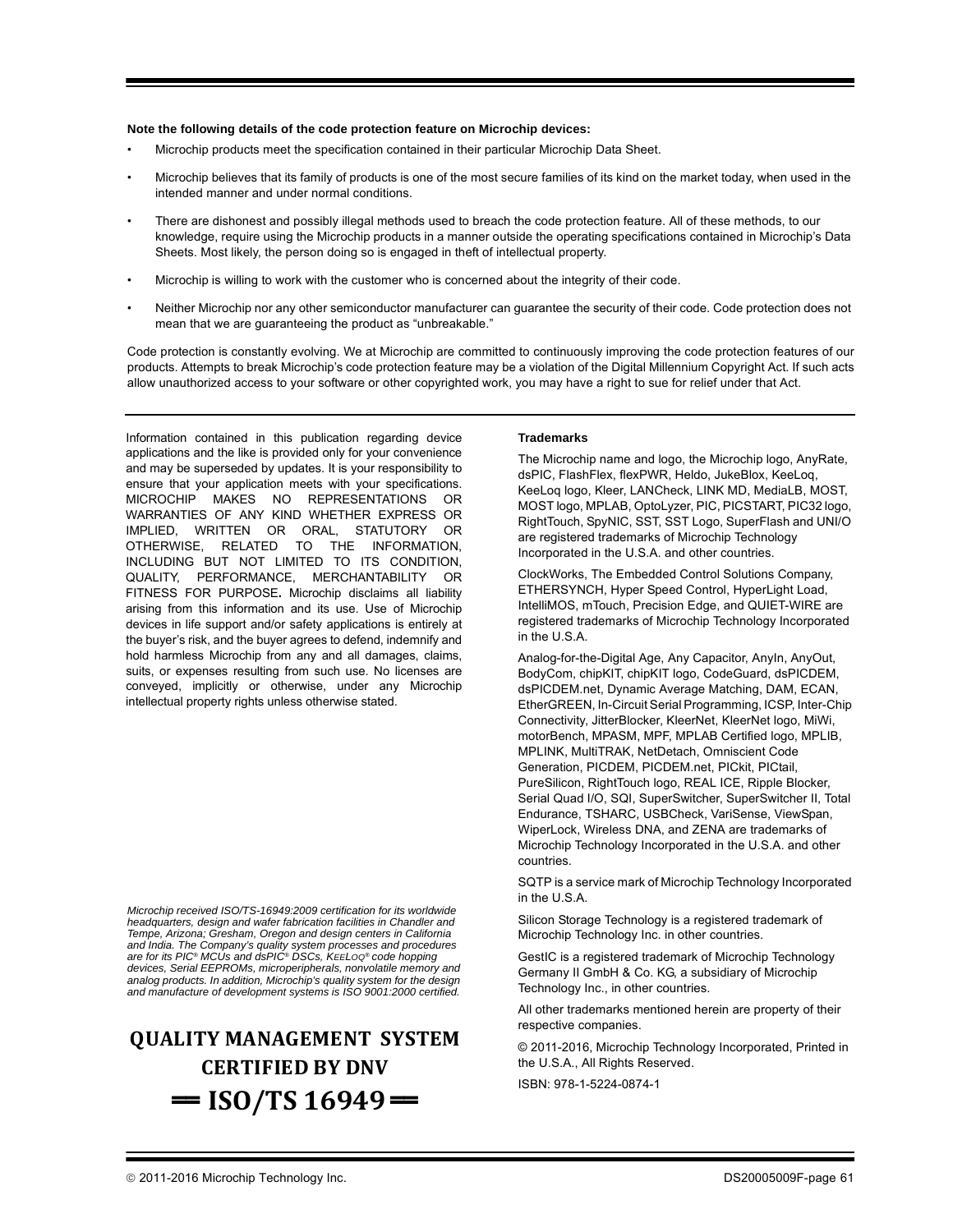**Note the following details of the code protection feature on Microchip devices:**

- Microchip products meet the specification contained in their particular Microchip Data Sheet.
- Microchip believes that its family of products is one of the most secure families of its kind on the market today, when used in the intended manner and under normal conditions.
- There are dishonest and possibly illegal methods used to breach the code protection feature. All of these methods, to our knowledge, require using the Microchip products in a manner outside the operating specifications contained in Microchip's Data Sheets. Most likely, the person doing so is engaged in theft of intellectual property.
- Microchip is willing to work with the customer who is concerned about the integrity of their code.
- Neither Microchip nor any other semiconductor manufacturer can guarantee the security of their code. Code protection does not mean that we are guaranteeing the product as "unbreakable."

Code protection is constantly evolving. We at Microchip are committed to continuously improving the code protection features of our products. Attempts to break Microchip's code protection feature may be a violation of the Digital Millennium Copyright Act. If such acts allow unauthorized access to your software or other copyrighted work, you may have a right to sue for relief under that Act.

Information contained in this publication regarding device applications and the like is provided only for your convenience and may be superseded by updates. It is your responsibility to ensure that your application meets with your specifications. MICROCHIP MAKES NO REPRESENTATIONS OR WARRANTIES OF ANY KIND WHETHER EXPRESS OR IMPLIED, WRITTEN OR ORAL, STATUTORY OR OTHERWISE, RELATED TO THE INFORMATION, INCLUDING BUT NOT LIMITED TO ITS CONDITION, QUALITY, PERFORMANCE, MERCHANTABILITY OR FITNESS FOR PURPOSE**.** Microchip disclaims all liability arising from this information and its use. Use of Microchip devices in life support and/or safety applications is entirely at the buyer's risk, and the buyer agrees to defend, indemnify and hold harmless Microchip from any and all damages, claims, suits, or expenses resulting from such use. No licenses are conveyed, implicitly or otherwise, under any Microchip intellectual property rights unless otherwise stated.

*Microchip received ISO/TS-16949:2009 certification for its worldwide headquarters, design and wafer fabrication facilities in Chandler and Tempe, Arizona; Gresham, Oregon and design centers in California and India. The Company's quality system processes and procedures are for its PIC® MCUs and dsPIC® DSCs, KEELOQ® code hopping devices, Serial EEPROMs, microperipherals, nonvolatile memory and analog products. In addition, Microchip's quality system for the design and manufacture of development systems is ISO 9001:2000 certified.*

**QUALITY MANAGEMENT SYSTEM CERTIFIED BY DNV**

**== ISO/TS 16949 ==**

**Trademarks**

The Microchip name and logo, the Microchip logo, AnyRate, dsPIC, FlashFlex, flexPWR, Heldo, JukeBlox, KeeLoq, KeeLoq logo, Kleer, LANCheck, LINK MD, MediaLB, MOST, MOST logo, MPLAB, OptoLyzer, PIC, PICSTART, PIC32 logo, RightTouch, SpyNIC, SST, SST Logo, SuperFlash and UNI/O are registered trademarks of Microchip Technology Incorporated in the U.S.A. and other countries.

ClockWorks, The Embedded Control Solutions Company, ETHERSYNCH, Hyper Speed Control, HyperLight Load, IntelliMOS, mTouch, Precision Edge, and QUIET-WIRE are registered trademarks of Microchip Technology Incorporated in the U.S.A.

Analog-for-the-Digital Age, Any Capacitor, AnyIn, AnyOut, BodyCom, chipKIT, chipKIT logo, CodeGuard, dsPICDEM, dsPICDEM.net, Dynamic Average Matching, DAM, ECAN, EtherGREEN, In-Circuit Serial Programming, ICSP, Inter-Chip Connectivity, JitterBlocker, KleerNet, KleerNet logo, MiWi, motorBench, MPASM, MPF, MPLAB Certified logo, MPLIB, MPLINK, MultiTRAK, NetDetach, Omniscient Code Generation, PICDEM, PICDEM.net, PICkit, PICtail, PureSilicon, RightTouch logo, REAL ICE, Ripple Blocker, Serial Quad I/O, SQI, SuperSwitcher, SuperSwitcher II, Total Endurance, TSHARC, USBCheck, VariSense, ViewSpan, WiperLock, Wireless DNA, and ZENA are trademarks of Microchip Technology Incorporated in the U.S.A. and other countries.

SQTP is a service mark of Microchip Technology Incorporated in the U.S.A.

Silicon Storage Technology is a registered trademark of Microchip Technology Inc. in other countries.

GestIC is a registered trademark of Microchip Technology Germany II GmbH & Co. KG, a subsidiary of Microchip Technology Inc., in other countries.

All other trademarks mentioned herein are property of their respective companies.

© 2011-2016, Microchip Technology Incorporated, Printed in the U.S.A., All Rights Reserved.

ISBN: 978-1-5224-0874-1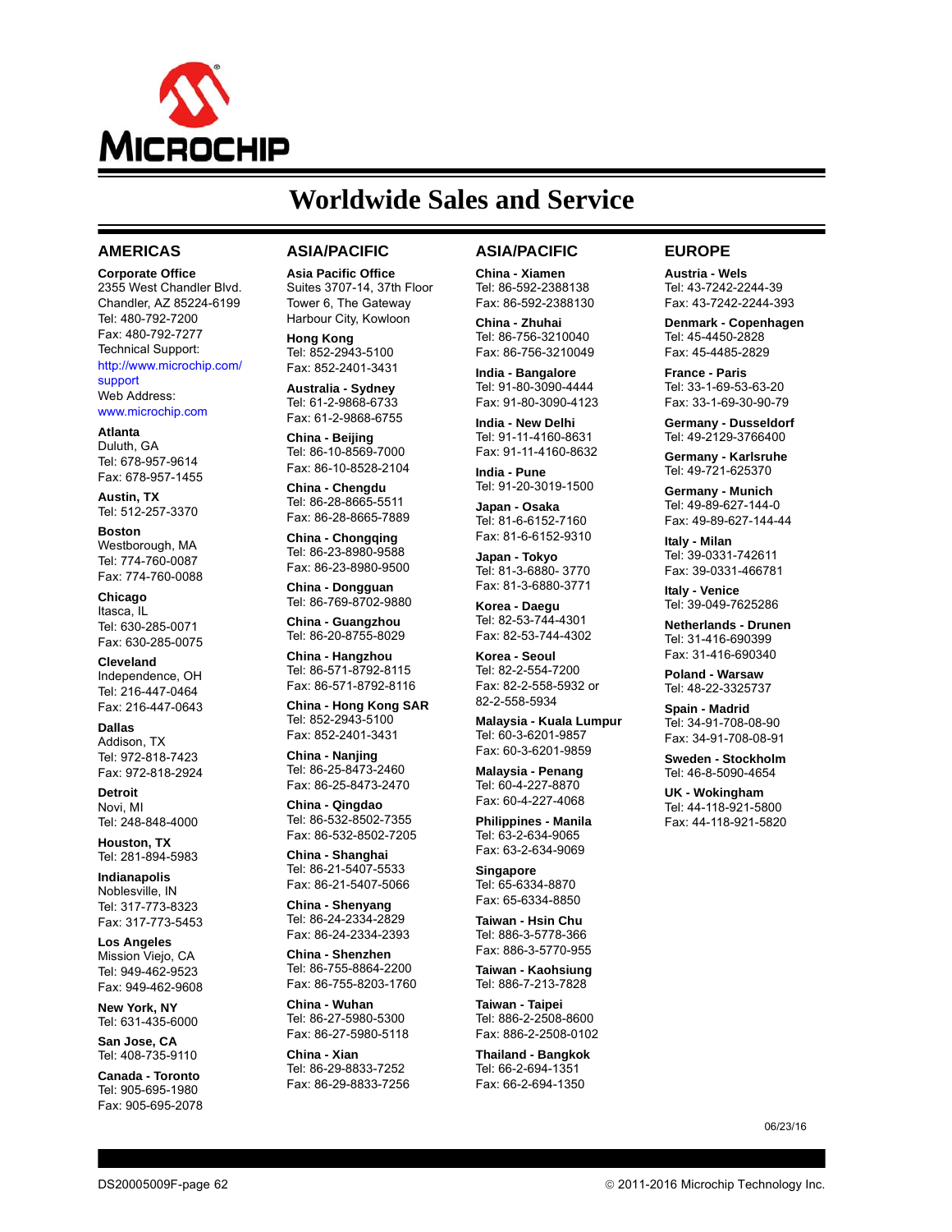# Worldwide Sales and Service

## AMERICAS

**Corporate Office**
2355 West Chandler Blvd.
Chandler, AZ 85224-6199
Tel: 480-792-7200
Fax: 480-792-7277
Technical Support:
http://www.microchip.com/support
Web Address:
www.microchip.com

**Atlanta**
Duluth, GA
Tel: 678-957-9614
Fax: 678-957-1455

**Austin, TX**
Tel: 512-257-3370

**Boston**
Westborough, MA
Tel: 774-760-0087
Fax: 774-760-0088

**Chicago**
Itasca, IL
Tel: 630-285-0071
Fax: 630-285-0075

**Cleveland**
Independence, OH
Tel: 216-447-0464
Fax: 216-447-0643

**Dallas**
Addison, TX
Tel: 972-818-7423
Fax: 972-818-2924

**Detroit**
Novi, MI
Tel: 248-848-4000

**Houston, TX**
Tel: 281-894-5983

**Indianapolis**
Noblesville, IN
Tel: 317-773-8323
Fax: 317-773-5453

**Los Angeles**
Mission Viejo, CA
Tel: 949-462-9523
Fax: 949-462-9608

**New York, NY**
Tel: 631-435-6000

**San Jose, CA**
Tel: 408-735-9110

**Canada - Toronto**
Tel: 905-695-1980
Fax: 905-695-2078

## ASIA/PACIFIC

**Asia Pacific Office**
Suites 3707-14, 37th Floor
Tower 6, The Gateway
Harbour City, Kowloon

**Hong Kong**
Tel: 852-2943-5100
Fax: 852-2401-3431

**Australia - Sydney**
Tel: 61-2-9868-6733
Fax: 61-2-9868-6755

**China - Beijing**
Tel: 86-10-8569-7000
Fax: 86-10-8528-2104

**China - Chengdu**
Tel: 86-28-8665-5511
Fax: 86-28-8665-7889

**China - Chongqing**
Tel: 86-23-8980-9588
Fax: 86-23-8980-9500

**China - Dongguan**
Tel: 86-769-8702-9880

**China - Guangzhou**
Tel: 86-20-8755-8029

**China - Hangzhou**
Tel: 86-571-8792-8115
Fax: 86-571-8792-8116

**China - Hong Kong SAR**
Tel: 852-2943-5100
Fax: 852-2401-3431

**China - Nanjing**
Tel: 86-25-8473-2460
Fax: 86-25-8473-2470

**China - Qingdao**
Tel: 86-532-8502-7355
Fax: 86-532-8502-7205

**China - Shanghai**
Tel: 86-21-5407-5533
Fax: 86-21-5407-5066

**China - Shenyang**
Tel: 86-24-2334-2829
Fax: 86-24-2334-2393

**China - Shenzhen**
Tel: 86-755-8864-2200
Fax: 86-755-8203-1760

**China - Wuhan**
Tel: 86-27-5980-5300
Fax: 86-27-5980-5118

**China - Xian**
Tel: 86-29-8833-7252
Fax: 86-29-8833-7256

## ASIA/PACIFIC

**China - Xiamen**
Tel: 86-592-2388138
Fax: 86-592-2388130

**China - Zhuhai**
Tel: 86-756-3210040
Fax: 86-756-3210049

**India - Bangalore**
Tel: 91-80-3090-4444
Fax: 91-80-3090-4123

**India - New Delhi**
Tel: 91-11-4160-8631
Fax: 91-11-4160-8632

**India - Pune**
Tel: 91-20-3019-1500

**Japan - Osaka**
Tel: 81-6-6152-7160
Fax: 81-6-6152-9310

**Japan - Tokyo**
Tel: 81-3-6880- 3770
Fax: 81-3-6880-3771

**Korea - Daegu**
Tel: 82-53-744-4301
Fax: 82-53-744-4302

**Korea - Seoul**
Tel: 82-2-554-7200
Fax: 82-2-558-5932 or
82-2-558-5934

**Malaysia - Kuala Lumpur**
Tel: 60-3-6201-9857
Fax: 60-3-6201-9859

**Malaysia - Penang**
Tel: 60-4-227-8870
Fax: 60-4-227-4068

**Philippines - Manila**
Tel: 63-2-634-9065
Fax: 63-2-634-9069

**Singapore**
Tel: 65-6334-8870
Fax: 65-6334-8850

**Taiwan - Hsin Chu**
Tel: 886-3-5778-366
Fax: 886-3-5770-955

**Taiwan - Kaohsiung**
Tel: 886-7-213-7828

**Taiwan - Taipei**
Tel: 886-2-2508-8600
Fax: 886-2-2508-0102

**Thailand - Bangkok**
Tel: 66-2-694-1351
Fax: 66-2-694-1350

## EUROPE

**Austria - Wels**
Tel: 43-7242-2244-39
Fax: 43-7242-2244-393

**Denmark - Copenhagen**
Tel: 45-4450-2828
Fax: 45-4485-2829

**France - Paris**
Tel: 33-1-69-53-63-20
Fax: 33-1-69-30-90-79

**Germany - Dusseldorf**
Tel: 49-2129-3766400

**Germany - Karlsruhe**
Tel: 49-721-625370

**Germany - Munich**
Tel: 49-89-627-144-0
Fax: 49-89-627-144-44

**Italy - Milan**
Tel: 39-0331-742611
Fax: 39-0331-466781

**Italy - Venice**
Tel: 39-049-7625286

**Netherlands - Drunen**
Tel: 31-416-690399
Fax: 31-416-690340

**Poland - Warsaw**
Tel: 48-22-3325737

**Spain - Madrid**
Tel: 34-91-708-08-90
Fax: 34-91-708-08-91

**Sweden - Stockholm**
Tel: 46-8-5090-4654

**UK - Wokingham**
Tel: 44-118-921-5800
Fax: 44-118-921-5820

06/23/16